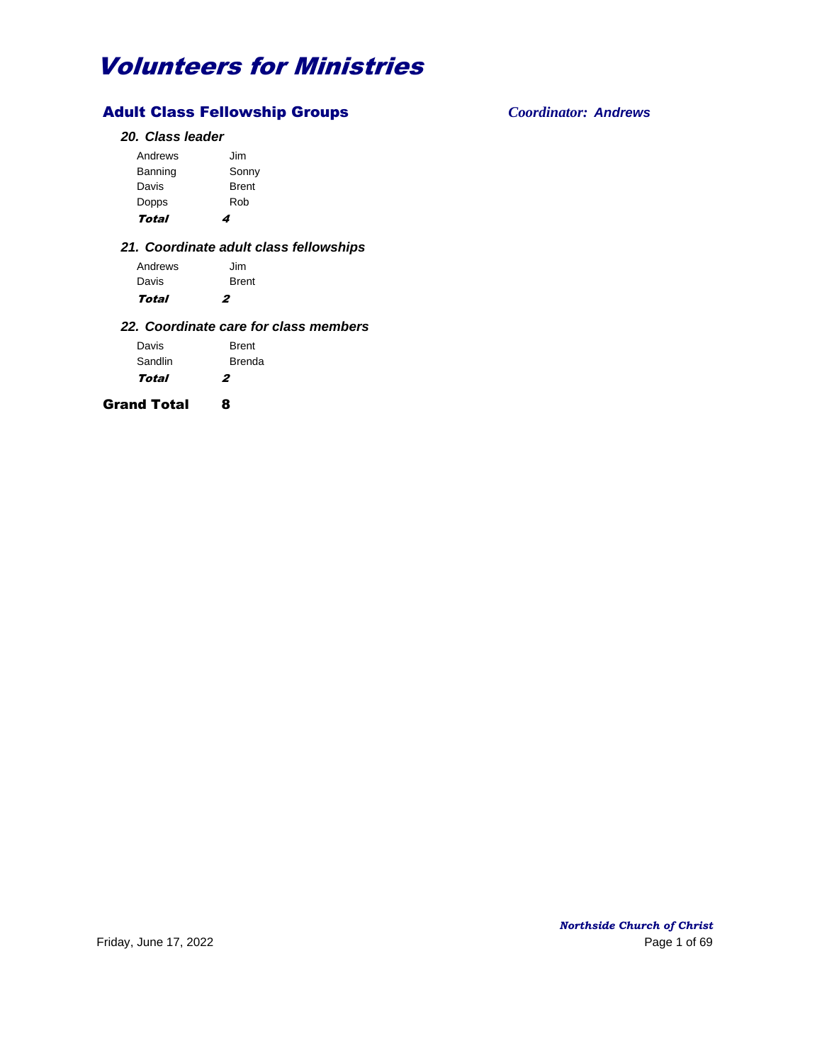# Volunteers for Ministries

## Adult Class Fellowship Groups

*Coordinator: Andrews*

### *20. Class leader*

| | |
|---|---|
| Andrews | Jim |
| Banning | Sonny |
| Davis | Brent |
| Dopps | Rob |
| ***Total*** | ***4*** |

### *21. Coordinate adult class fellowships*

| | |
|---|---|
| Andrews | Jim |
| Davis | Brent |
| ***Total*** | ***2*** |

### *22. Coordinate care for class members*

| | |
|---|---|
| Davis | Brent |
| Sandlin | Brenda |
| ***Total*** | ***2*** |

**Grand Total 8**

*Northside Church of Christ*

Friday, June 17, 2022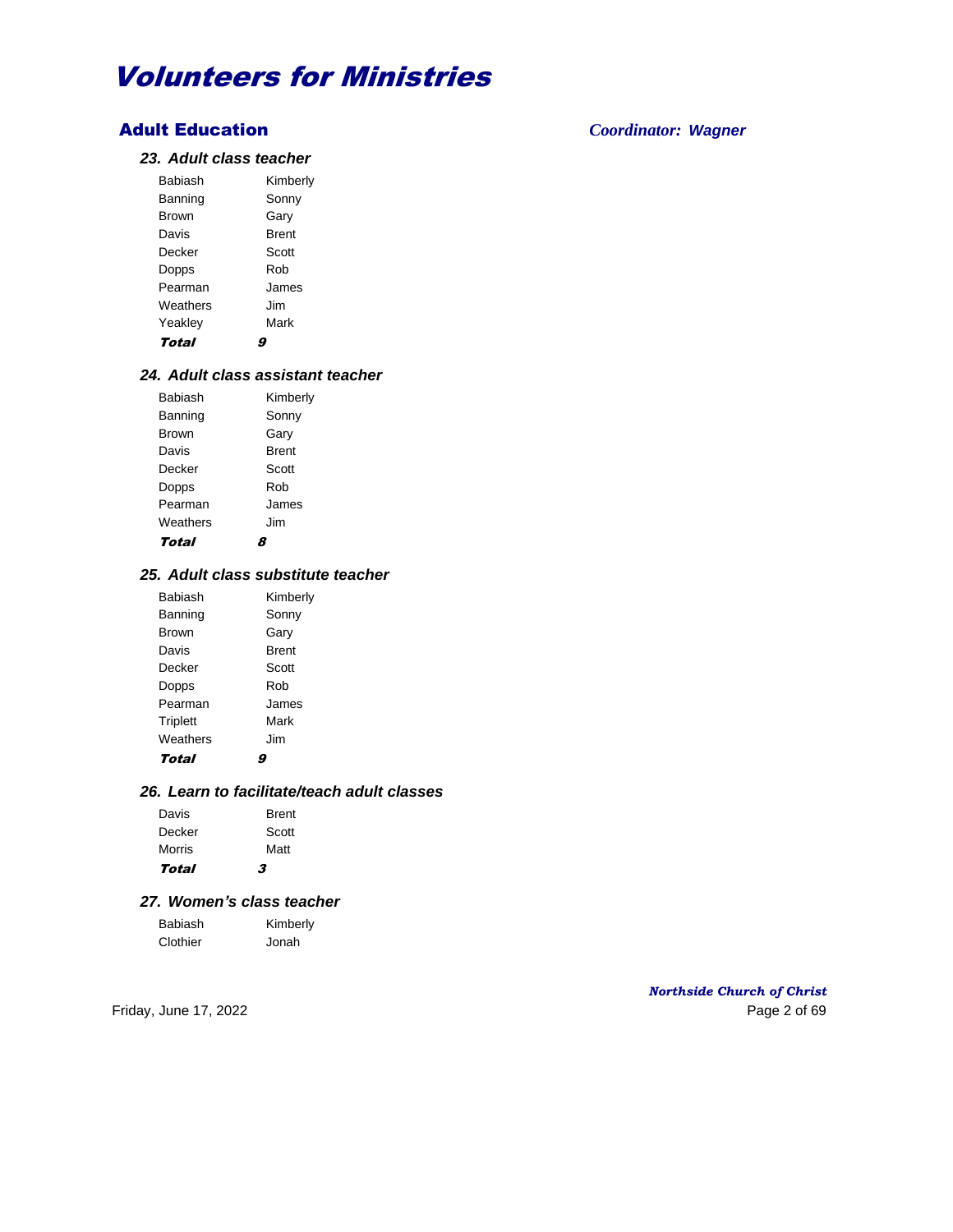# Volunteers for Ministries

## Adult Education

*Coordinator: Wagner*

### *23. Adult class teacher*

| | |
|---|---|
| Babiash | Kimberly |
| Banning | Sonny |
| Brown | Gary |
| Davis | Brent |
| Decker | Scott |
| Dopps | Rob |
| Pearman | James |
| Weathers | Jim |
| Yeakley | Mark |
| ***Total*** | ***9*** |

### *24. Adult class assistant teacher*

| | |
|---|---|
| Babiash | Kimberly |
| Banning | Sonny |
| Brown | Gary |
| Davis | Brent |
| Decker | Scott |
| Dopps | Rob |
| Pearman | James |
| Weathers | Jim |
| ***Total*** | ***8*** |

### *25. Adult class substitute teacher*

| | |
|---|---|
| Babiash | Kimberly |
| Banning | Sonny |
| Brown | Gary |
| Davis | Brent |
| Decker | Scott |
| Dopps | Rob |
| Pearman | James |
| Triplett | Mark |
| Weathers | Jim |
| ***Total*** | ***9*** |

### *26. Learn to facilitate/teach adult classes*

| | |
|---|---|
| Davis | Brent |
| Decker | Scott |
| Morris | Matt |
| ***Total*** | ***3*** |

### *27. Women's class teacher*

| | |
|---|---|
| Babiash | Kimberly |
| Clothier | Jonah |

Friday, June 17, 2022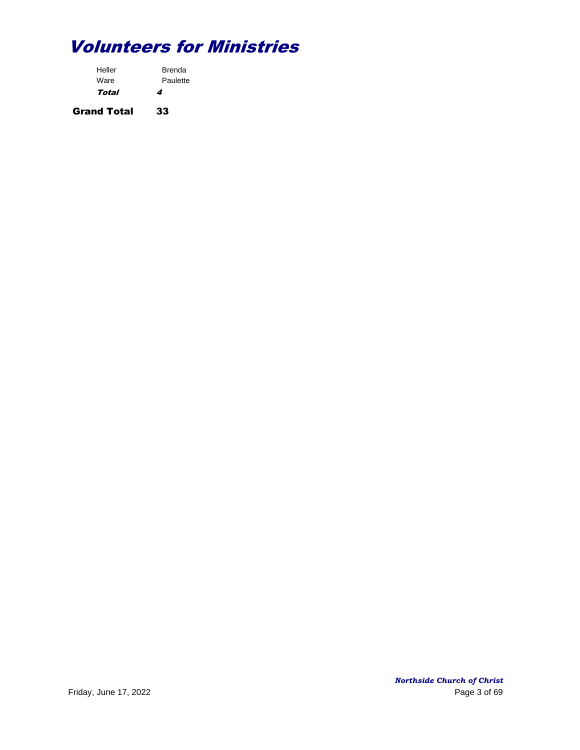# Volunteers for Ministries

| | |
|---|---|
| Heller | Brenda |
| Ware | Paulette |
| ***Total*** | ***4*** |

**Grand Total 33**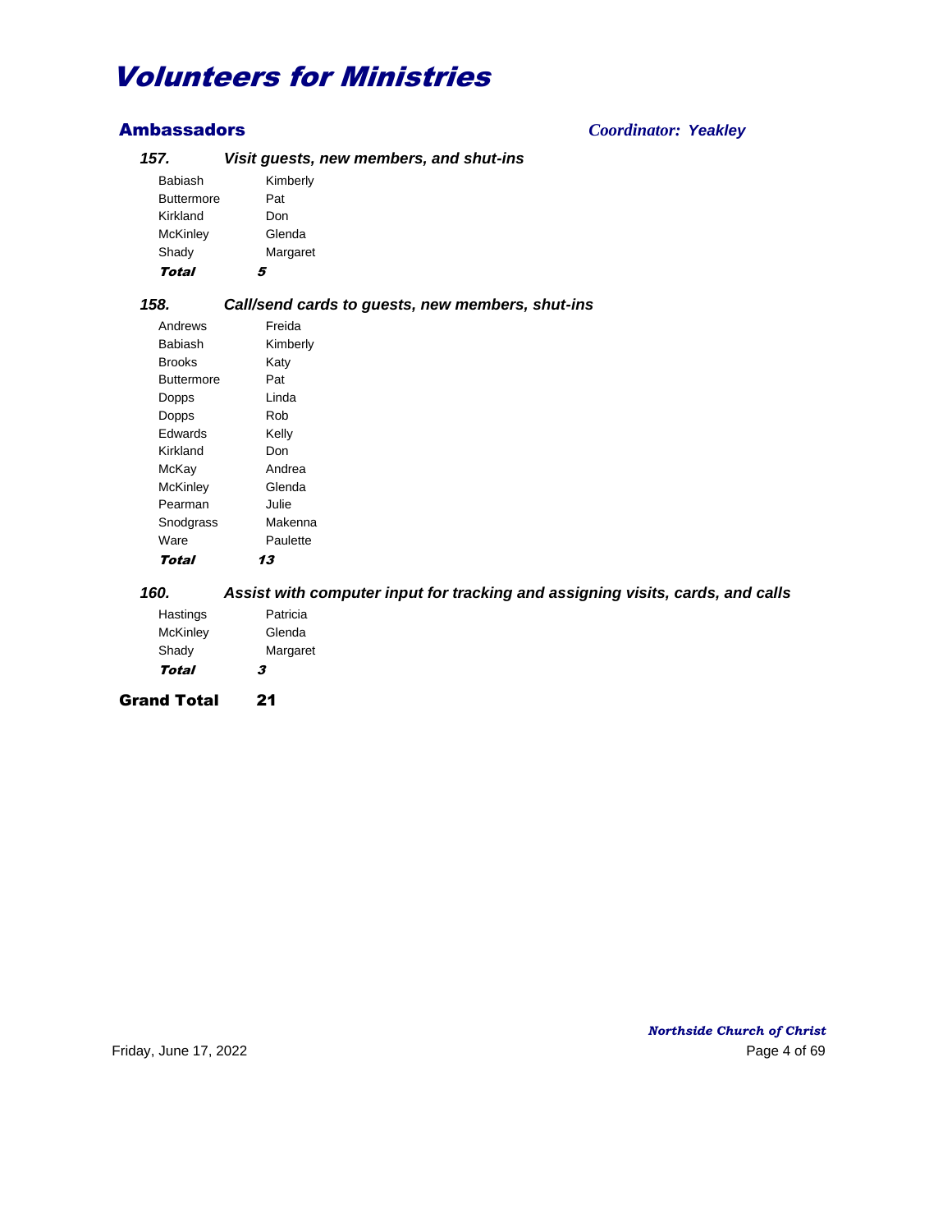# Volunteers for Ministries

## Ambassadors

*Coordinator: Yeakley*

### *157. Visit guests, new members, and shut-ins*

| | |
|---|---|
| Babiash | Kimberly |
| Buttermore | Pat |
| Kirkland | Don |
| McKinley | Glenda |
| Shady | Margaret |
| ***Total*** | ***5*** |

### *158. Call/send cards to guests, new members, shut-ins*

| | |
|---|---|
| Andrews | Freida |
| Babiash | Kimberly |
| Brooks | Katy |
| Buttermore | Pat |
| Dopps | Linda |
| Dopps | Rob |
| Edwards | Kelly |
| Kirkland | Don |
| McKay | Andrea |
| McKinley | Glenda |
| Pearman | Julie |
| Snodgrass | Makenna |
| Ware | Paulette |
| ***Total*** | ***13*** |

### *160. Assist with computer input for tracking and assigning visits, cards, and calls*

| | |
|---|---|
| Hastings | Patricia |
| McKinley | Glenda |
| Shady | Margaret |
| ***Total*** | ***3*** |

**Grand Total 21**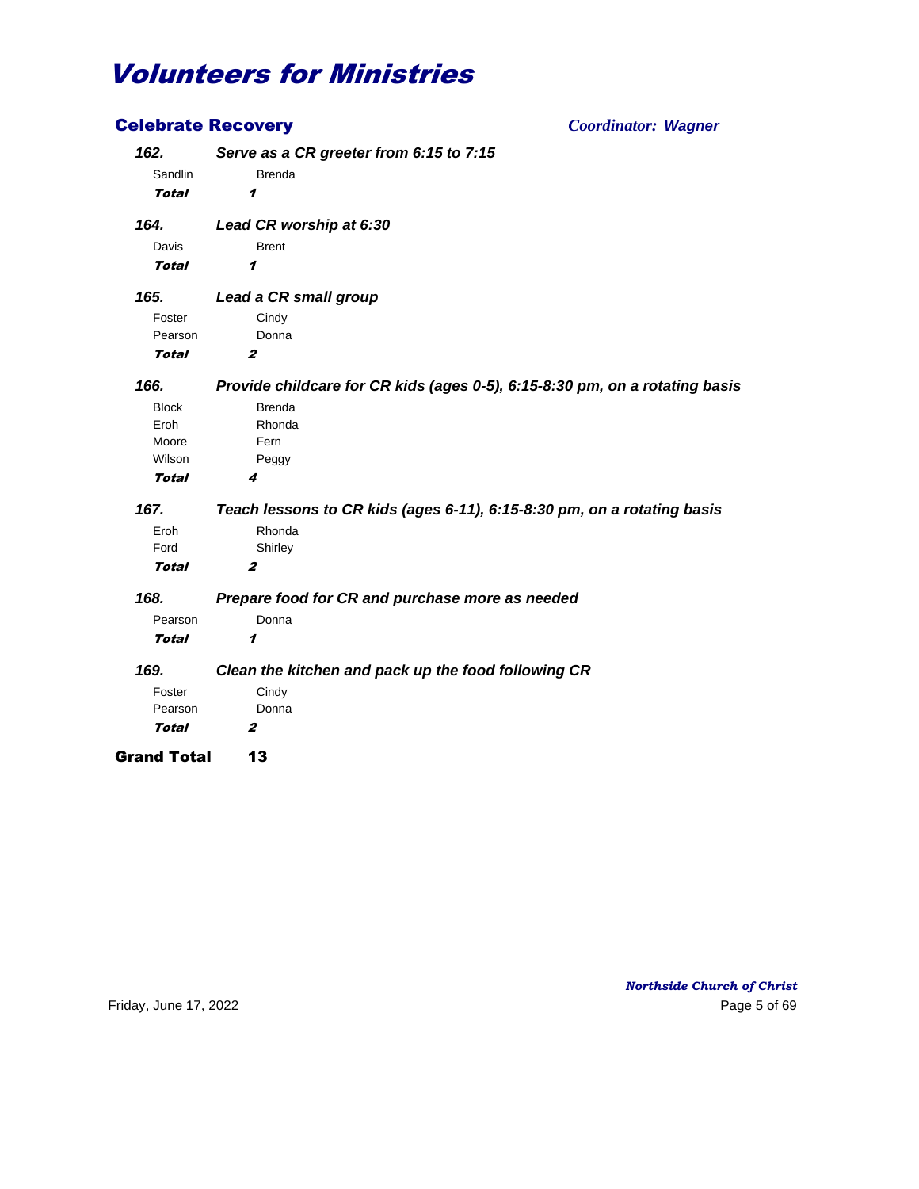# Volunteers for Ministries

## Celebrate Recovery

*Coordinator: Wagner*

***162.*** ***Serve as a CR greeter from 6:15 to 7:15***

| | |
|---|---|
| Sandlin | Brenda |
| ***Total*** | ***1*** |

***164.*** ***Lead CR worship at 6:30***

| | |
|---|---|
| Davis | Brent |
| ***Total*** | ***1*** |

***165.*** ***Lead a CR small group***

| | |
|---|---|
| Foster | Cindy |
| Pearson | Donna |
| ***Total*** | ***2*** |

***166.*** ***Provide childcare for CR kids (ages 0-5), 6:15-8:30 pm, on a rotating basis***

| | |
|---|---|
| Block | Brenda |
| Eroh | Rhonda |
| Moore | Fern |
| Wilson | Peggy |
| ***Total*** | ***4*** |

***167.*** ***Teach lessons to CR kids (ages 6-11), 6:15-8:30 pm, on a rotating basis***

| | |
|---|---|
| Eroh | Rhonda |
| Ford | Shirley |
| ***Total*** | ***2*** |

***168.*** ***Prepare food for CR and purchase more as needed***

| | |
|---|---|
| Pearson | Donna |
| ***Total*** | ***1*** |

***169.*** ***Clean the kitchen and pack up the food following CR***

| | |
|---|---|
| Foster | Cindy |
| Pearson | Donna |
| ***Total*** | ***2*** |

**Grand Total** **13**

*Northside Church of Christ*

Friday, June 17, 2022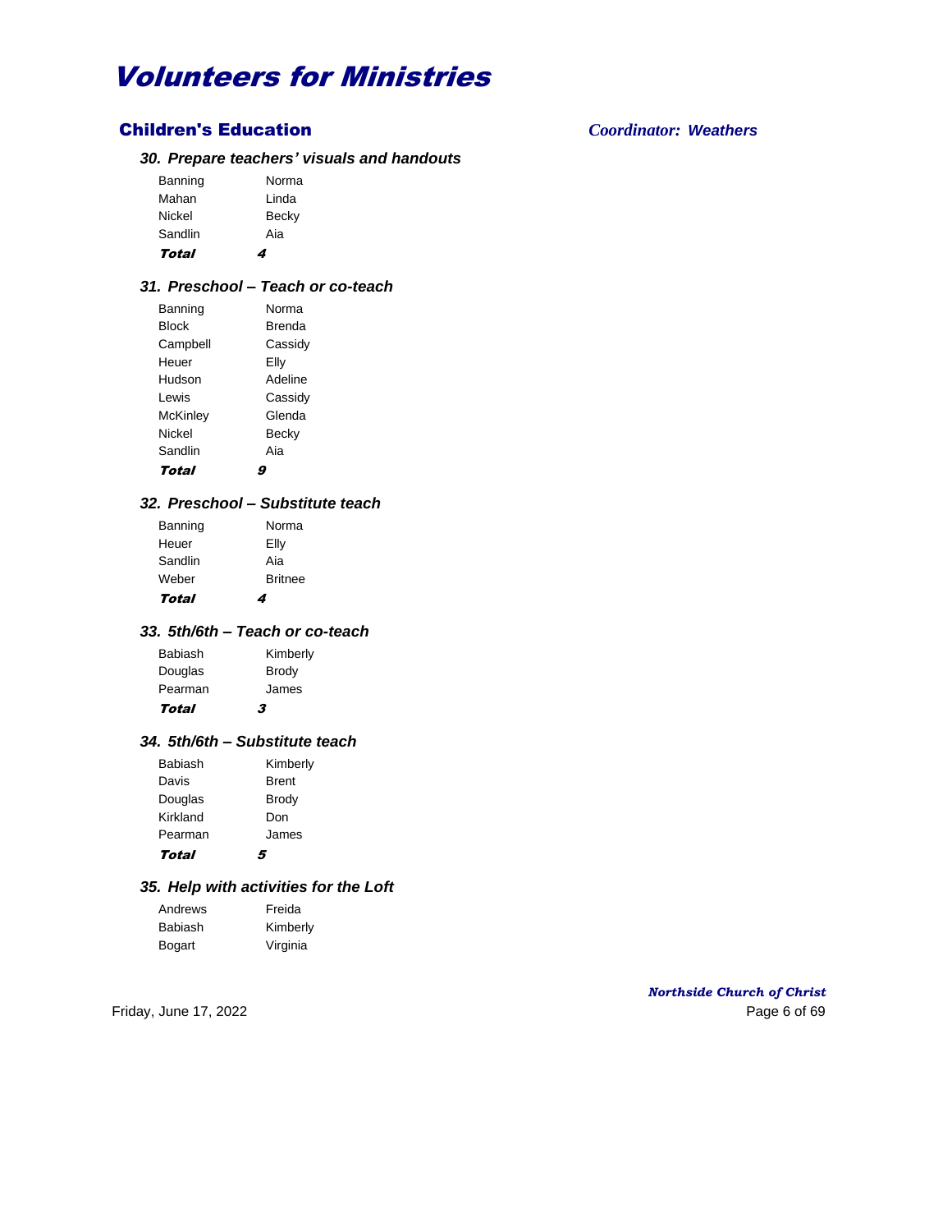# Volunteers for Ministries

## Children's Education

*Coordinator: Weathers*

### *30. Prepare teachers' visuals and handouts*

| | |
|---|---|
| Banning | Norma |
| Mahan | Linda |
| Nickel | Becky |
| Sandlin | Aia |
| ***Total*** | ***4*** |

### *31. Preschool – Teach or co-teach*

| | |
|---|---|
| Banning | Norma |
| Block | Brenda |
| Campbell | Cassidy |
| Heuer | Elly |
| Hudson | Adeline |
| Lewis | Cassidy |
| McKinley | Glenda |
| Nickel | Becky |
| Sandlin | Aia |
| ***Total*** | ***9*** |

### *32. Preschool – Substitute teach*

| | |
|---|---|
| Banning | Norma |
| Heuer | Elly |
| Sandlin | Aia |
| Weber | Britnee |
| ***Total*** | ***4*** |

### *33. 5th/6th – Teach or co-teach*

| | |
|---|---|
| Babiash | Kimberly |
| Douglas | Brody |
| Pearman | James |
| ***Total*** | ***3*** |

### *34. 5th/6th – Substitute teach*

| | |
|---|---|
| Babiash | Kimberly |
| Davis | Brent |
| Douglas | Brody |
| Kirkland | Don |
| Pearman | James |
| ***Total*** | ***5*** |

### *35. Help with activities for the Loft*

| | |
|---|---|
| Andrews | Freida |
| Babiash | Kimberly |
| Bogart | Virginia |

*Northside Church of Christ*

Friday, June 17, 2022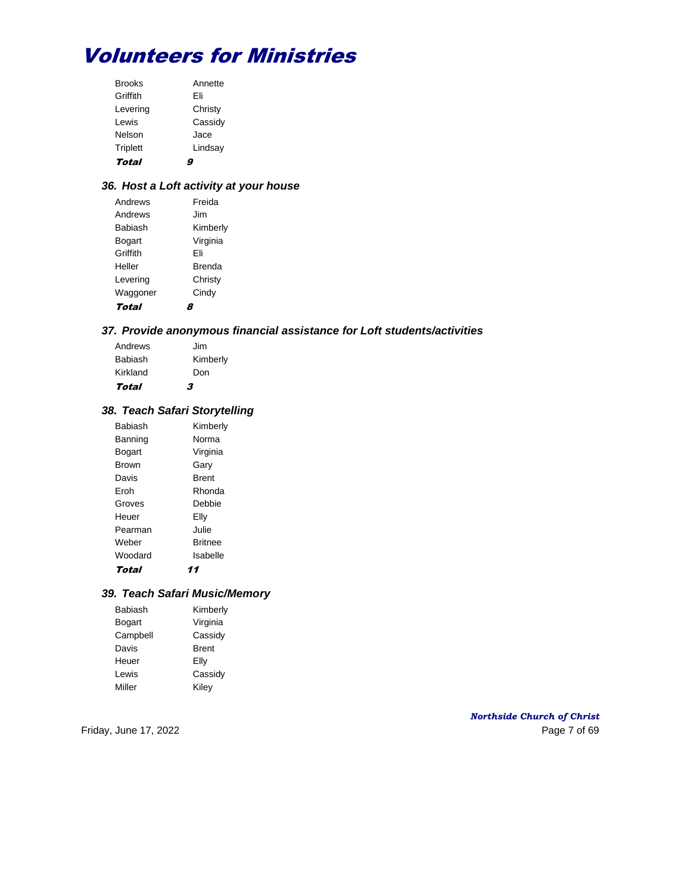# Volunteers for Ministries

| | |
|---|---|
| Brooks | Annette |
| Griffith | Eli |
| Levering | Christy |
| Lewis | Cassidy |
| Nelson | Jace |
| Triplett | Lindsay |
| ***Total*** | ***9*** |

### *36. Host a Loft activity at your house*

| | |
|---|---|
| Andrews | Freida |
| Andrews | Jim |
| Babiash | Kimberly |
| Bogart | Virginia |
| Griffith | Eli |
| Heller | Brenda |
| Levering | Christy |
| Waggoner | Cindy |
| ***Total*** | ***8*** |

### *37. Provide anonymous financial assistance for Loft students/activities*

| | |
|---|---|
| Andrews | Jim |
| Babiash | Kimberly |
| Kirkland | Don |
| ***Total*** | ***3*** |

### *38. Teach Safari Storytelling*

| | |
|---|---|
| Babiash | Kimberly |
| Banning | Norma |
| Bogart | Virginia |
| Brown | Gary |
| Davis | Brent |
| Eroh | Rhonda |
| Groves | Debbie |
| Heuer | Elly |
| Pearman | Julie |
| Weber | Britnee |
| Woodard | Isabelle |
| ***Total*** | ***11*** |

### *39. Teach Safari Music/Memory*

| | |
|---|---|
| Babiash | Kimberly |
| Bogart | Virginia |
| Campbell | Cassidy |
| Davis | Brent |
| Heuer | Elly |
| Lewis | Cassidy |
| Miller | Kiley |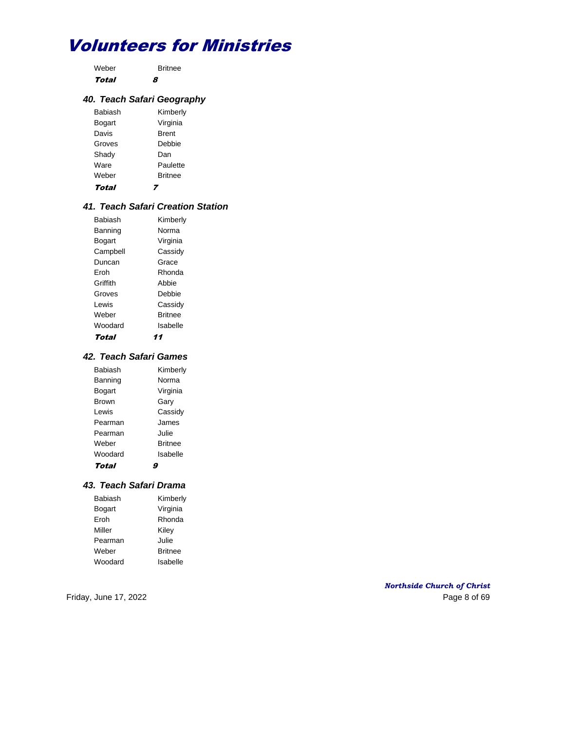# Volunteers for Ministries

| | |
|---|---|
| Weber | Britnee |
| ***Total*** | ***8*** |

### *40. Teach Safari Geography*

| | |
|---|---|
| Babiash | Kimberly |
| Bogart | Virginia |
| Davis | Brent |
| Groves | Debbie |
| Shady | Dan |
| Ware | Paulette |
| Weber | Britnee |
| ***Total*** | ***7*** |

### *41. Teach Safari Creation Station*

| | |
|---|---|
| Babiash | Kimberly |
| Banning | Norma |
| Bogart | Virginia |
| Campbell | Cassidy |
| Duncan | Grace |
| Eroh | Rhonda |
| Griffith | Abbie |
| Groves | Debbie |
| Lewis | Cassidy |
| Weber | Britnee |
| Woodard | Isabelle |
| ***Total*** | ***11*** |

### *42. Teach Safari Games*

| | |
|---|---|
| Babiash | Kimberly |
| Banning | Norma |
| Bogart | Virginia |
| Brown | Gary |
| Lewis | Cassidy |
| Pearman | James |
| Pearman | Julie |
| Weber | Britnee |
| Woodard | Isabelle |
| ***Total*** | ***9*** |

### *43. Teach Safari Drama*

| | |
|---|---|
| Babiash | Kimberly |
| Bogart | Virginia |
| Eroh | Rhonda |
| Miller | Kiley |
| Pearman | Julie |
| Weber | Britnee |
| Woodard | Isabelle |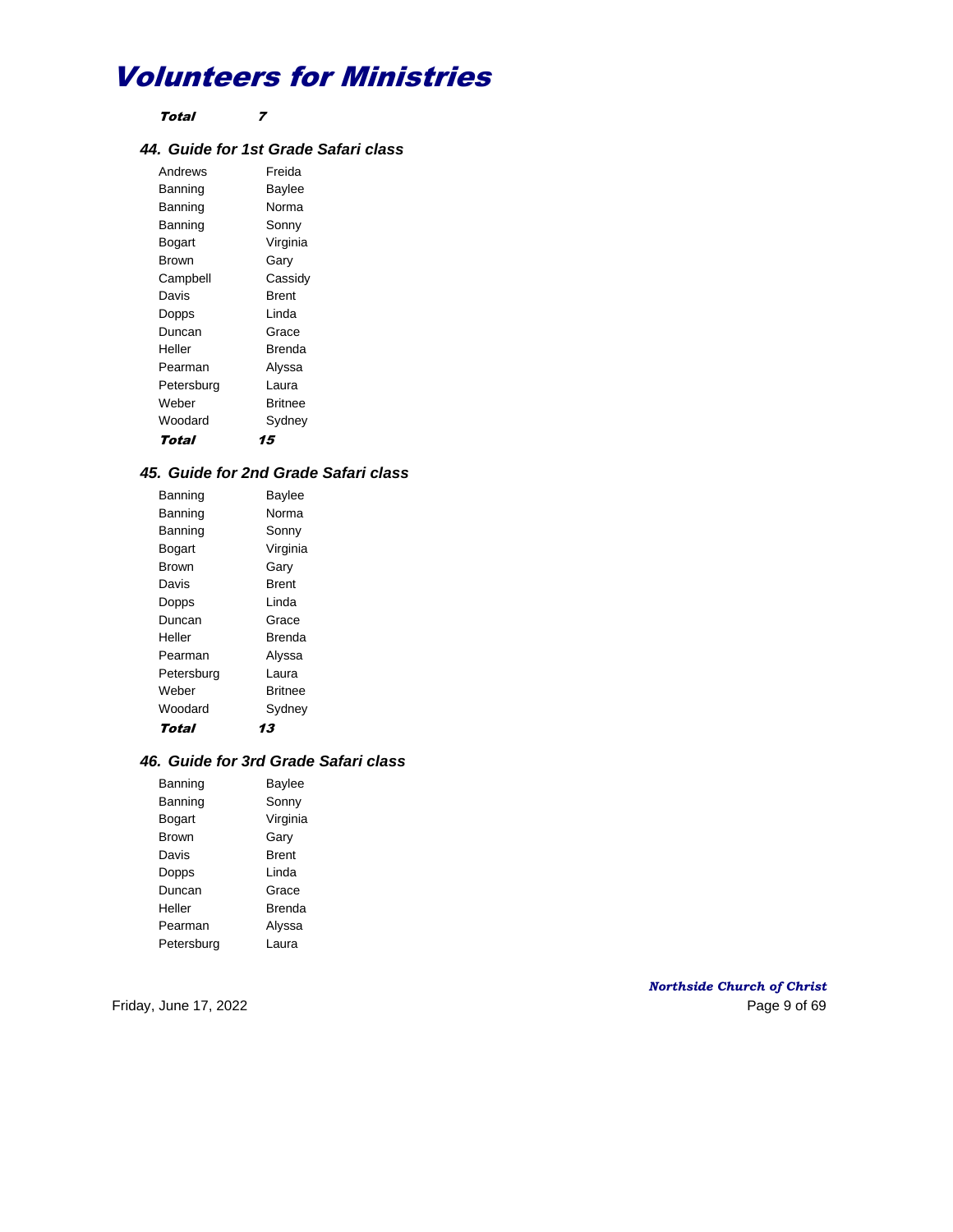# Volunteers for Ministries

***Total*** ***7***

### *44. Guide for 1st Grade Safari class*

| | |
|---|---|
| Andrews | Freida |
| Banning | Baylee |
| Banning | Norma |
| Banning | Sonny |
| Bogart | Virginia |
| Brown | Gary |
| Campbell | Cassidy |
| Davis | Brent |
| Dopps | Linda |
| Duncan | Grace |
| Heller | Brenda |
| Pearman | Alyssa |
| Petersburg | Laura |
| Weber | Britnee |
| Woodard | Sydney |
| ***Total*** | ***15*** |

### *45. Guide for 2nd Grade Safari class*

| | |
|---|---|
| Banning | Baylee |
| Banning | Norma |
| Banning | Sonny |
| Bogart | Virginia |
| Brown | Gary |
| Davis | Brent |
| Dopps | Linda |
| Duncan | Grace |
| Heller | Brenda |
| Pearman | Alyssa |
| Petersburg | Laura |
| Weber | Britnee |
| Woodard | Sydney |
| ***Total*** | ***13*** |

### *46. Guide for 3rd Grade Safari class*

| | |
|---|---|
| Banning | Baylee |
| Banning | Sonny |
| Bogart | Virginia |
| Brown | Gary |
| Davis | Brent |
| Dopps | Linda |
| Duncan | Grace |
| Heller | Brenda |
| Pearman | Alyssa |
| Petersburg | Laura |

*Northside Church of Christ*

Friday, June 17, 2022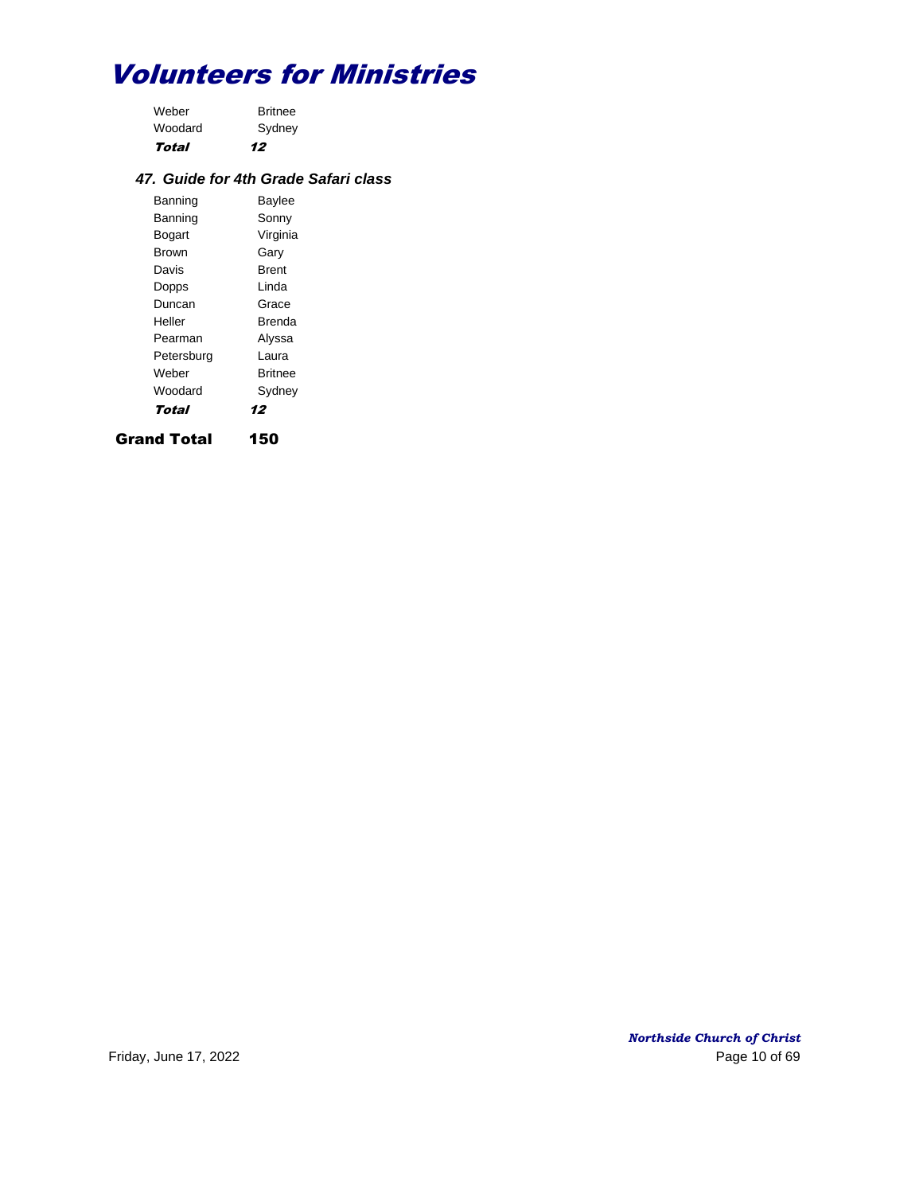# Volunteers for Ministries

| | |
|---|---|
| Weber | Britnee |
| Woodard | Sydney |
| ***Total*** | ***12*** |

### *47. Guide for 4th Grade Safari class*

| | |
|---|---|
| Banning | Baylee |
| Banning | Sonny |
| Bogart | Virginia |
| Brown | Gary |
| Davis | Brent |
| Dopps | Linda |
| Duncan | Grace |
| Heller | Brenda |
| Pearman | Alyssa |
| Petersburg | Laura |
| Weber | Britnee |
| Woodard | Sydney |
| ***Total*** | ***12*** |

**Grand Total 150**

*Northside Church of Christ*

Friday, June 17, 2022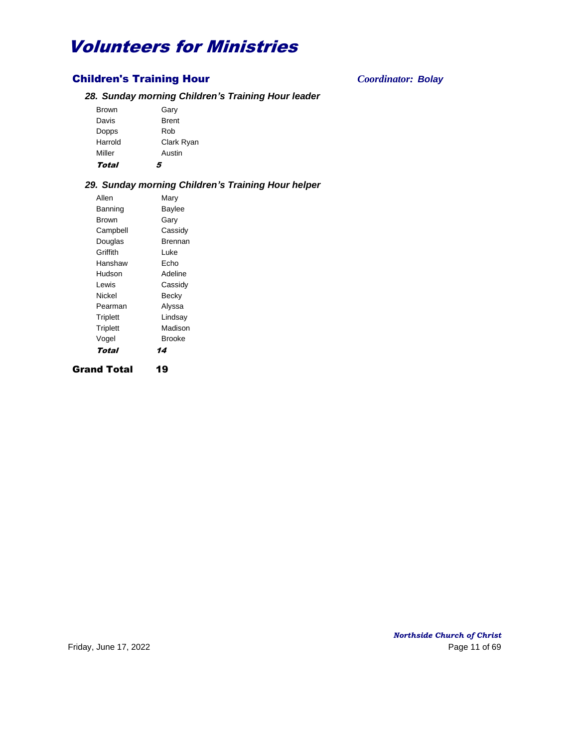# Volunteers for Ministries

## Children's Training Hour

*Coordinator: Bolay*

### *28. Sunday morning Children's Training Hour leader*

| | |
|---|---|
| Brown | Gary |
| Davis | Brent |
| Dopps | Rob |
| Harrold | Clark Ryan |
| Miller | Austin |
| ***Total*** | ***5*** |

### *29. Sunday morning Children's Training Hour helper*

| | |
|---|---|
| Allen | Mary |
| Banning | Baylee |
| Brown | Gary |
| Campbell | Cassidy |
| Douglas | Brennan |
| Griffith | Luke |
| Hanshaw | Echo |
| Hudson | Adeline |
| Lewis | Cassidy |
| Nickel | Becky |
| Pearman | Alyssa |
| Triplett | Lindsay |
| Triplett | Madison |
| Vogel | Brooke |
| ***Total*** | ***14*** |

**Grand Total 19**

*Northside Church of Christ*

Friday, June 17, 2022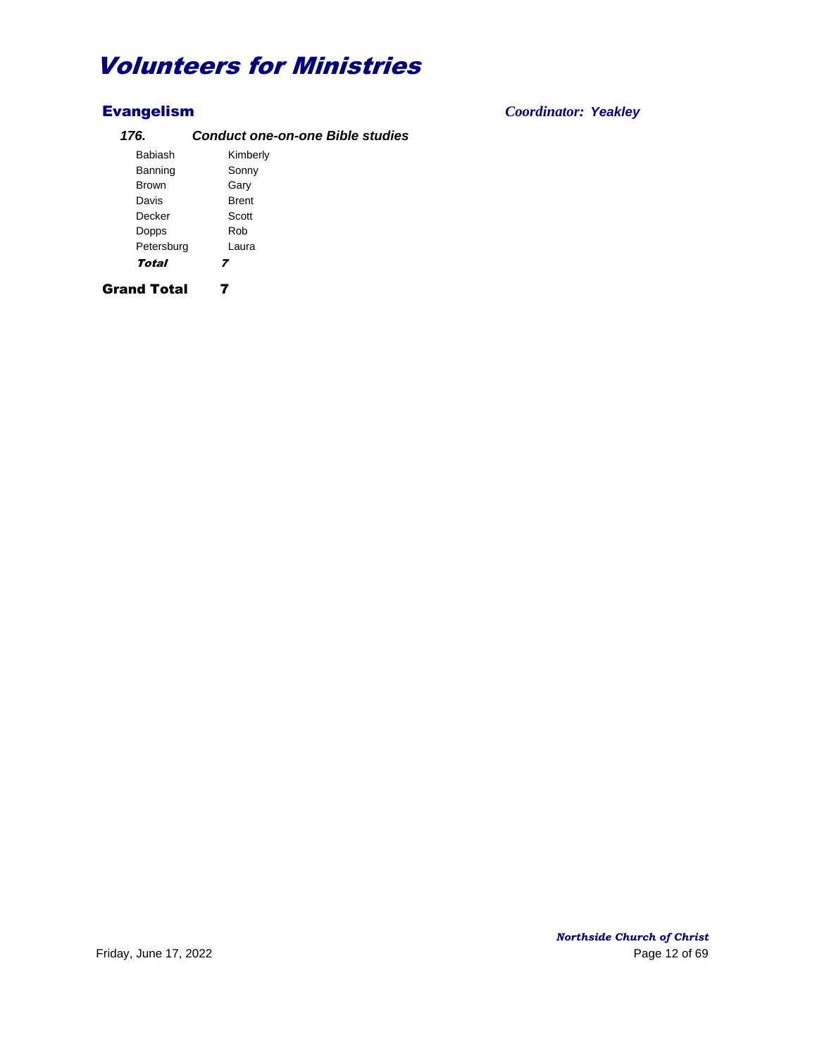# Volunteers for Ministries

## Evangelism

*Coordinator: Yeakley*

### *176. Conduct one-on-one Bible studies*

| | |
|---|---|
| Babiash | Kimberly |
| Banning | Sonny |
| Brown | Gary |
| Davis | Brent |
| Decker | Scott |
| Dopps | Rob |
| Petersburg | Laura |
| ***Total*** | ***7*** |

**Grand Total 7**

*Northside Church of Christ*

Friday, June 17, 2022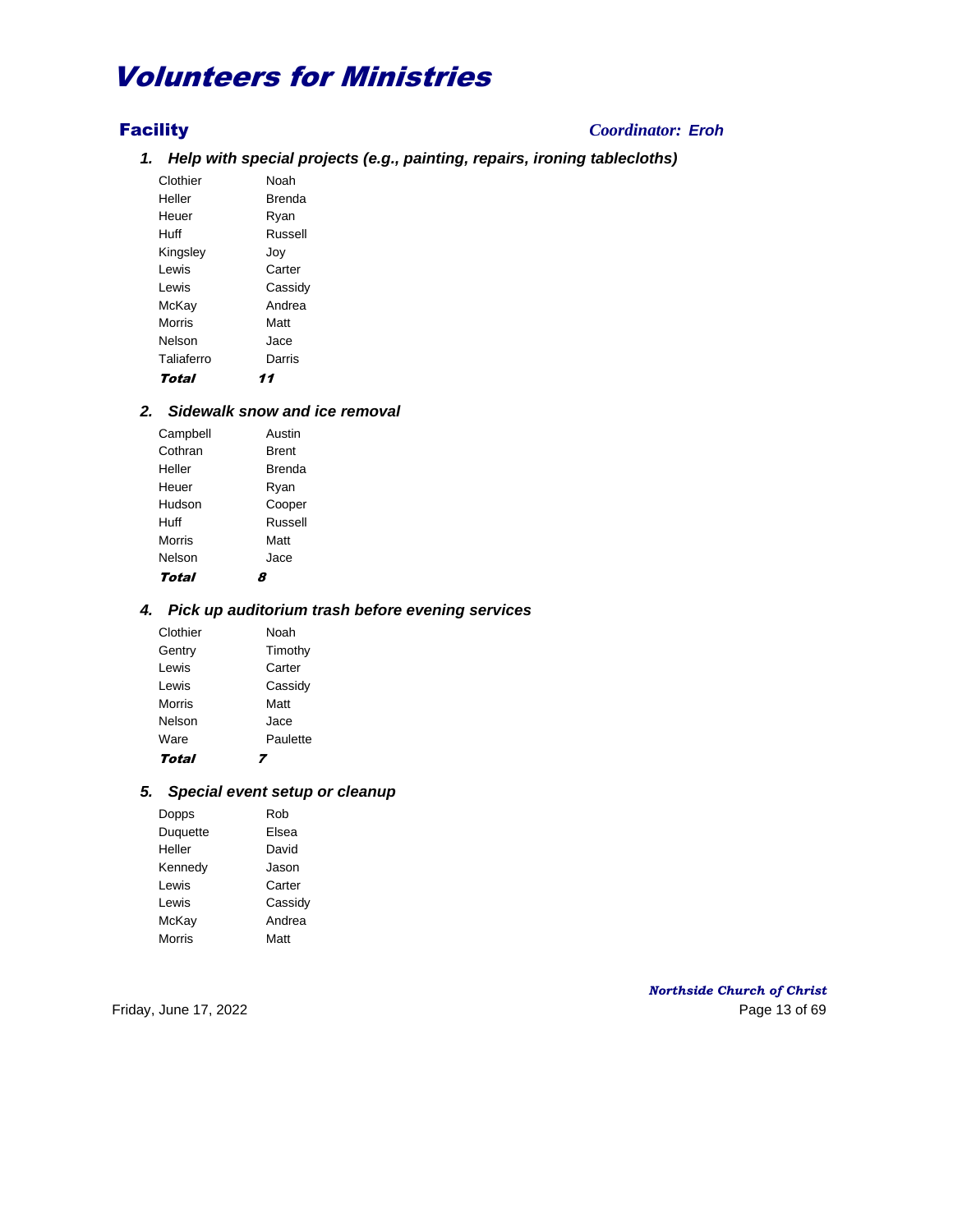# Volunteers for Ministries

## Facility

*Coordinator: Eroh*

### *1. Help with special projects (e.g., painting, repairs, ironing tablecloths)*

| | |
|---|---|
| Clothier | Noah |
| Heller | Brenda |
| Heuer | Ryan |
| Huff | Russell |
| Kingsley | Joy |
| Lewis | Carter |
| Lewis | Cassidy |
| McKay | Andrea |
| Morris | Matt |
| Nelson | Jace |
| Taliaferro | Darris |
| ***Total*** | ***11*** |

### *2. Sidewalk snow and ice removal*

| | |
|---|---|
| Campbell | Austin |
| Cothran | Brent |
| Heller | Brenda |
| Heuer | Ryan |
| Hudson | Cooper |
| Huff | Russell |
| Morris | Matt |
| Nelson | Jace |
| ***Total*** | ***8*** |

### *4. Pick up auditorium trash before evening services*

| | |
|---|---|
| Clothier | Noah |
| Gentry | Timothy |
| Lewis | Carter |
| Lewis | Cassidy |
| Morris | Matt |
| Nelson | Jace |
| Ware | Paulette |
| ***Total*** | ***7*** |

### *5. Special event setup or cleanup*

| | |
|---|---|
| Dopps | Rob |
| Duquette | Elsea |
| Heller | David |
| Kennedy | Jason |
| Lewis | Carter |
| Lewis | Cassidy |
| McKay | Andrea |
| Morris | Matt |

*Northside Church of Christ*

Friday, June 17, 2022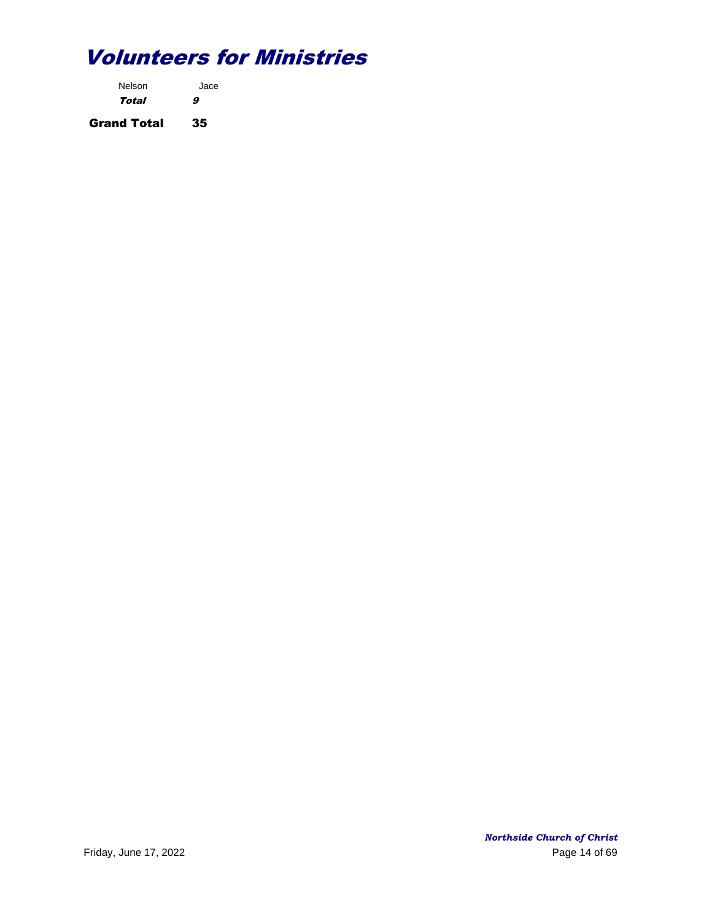# *Volunteers for Ministries*

| | |
|---|---|
| Nelson | Jace |
| ***Total*** | ***9*** |

**Grand Total** **35**

***Northside Church of Christ***

Friday, June 17, 2022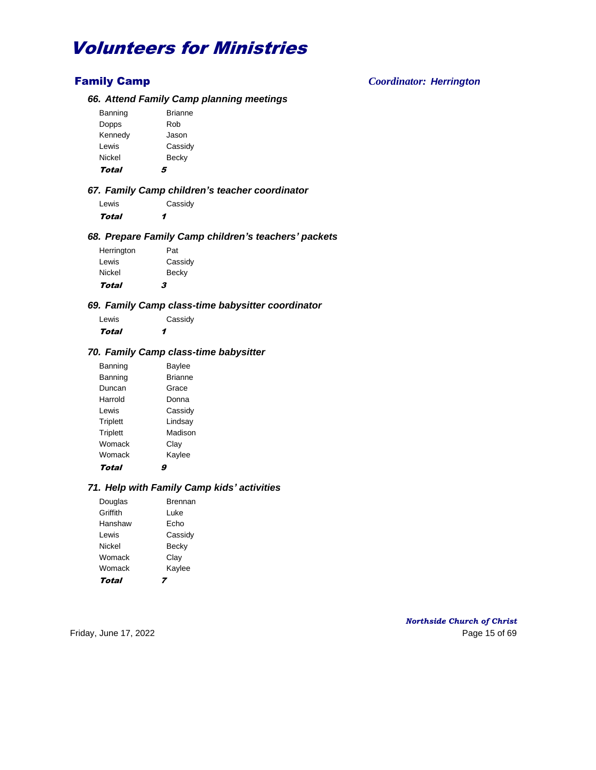# Volunteers for Ministries

## Family Camp

*Coordinator: Herrington*

### *66. Attend Family Camp planning meetings*

| | |
|---|---|
| Banning | Brianne |
| Dopps | Rob |
| Kennedy | Jason |
| Lewis | Cassidy |
| Nickel | Becky |
| ***Total*** | ***5*** |

### *67. Family Camp children's teacher coordinator*

| | |
|---|---|
| Lewis | Cassidy |
| ***Total*** | ***1*** |

### *68. Prepare Family Camp children's teachers' packets*

| | |
|---|---|
| Herrington | Pat |
| Lewis | Cassidy |
| Nickel | Becky |
| ***Total*** | ***3*** |

### *69. Family Camp class-time babysitter coordinator*

| | |
|---|---|
| Lewis | Cassidy |
| ***Total*** | ***1*** |

### *70. Family Camp class-time babysitter*

| | |
|---|---|
| Banning | Baylee |
| Banning | Brianne |
| Duncan | Grace |
| Harrold | Donna |
| Lewis | Cassidy |
| Triplett | Lindsay |
| Triplett | Madison |
| Womack | Clay |
| Womack | Kaylee |
| ***Total*** | ***9*** |

### *71. Help with Family Camp kids' activities*

| | |
|---|---|
| Douglas | Brennan |
| Griffith | Luke |
| Hanshaw | Echo |
| Lewis | Cassidy |
| Nickel | Becky |
| Womack | Clay |
| Womack | Kaylee |
| ***Total*** | ***7*** |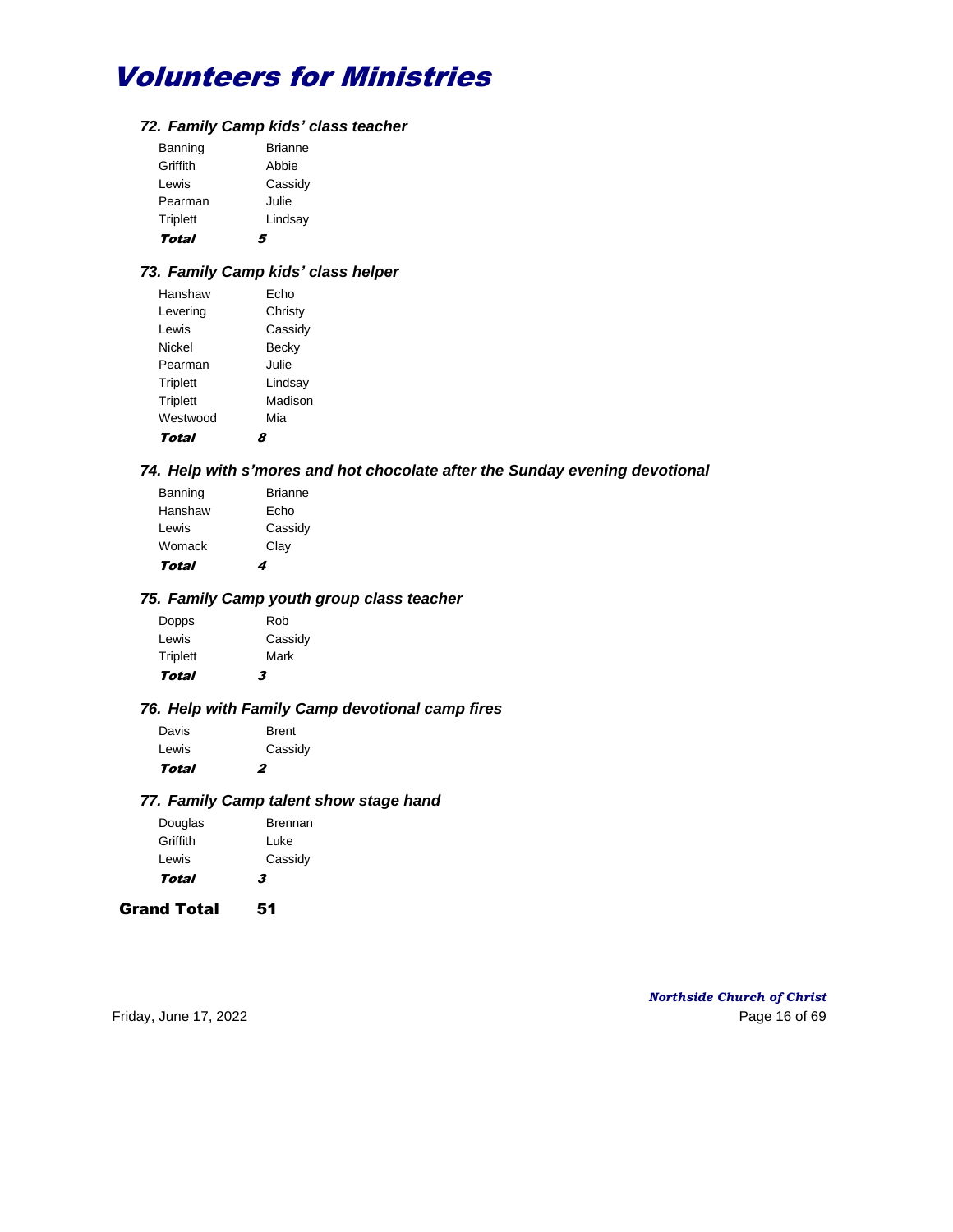# Volunteers for Ministries

### 72. Family Camp kids' class teacher

| | |
|---|---|
| Banning | Brianne |
| Griffith | Abbie |
| Lewis | Cassidy |
| Pearman | Julie |
| Triplett | Lindsay |
| ***Total*** | ***5*** |

### 73. Family Camp kids' class helper

| | |
|---|---|
| Hanshaw | Echo |
| Levering | Christy |
| Lewis | Cassidy |
| Nickel | Becky |
| Pearman | Julie |
| Triplett | Lindsay |
| Triplett | Madison |
| Westwood | Mia |
| ***Total*** | ***8*** |

### 74. Help with s'mores and hot chocolate after the Sunday evening devotional

| | |
|---|---|
| Banning | Brianne |
| Hanshaw | Echo |
| Lewis | Cassidy |
| Womack | Clay |
| ***Total*** | ***4*** |

### 75. Family Camp youth group class teacher

| | |
|---|---|
| Dopps | Rob |
| Lewis | Cassidy |
| Triplett | Mark |
| ***Total*** | ***3*** |

### 76. Help with Family Camp devotional camp fires

| | |
|---|---|
| Davis | Brent |
| Lewis | Cassidy |
| ***Total*** | ***2*** |

### 77. Family Camp talent show stage hand

| | |
|---|---|
| Douglas | Brennan |
| Griffith | Luke |
| Lewis | Cassidy |
| ***Total*** | ***3*** |

**Grand Total 51**

*Northside Church of Christ*

Friday, June 17, 2022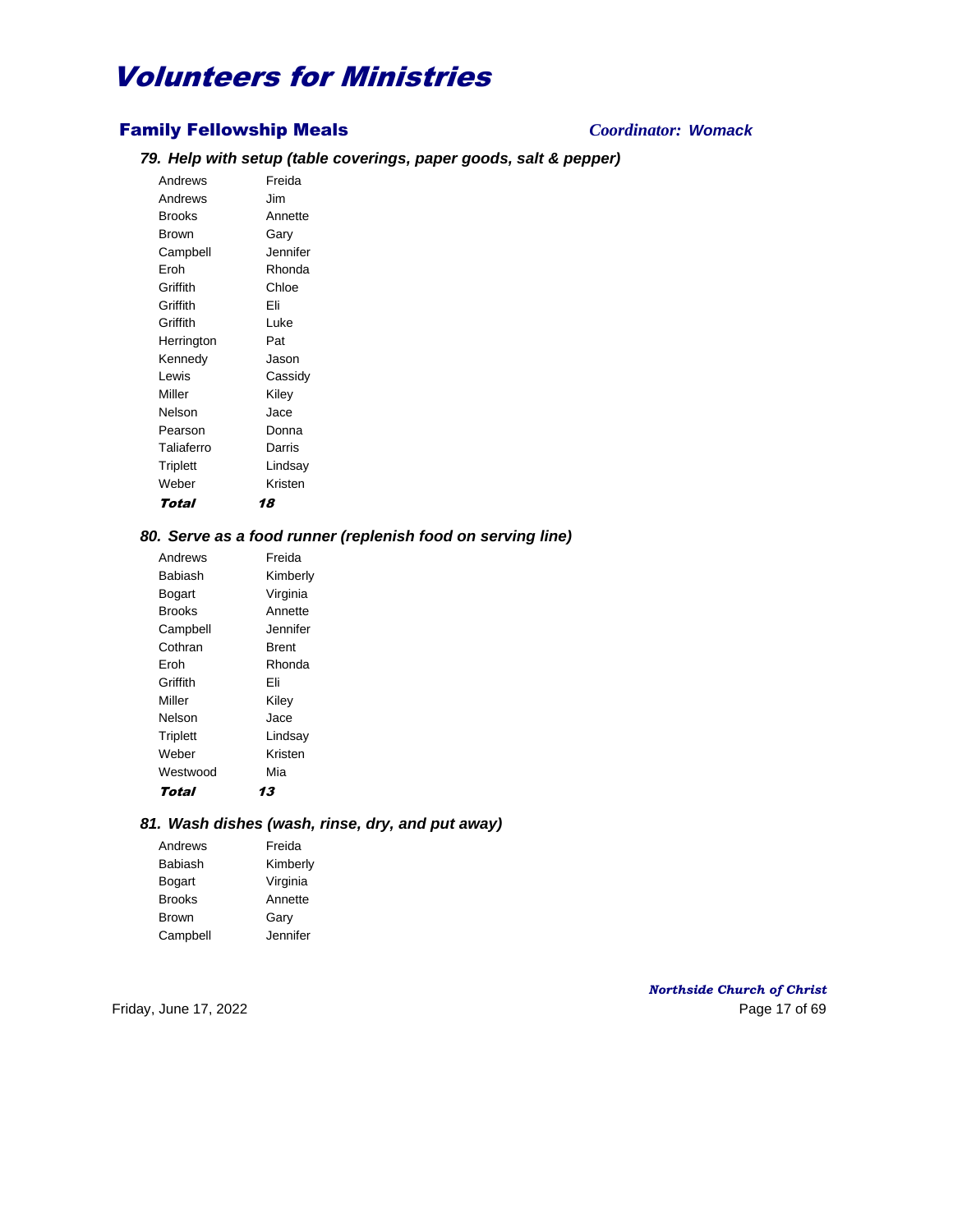# Volunteers for Ministries

## Family Fellowship Meals

*Coordinator: Womack*

### *79. Help with setup (table coverings, paper goods, salt & pepper)*

| | |
|---|---|
| Andrews | Freida |
| Andrews | Jim |
| Brooks | Annette |
| Brown | Gary |
| Campbell | Jennifer |
| Eroh | Rhonda |
| Griffith | Chloe |
| Griffith | Eli |
| Griffith | Luke |
| Herrington | Pat |
| Kennedy | Jason |
| Lewis | Cassidy |
| Miller | Kiley |
| Nelson | Jace |
| Pearson | Donna |
| Taliaferro | Darris |
| Triplett | Lindsay |
| Weber | Kristen |
| ***Total*** | ***18*** |

### *80. Serve as a food runner (replenish food on serving line)*

| | |
|---|---|
| Andrews | Freida |
| Babiash | Kimberly |
| Bogart | Virginia |
| Brooks | Annette |
| Campbell | Jennifer |
| Cothran | Brent |
| Eroh | Rhonda |
| Griffith | Eli |
| Miller | Kiley |
| Nelson | Jace |
| Triplett | Lindsay |
| Weber | Kristen |
| Westwood | Mia |
| ***Total*** | ***13*** |

### *81. Wash dishes (wash, rinse, dry, and put away)*

| | |
|---|---|
| Andrews | Freida |
| Babiash | Kimberly |
| Bogart | Virginia |
| Brooks | Annette |
| Brown | Gary |
| Campbell | Jennifer |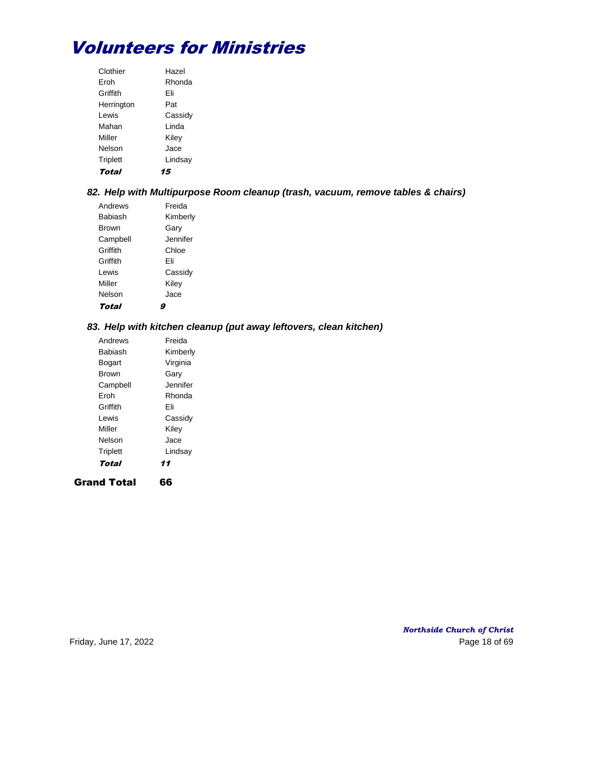# Volunteers for Ministries

| | |
|---|---|
| Clothier | Hazel |
| Eroh | Rhonda |
| Griffith | Eli |
| Herrington | Pat |
| Lewis | Cassidy |
| Mahan | Linda |
| Miller | Kiley |
| Nelson | Jace |
| Triplett | Lindsay |
| ***Total*** | ***15*** |

### *82. Help with Multipurpose Room cleanup (trash, vacuum, remove tables & chairs)*

| | |
|---|---|
| Andrews | Freida |
| Babiash | Kimberly |
| Brown | Gary |
| Campbell | Jennifer |
| Griffith | Chloe |
| Griffith | Eli |
| Lewis | Cassidy |
| Miller | Kiley |
| Nelson | Jace |
| ***Total*** | ***9*** |

### *83. Help with kitchen cleanup (put away leftovers, clean kitchen)*

| | |
|---|---|
| Andrews | Freida |
| Babiash | Kimberly |
| Bogart | Virginia |
| Brown | Gary |
| Campbell | Jennifer |
| Eroh | Rhonda |
| Griffith | Eli |
| Lewis | Cassidy |
| Miller | Kiley |
| Nelson | Jace |
| Triplett | Lindsay |
| ***Total*** | ***11*** |

**Grand Total 66**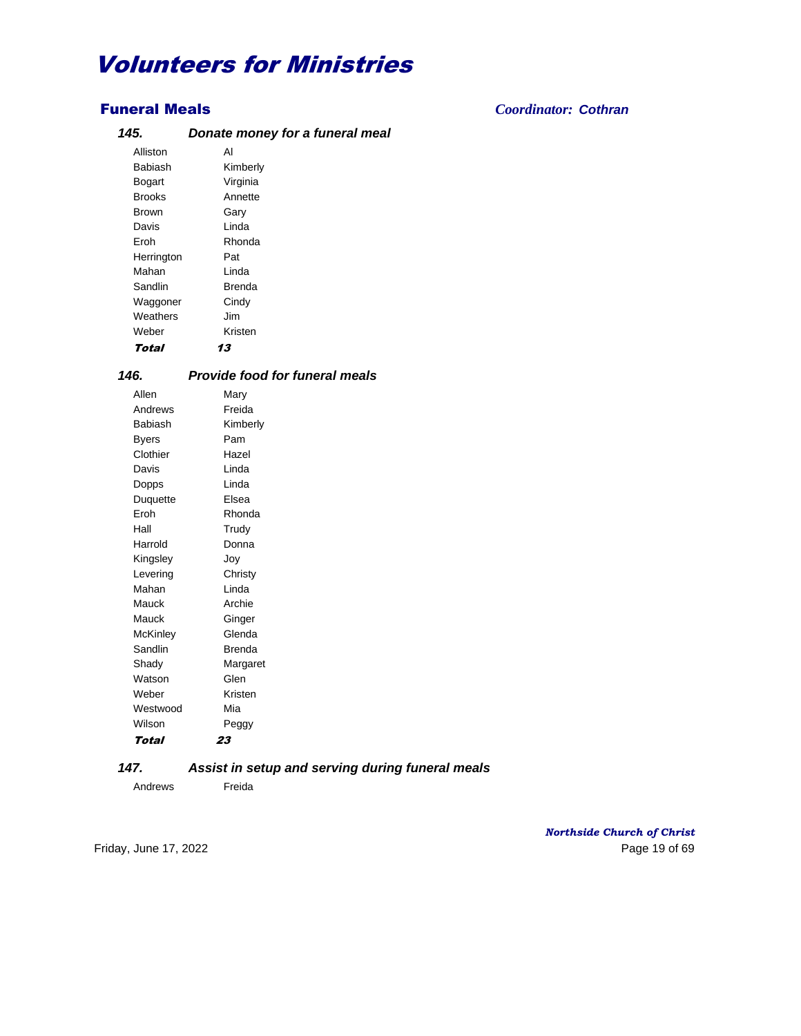# Volunteers for Ministries

## Funeral Meals

*Coordinator: Cothran*

### 145. Donate money for a funeral meal

| | |
|---|---|
| Alliston | Al |
| Babiash | Kimberly |
| Bogart | Virginia |
| Brooks | Annette |
| Brown | Gary |
| Davis | Linda |
| Eroh | Rhonda |
| Herrington | Pat |
| Mahan | Linda |
| Sandlin | Brenda |
| Waggoner | Cindy |
| Weathers | Jim |
| Weber | Kristen |
| ***Total*** | ***13*** |

### 146. Provide food for funeral meals

| | |
|---|---|
| Allen | Mary |
| Andrews | Freida |
| Babiash | Kimberly |
| Byers | Pam |
| Clothier | Hazel |
| Davis | Linda |
| Dopps | Linda |
| Duquette | Elsea |
| Eroh | Rhonda |
| Hall | Trudy |
| Harrold | Donna |
| Kingsley | Joy |
| Levering | Christy |
| Mahan | Linda |
| Mauck | Archie |
| Mauck | Ginger |
| McKinley | Glenda |
| Sandlin | Brenda |
| Shady | Margaret |
| Watson | Glen |
| Weber | Kristen |
| Westwood | Mia |
| Wilson | Peggy |
| ***Total*** | ***23*** |

### 147. Assist in setup and serving during funeral meals

| | |
|---|---|
| Andrews | Freida |

*Northside Church of Christ*

Friday, June 17, 2022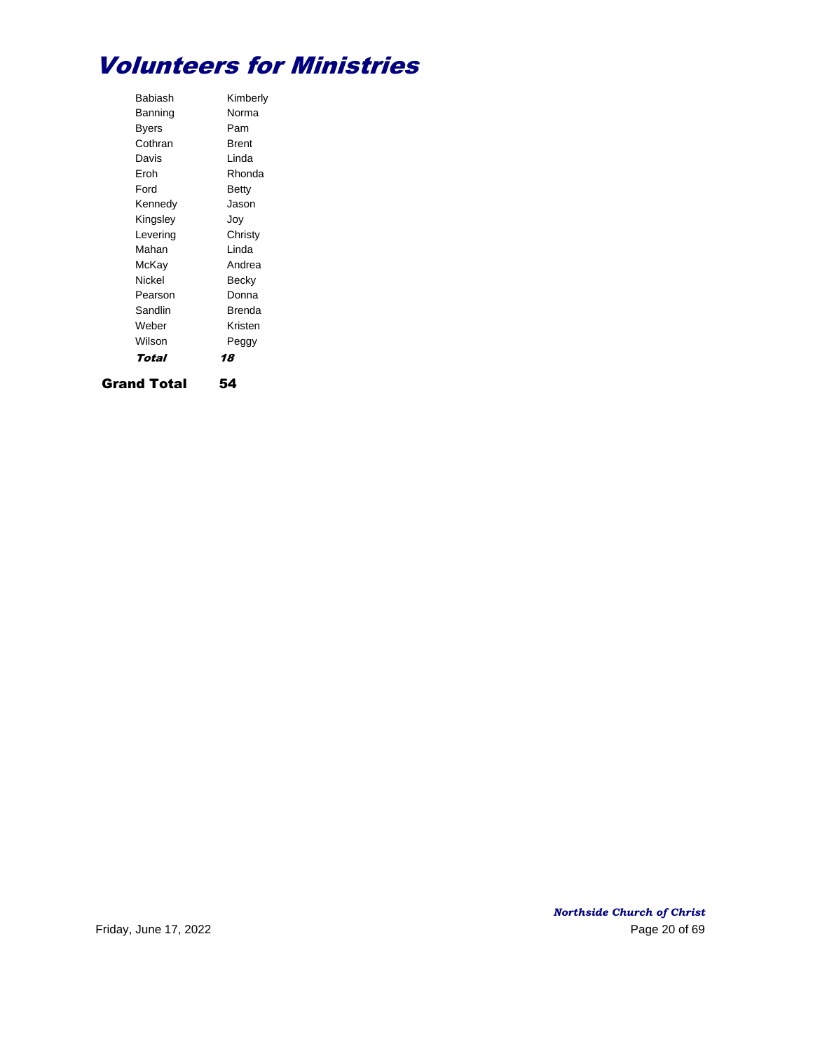# Volunteers for Ministries

| | |
|---|---|
| Babiash | Kimberly |
| Banning | Norma |
| Byers | Pam |
| Cothran | Brent |
| Davis | Linda |
| Eroh | Rhonda |
| Ford | Betty |
| Kennedy | Jason |
| Kingsley | Joy |
| Levering | Christy |
| Mahan | Linda |
| McKay | Andrea |
| Nickel | Becky |
| Pearson | Donna |
| Sandlin | Brenda |
| Weber | Kristen |
| Wilson | Peggy |
| ***Total*** | ***18*** |

**Grand Total 54**

*Northside Church of Christ*

Friday, June 17, 2022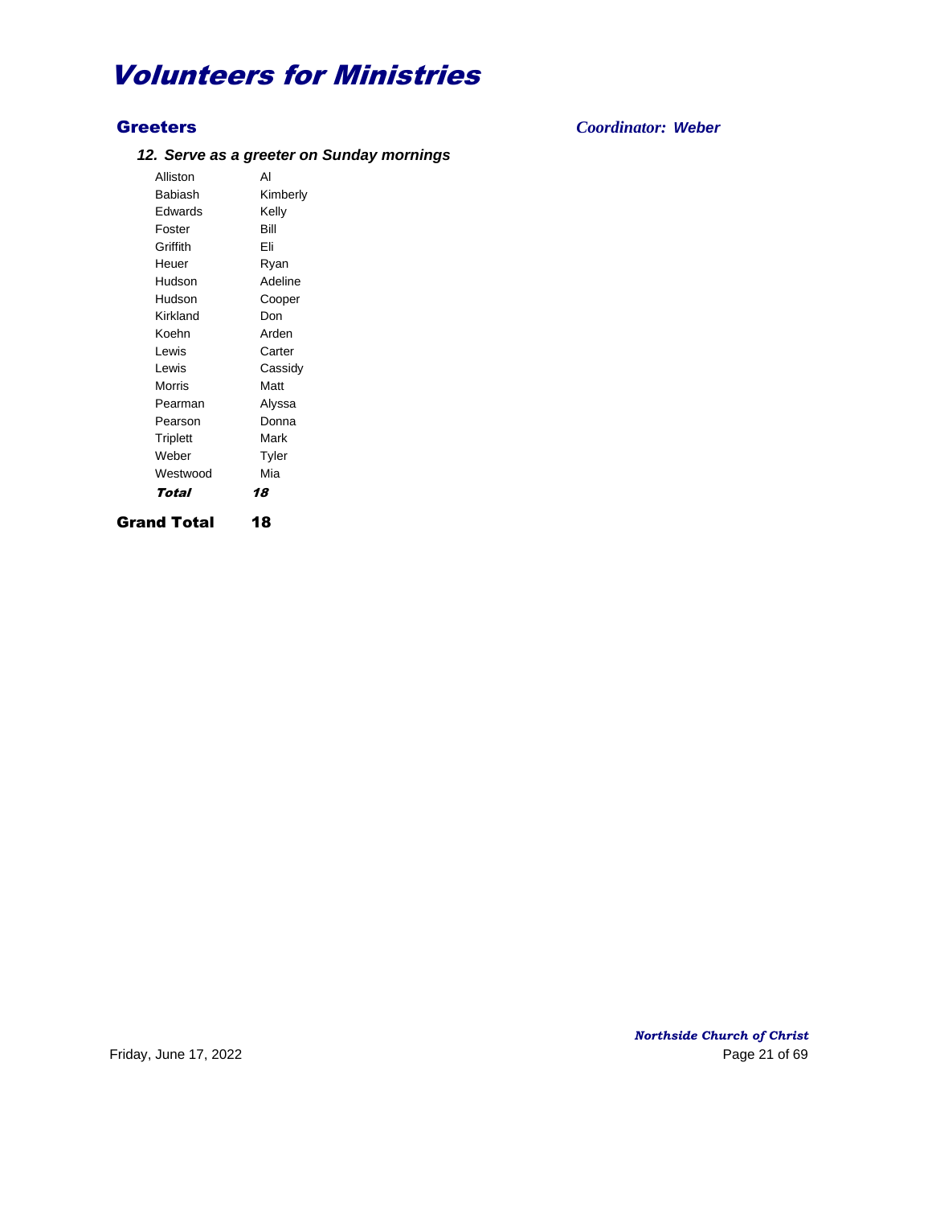# Volunteers for Ministries

## Greeters

*Coordinator: Weber*

### *12. Serve as a greeter on Sunday mornings*

| | |
|---|---|
| Alliston | Al |
| Babiash | Kimberly |
| Edwards | Kelly |
| Foster | Bill |
| Griffith | Eli |
| Heuer | Ryan |
| Hudson | Adeline |
| Hudson | Cooper |
| Kirkland | Don |
| Koehn | Arden |
| Lewis | Carter |
| Lewis | Cassidy |
| Morris | Matt |
| Pearman | Alyssa |
| Pearson | Donna |
| Triplett | Mark |
| Weber | Tyler |
| Westwood | Mia |
| ***Total*** | ***18*** |

**Grand Total 18**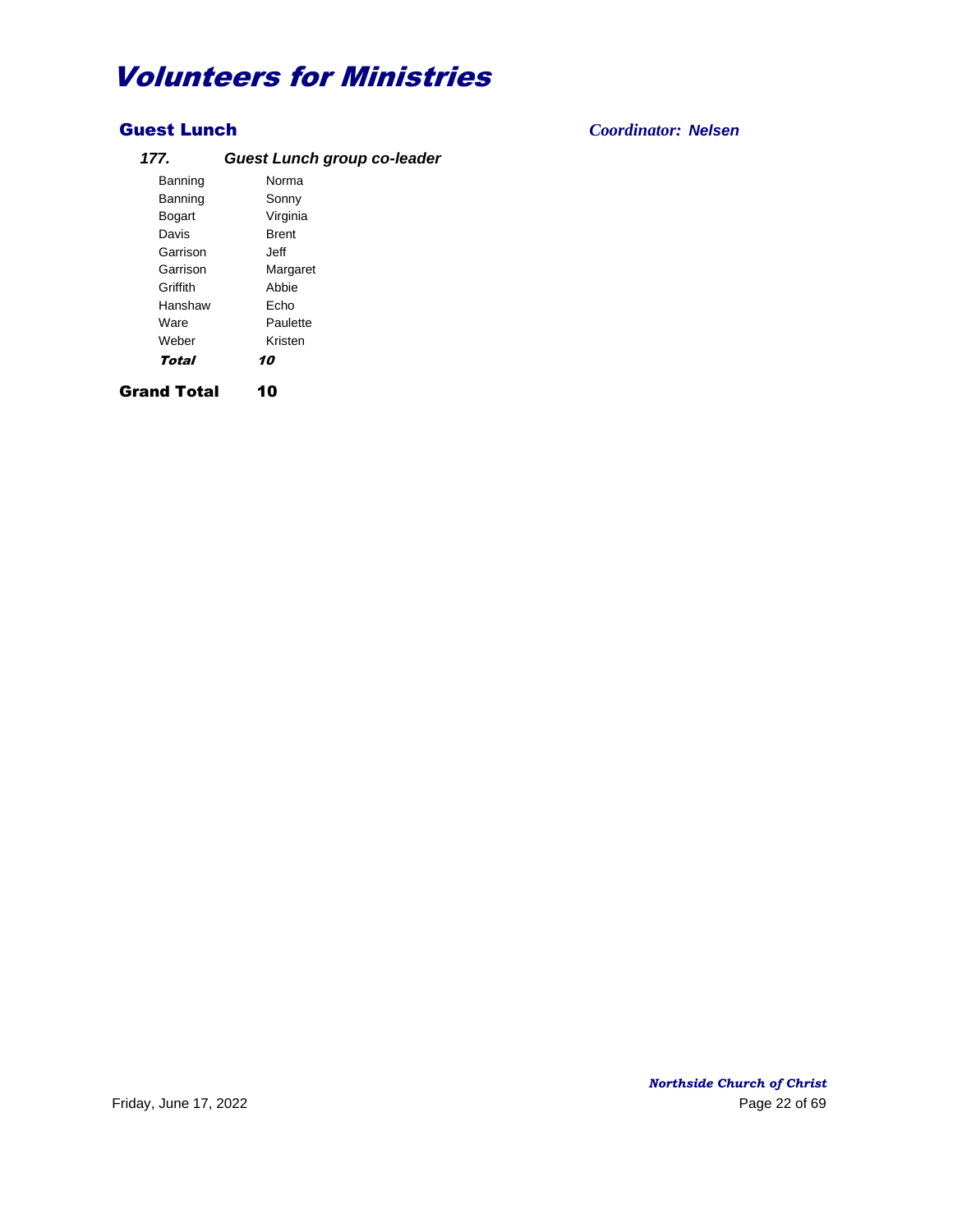# Volunteers for Ministries

## Guest Lunch

*Coordinator: Nelsen*

### *177. Guest Lunch group co-leader*

| Last Name | First Name |
|---|---|
| Banning | Norma |
| Banning | Sonny |
| Bogart | Virginia |
| Davis | Brent |
| Garrison | Jeff |
| Garrison | Margaret |
| Griffith | Abbie |
| Hanshaw | Echo |
| Ware | Paulette |
| Weber | Kristen |
| ***Total*** | ***10*** |

**Grand Total 10**

*Northside Church of Christ*

Friday, June 17, 2022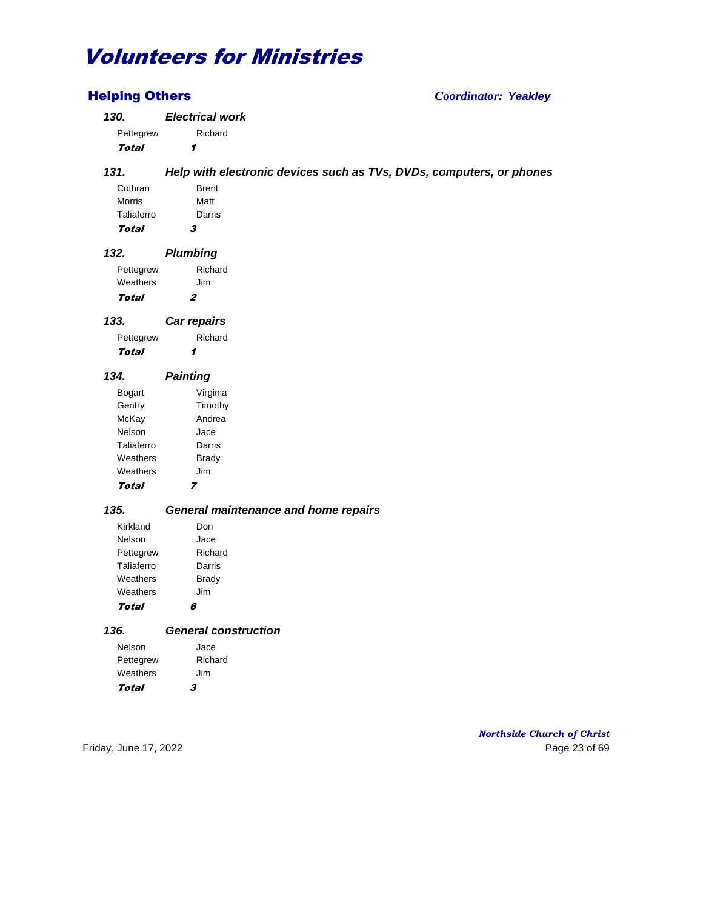# *Volunteers for Ministries*

## Helping Others

***Coordinator: Yeakley***

### *130. Electrical work*

| | |
|---|---|
| Pettegrew | Richard |
| ***Total*** | ***1*** |

### *131. Help with electronic devices such as TVs, DVDs, computers, or phones*

| | |
|---|---|
| Cothran | Brent |
| Morris | Matt |
| Taliaferro | Darris |
| ***Total*** | ***3*** |

### *132. Plumbing*

| | |
|---|---|
| Pettegrew | Richard |
| Weathers | Jim |
| ***Total*** | ***2*** |

### *133. Car repairs*

| | |
|---|---|
| Pettegrew | Richard |
| ***Total*** | ***1*** |

### *134. Painting*

| | |
|---|---|
| Bogart | Virginia |
| Gentry | Timothy |
| McKay | Andrea |
| Nelson | Jace |
| Taliaferro | Darris |
| Weathers | Brady |
| Weathers | Jim |
| ***Total*** | ***7*** |

### *135. General maintenance and home repairs*

| | |
|---|---|
| Kirkland | Don |
| Nelson | Jace |
| Pettegrew | Richard |
| Taliaferro | Darris |
| Weathers | Brady |
| Weathers | Jim |
| ***Total*** | ***6*** |

### *136. General construction*

| | |
|---|---|
| Nelson | Jace |
| Pettegrew | Richard |
| Weathers | Jim |
| ***Total*** | ***3*** |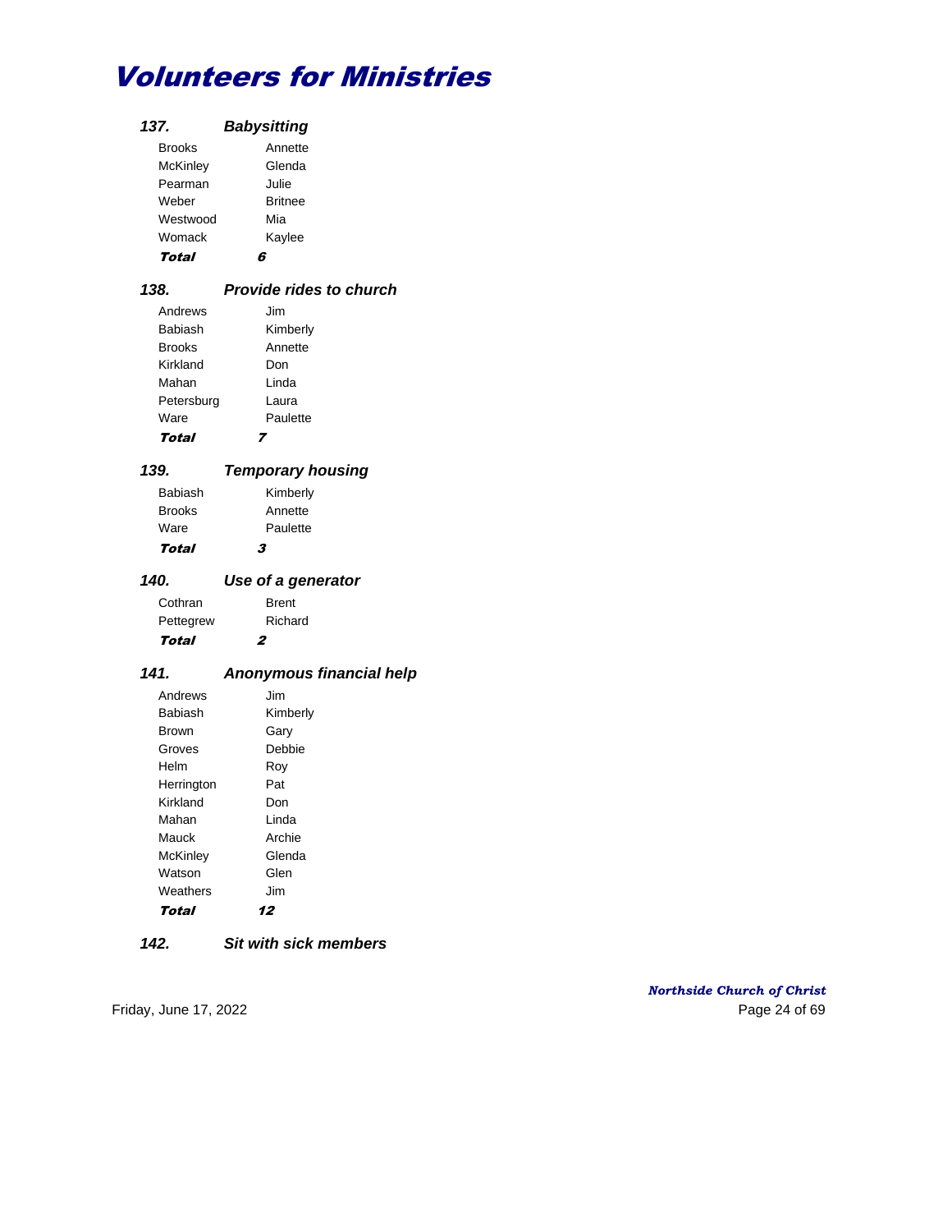# Volunteers for Ministries

### 137. Babysitting

| | |
|---|---|
| Brooks | Annette |
| McKinley | Glenda |
| Pearman | Julie |
| Weber | Britnee |
| Westwood | Mia |
| Womack | Kaylee |
| ***Total*** | ***6*** |

### 138. Provide rides to church

| | |
|---|---|
| Andrews | Jim |
| Babiash | Kimberly |
| Brooks | Annette |
| Kirkland | Don |
| Mahan | Linda |
| Petersburg | Laura |
| Ware | Paulette |
| ***Total*** | ***7*** |

### 139. Temporary housing

| | |
|---|---|
| Babiash | Kimberly |
| Brooks | Annette |
| Ware | Paulette |
| ***Total*** | ***3*** |

### 140. Use of a generator

| | |
|---|---|
| Cothran | Brent |
| Pettegrew | Richard |
| ***Total*** | ***2*** |

### 141. Anonymous financial help

| | |
|---|---|
| Andrews | Jim |
| Babiash | Kimberly |
| Brown | Gary |
| Groves | Debbie |
| Helm | Roy |
| Herrington | Pat |
| Kirkland | Don |
| Mahan | Linda |
| Mauck | Archie |
| McKinley | Glenda |
| Watson | Glen |
| Weathers | Jim |
| ***Total*** | ***12*** |

### 142. Sit with sick members

Friday, June 17, 2022

*Northside Church of Christ*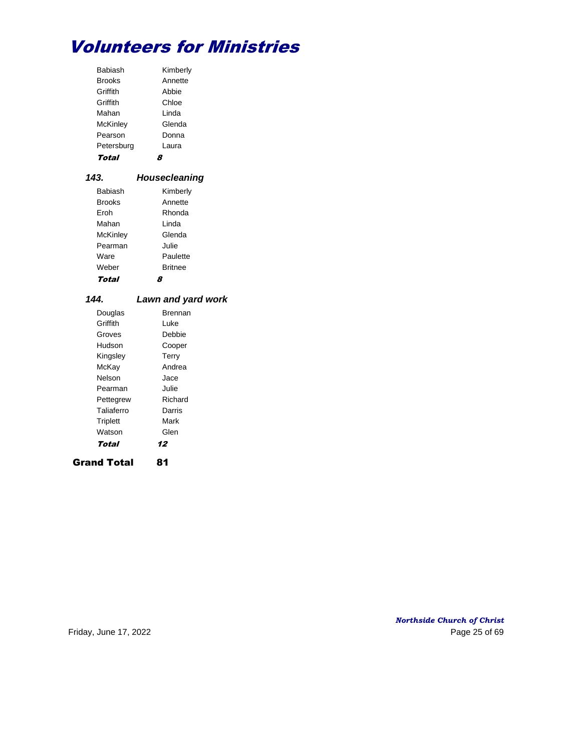# Volunteers for Ministries

| | |
|---|---|
| Babiash | Kimberly |
| Brooks | Annette |
| Griffith | Abbie |
| Griffith | Chloe |
| Mahan | Linda |
| McKinley | Glenda |
| Pearson | Donna |
| Petersburg | Laura |
| ***Total*** | ***8*** |

### 143. Housecleaning

| | |
|---|---|
| Babiash | Kimberly |
| Brooks | Annette |
| Eroh | Rhonda |
| Mahan | Linda |
| McKinley | Glenda |
| Pearman | Julie |
| Ware | Paulette |
| Weber | Britnee |
| ***Total*** | ***8*** |

### 144. Lawn and yard work

| | |
|---|---|
| Douglas | Brennan |
| Griffith | Luke |
| Groves | Debbie |
| Hudson | Cooper |
| Kingsley | Terry |
| McKay | Andrea |
| Nelson | Jace |
| Pearman | Julie |
| Pettegrew | Richard |
| Taliaferro | Darris |
| Triplett | Mark |
| Watson | Glen |
| ***Total*** | ***12*** |

**Grand Total 81**

*Northside Church of Christ*

Friday, June 17, 2022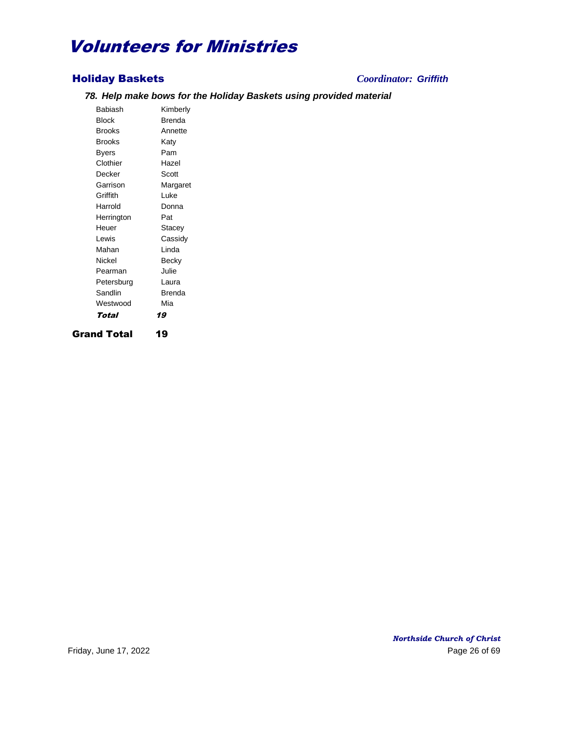# Volunteers for Ministries

## Holiday Baskets

***Coordinator: Griffith***

### *78. Help make bows for the Holiday Baskets using provided material*

| | |
|---|---|
| Babiash | Kimberly |
| Block | Brenda |
| Brooks | Annette |
| Brooks | Katy |
| Byers | Pam |
| Clothier | Hazel |
| Decker | Scott |
| Garrison | Margaret |
| Griffith | Luke |
| Harrold | Donna |
| Herrington | Pat |
| Heuer | Stacey |
| Lewis | Cassidy |
| Mahan | Linda |
| Nickel | Becky |
| Pearman | Julie |
| Petersburg | Laura |
| Sandlin | Brenda |
| Westwood | Mia |
| ***Total*** | ***19*** |

**Grand Total 19**

*Northside Church of Christ*

Friday, June 17, 2022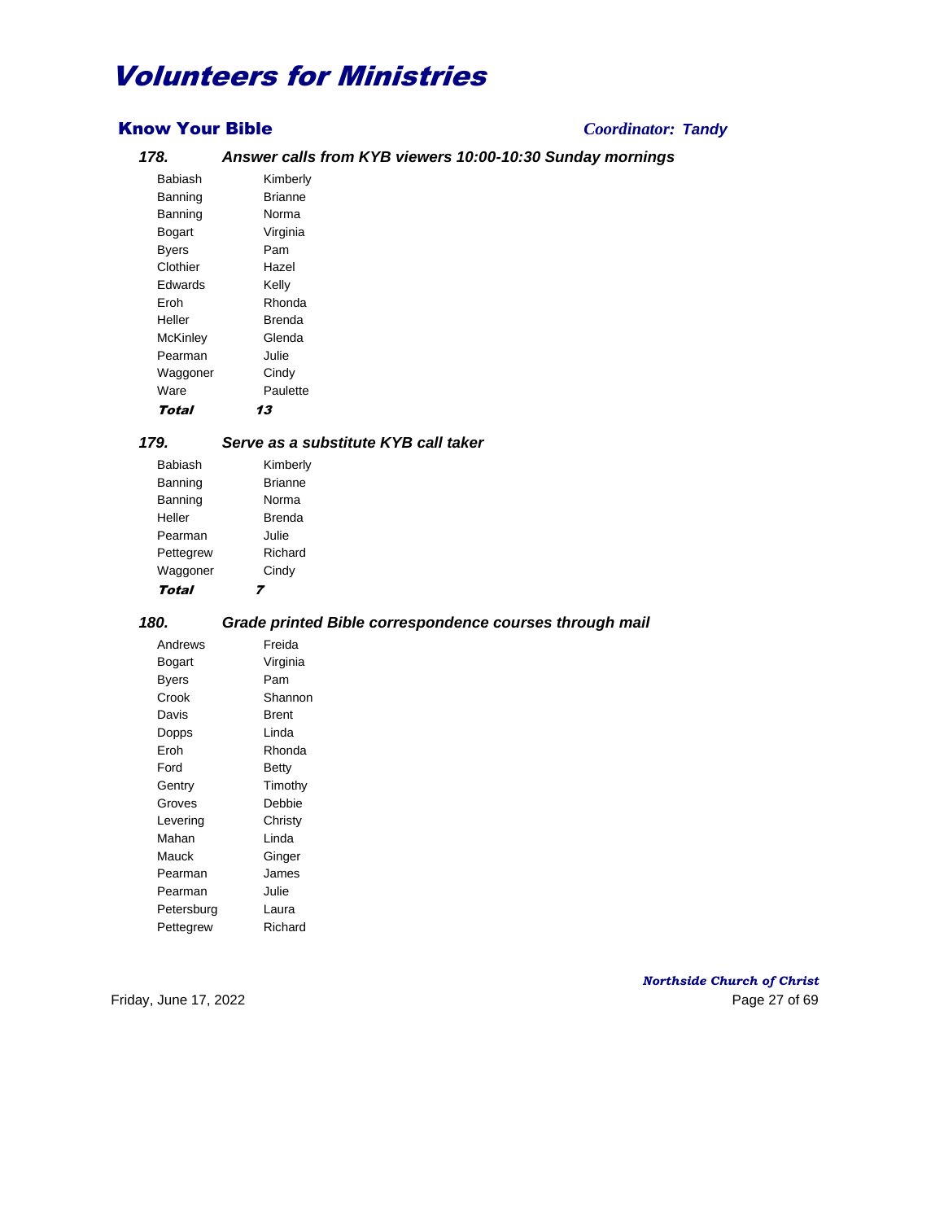# Volunteers for Ministries

## Know Your Bible

*Coordinator: Tandy*

### 178. *Answer calls from KYB viewers 10:00-10:30 Sunday mornings*

| | |
|---|---|
| Babiash | Kimberly |
| Banning | Brianne |
| Banning | Norma |
| Bogart | Virginia |
| Byers | Pam |
| Clothier | Hazel |
| Edwards | Kelly |
| Eroh | Rhonda |
| Heller | Brenda |
| McKinley | Glenda |
| Pearman | Julie |
| Waggoner | Cindy |
| Ware | Paulette |
| ***Total*** | ***13*** |

### 179. *Serve as a substitute KYB call taker*

| | |
|---|---|
| Babiash | Kimberly |
| Banning | Brianne |
| Banning | Norma |
| Heller | Brenda |
| Pearman | Julie |
| Pettegrew | Richard |
| Waggoner | Cindy |
| ***Total*** | ***7*** |

### 180. *Grade printed Bible correspondence courses through mail*

| | |
|---|---|
| Andrews | Freida |
| Bogart | Virginia |
| Byers | Pam |
| Crook | Shannon |
| Davis | Brent |
| Dopps | Linda |
| Eroh | Rhonda |
| Ford | Betty |
| Gentry | Timothy |
| Groves | Debbie |
| Levering | Christy |
| Mahan | Linda |
| Mauck | Ginger |
| Pearman | James |
| Pearman | Julie |
| Petersburg | Laura |
| Pettegrew | Richard |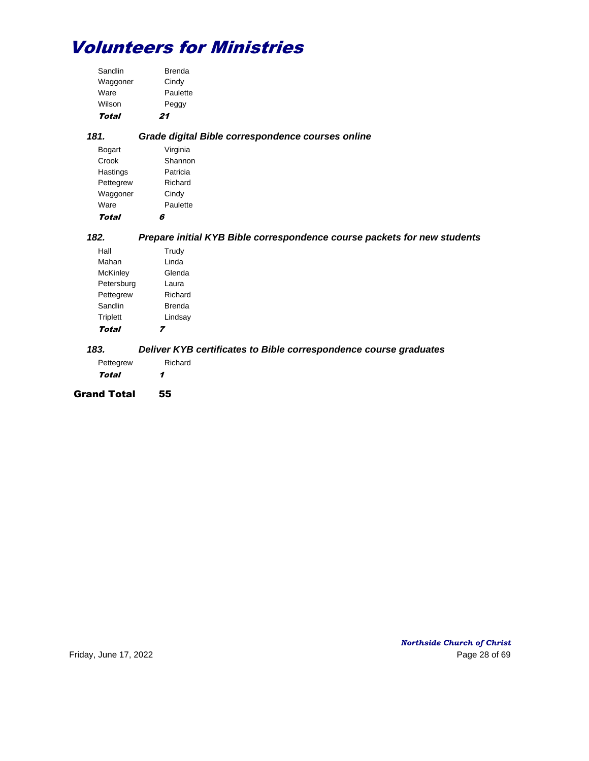# Volunteers for Ministries

| | |
|---|---|
| Sandlin | Brenda |
| Waggoner | Cindy |
| Ware | Paulette |
| Wilson | Peggy |
| ***Total*** | ***21*** |

### *181. Grade digital Bible correspondence courses online*

| | |
|---|---|
| Bogart | Virginia |
| Crook | Shannon |
| Hastings | Patricia |
| Pettegrew | Richard |
| Waggoner | Cindy |
| Ware | Paulette |
| ***Total*** | ***6*** |

### *182. Prepare initial KYB Bible correspondence course packets for new students*

| | |
|---|---|
| Hall | Trudy |
| Mahan | Linda |
| McKinley | Glenda |
| Petersburg | Laura |
| Pettegrew | Richard |
| Sandlin | Brenda |
| Triplett | Lindsay |
| ***Total*** | ***7*** |

### *183. Deliver KYB certificates to Bible correspondence course graduates*

| | |
|---|---|
| Pettegrew | Richard |
| ***Total*** | ***1*** |

**Grand Total 55**

Friday, June 17, 2022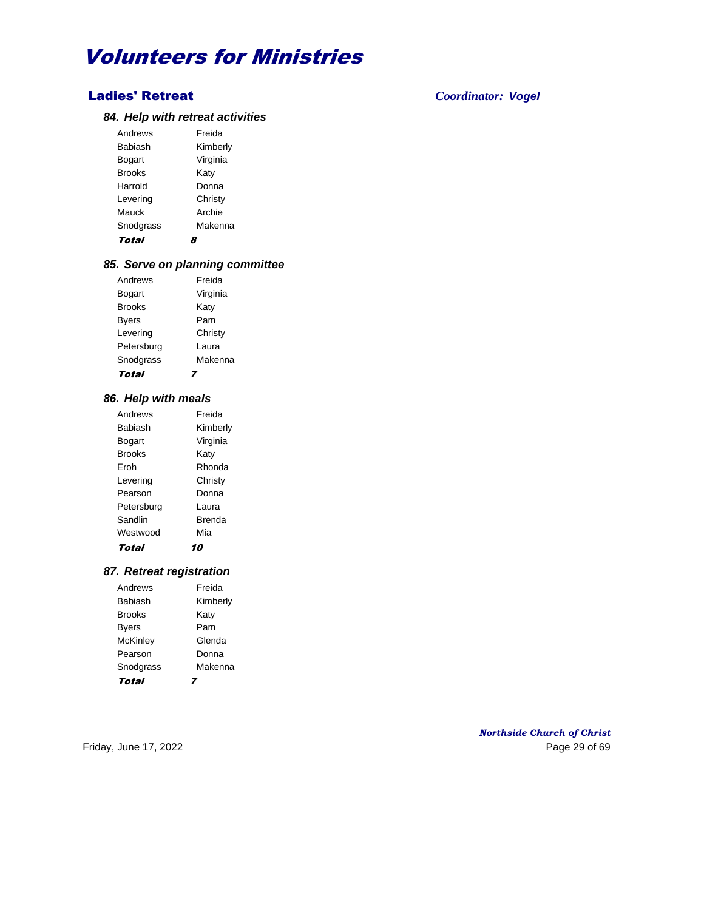# Volunteers for Ministries

## Ladies' Retreat

*Coordinator: Vogel*

### *84. Help with retreat activities*

| | |
|---|---|
| Andrews | Freida |
| Babiash | Kimberly |
| Bogart | Virginia |
| Brooks | Katy |
| Harrold | Donna |
| Levering | Christy |
| Mauck | Archie |
| Snodgrass | Makenna |
| ***Total*** | ***8*** |

### *85. Serve on planning committee*

| | |
|---|---|
| Andrews | Freida |
| Bogart | Virginia |
| Brooks | Katy |
| Byers | Pam |
| Levering | Christy |
| Petersburg | Laura |
| Snodgrass | Makenna |
| ***Total*** | ***7*** |

### *86. Help with meals*

| | |
|---|---|
| Andrews | Freida |
| Babiash | Kimberly |
| Bogart | Virginia |
| Brooks | Katy |
| Eroh | Rhonda |
| Levering | Christy |
| Pearson | Donna |
| Petersburg | Laura |
| Sandlin | Brenda |
| Westwood | Mia |
| ***Total*** | ***10*** |

### *87. Retreat registration*

| | |
|---|---|
| Andrews | Freida |
| Babiash | Kimberly |
| Brooks | Katy |
| Byers | Pam |
| McKinley | Glenda |
| Pearson | Donna |
| Snodgrass | Makenna |
| ***Total*** | ***7*** |

Friday, June 17, 2022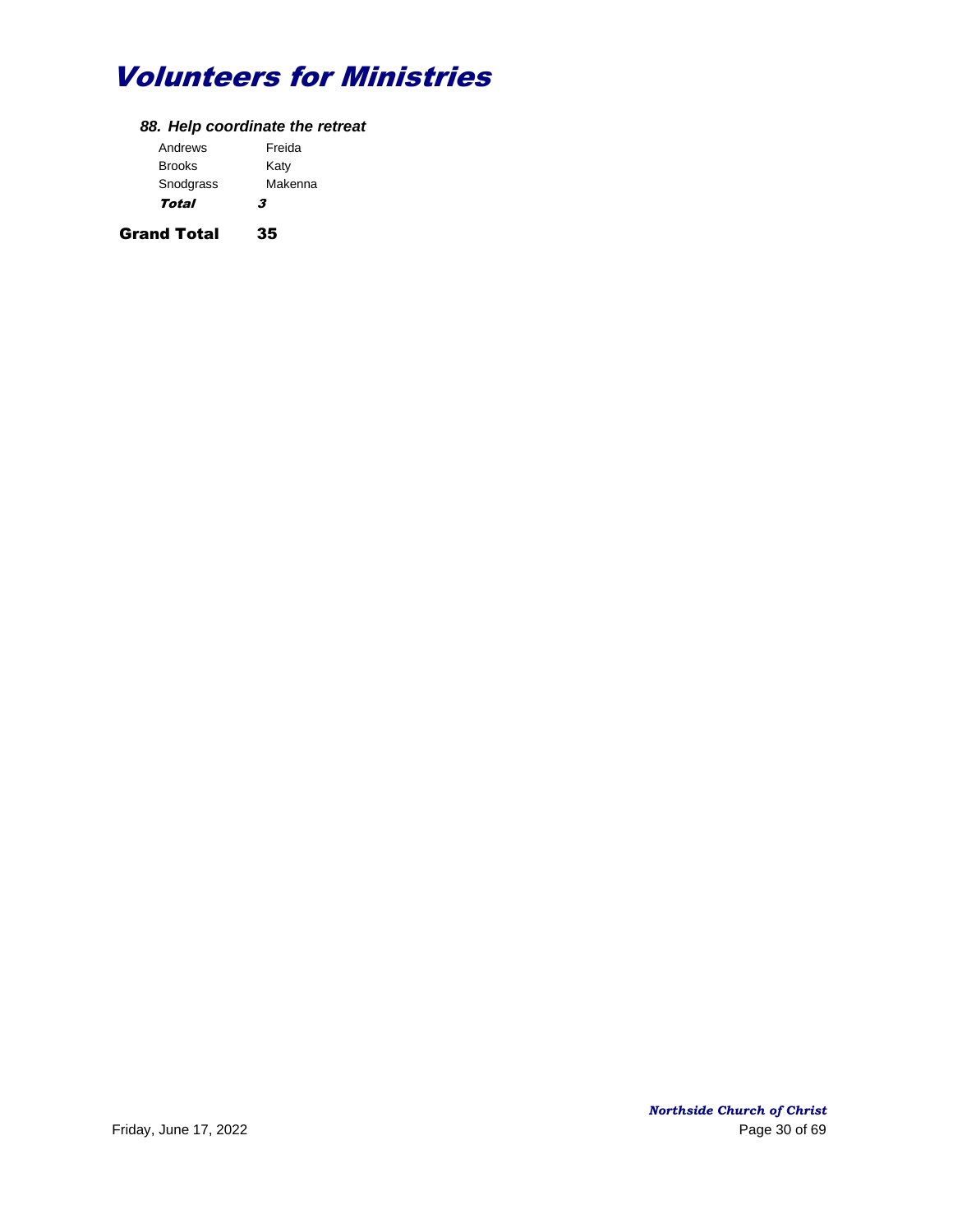# Volunteers for Ministries

### *88. Help coordinate the retreat*

| | |
|---|---|
| Andrews | Freida |
| Brooks | Katy |
| Snodgrass | Makenna |
| ***Total*** | ***3*** |

**Grand Total** **35**

*Northside Church of Christ*

Friday, June 17, 2022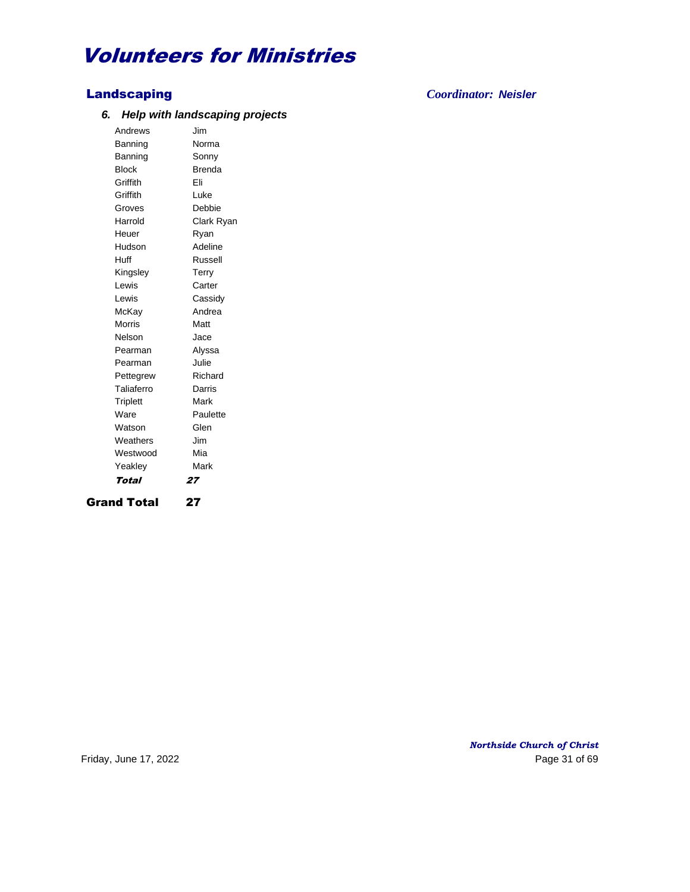# Volunteers for Ministries

## Landscaping

*Coordinator: Neisler*

### 6. Help with landscaping projects

| | |
|---|---|
| Andrews | Jim |
| Banning | Norma |
| Banning | Sonny |
| Block | Brenda |
| Griffith | Eli |
| Griffith | Luke |
| Groves | Debbie |
| Harrold | Clark Ryan |
| Heuer | Ryan |
| Hudson | Adeline |
| Huff | Russell |
| Kingsley | Terry |
| Lewis | Carter |
| Lewis | Cassidy |
| McKay | Andrea |
| Morris | Matt |
| Nelson | Jace |
| Pearman | Alyssa |
| Pearman | Julie |
| Pettegrew | Richard |
| Taliaferro | Darris |
| Triplett | Mark |
| Ware | Paulette |
| Watson | Glen |
| Weathers | Jim |
| Westwood | Mia |
| Yeakley | Mark |
| ***Total*** | ***27*** |

**Grand Total 27**

Northside Church of Christ

Friday, June 17, 2022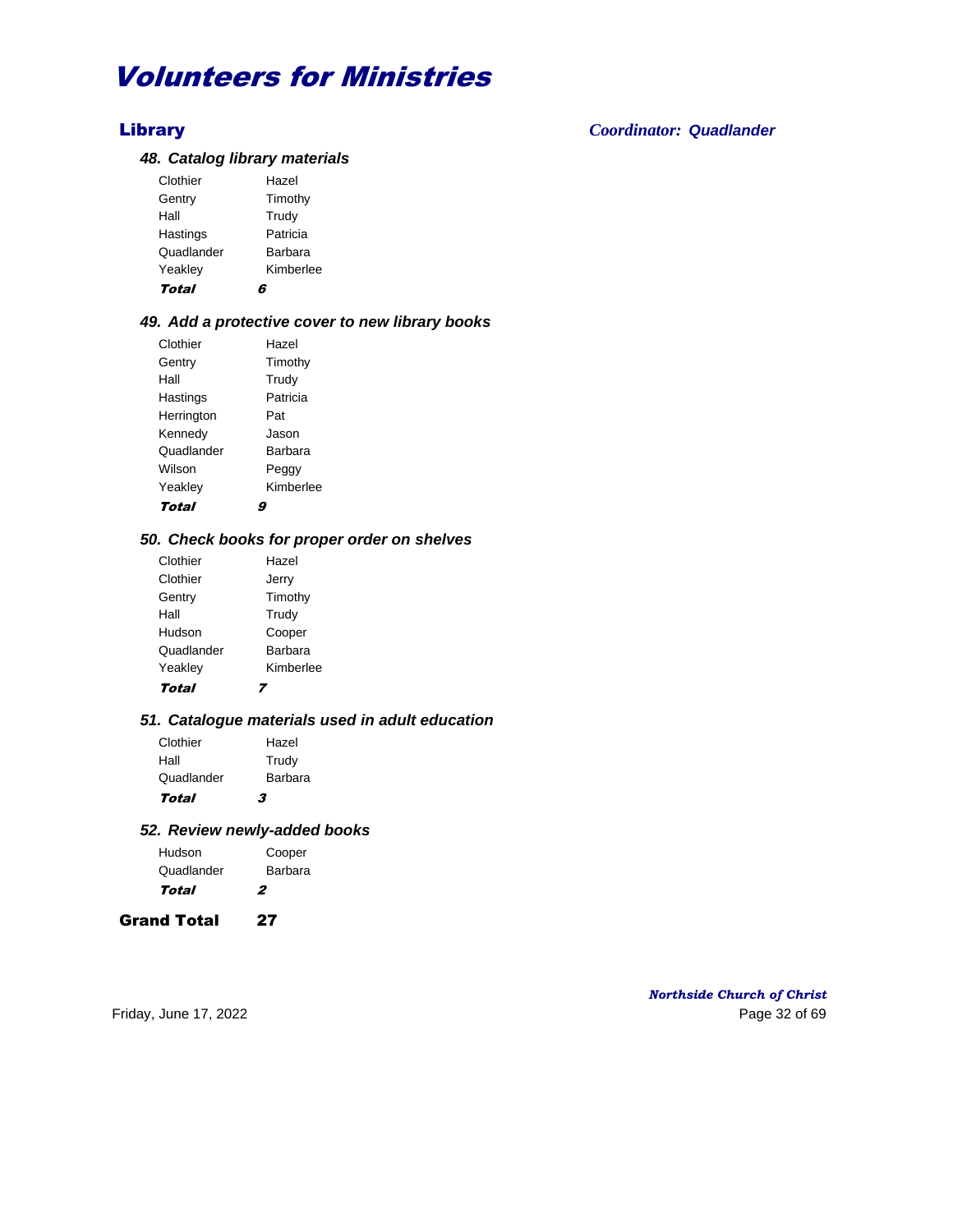# Volunteers for Ministries

## Library

*Coordinator: Quadlander*

### *48. Catalog library materials*

| | |
|---|---|
| Clothier | Hazel |
| Gentry | Timothy |
| Hall | Trudy |
| Hastings | Patricia |
| Quadlander | Barbara |
| Yeakley | Kimberlee |
| ***Total*** | ***6*** |

### *49. Add a protective cover to new library books*

| | |
|---|---|
| Clothier | Hazel |
| Gentry | Timothy |
| Hall | Trudy |
| Hastings | Patricia |
| Herrington | Pat |
| Kennedy | Jason |
| Quadlander | Barbara |
| Wilson | Peggy |
| Yeakley | Kimberlee |
| ***Total*** | ***9*** |

### *50. Check books for proper order on shelves*

| | |
|---|---|
| Clothier | Hazel |
| Clothier | Jerry |
| Gentry | Timothy |
| Hall | Trudy |
| Hudson | Cooper |
| Quadlander | Barbara |
| Yeakley | Kimberlee |
| ***Total*** | ***7*** |

### *51. Catalogue materials used in adult education*

| | |
|---|---|
| Clothier | Hazel |
| Hall | Trudy |
| Quadlander | Barbara |
| ***Total*** | ***3*** |

### *52. Review newly-added books*

| | |
|---|---|
| Hudson | Cooper |
| Quadlander | Barbara |
| ***Total*** | ***2*** |

**Grand Total 27**

*Northside Church of Christ*

Friday, June 17, 2022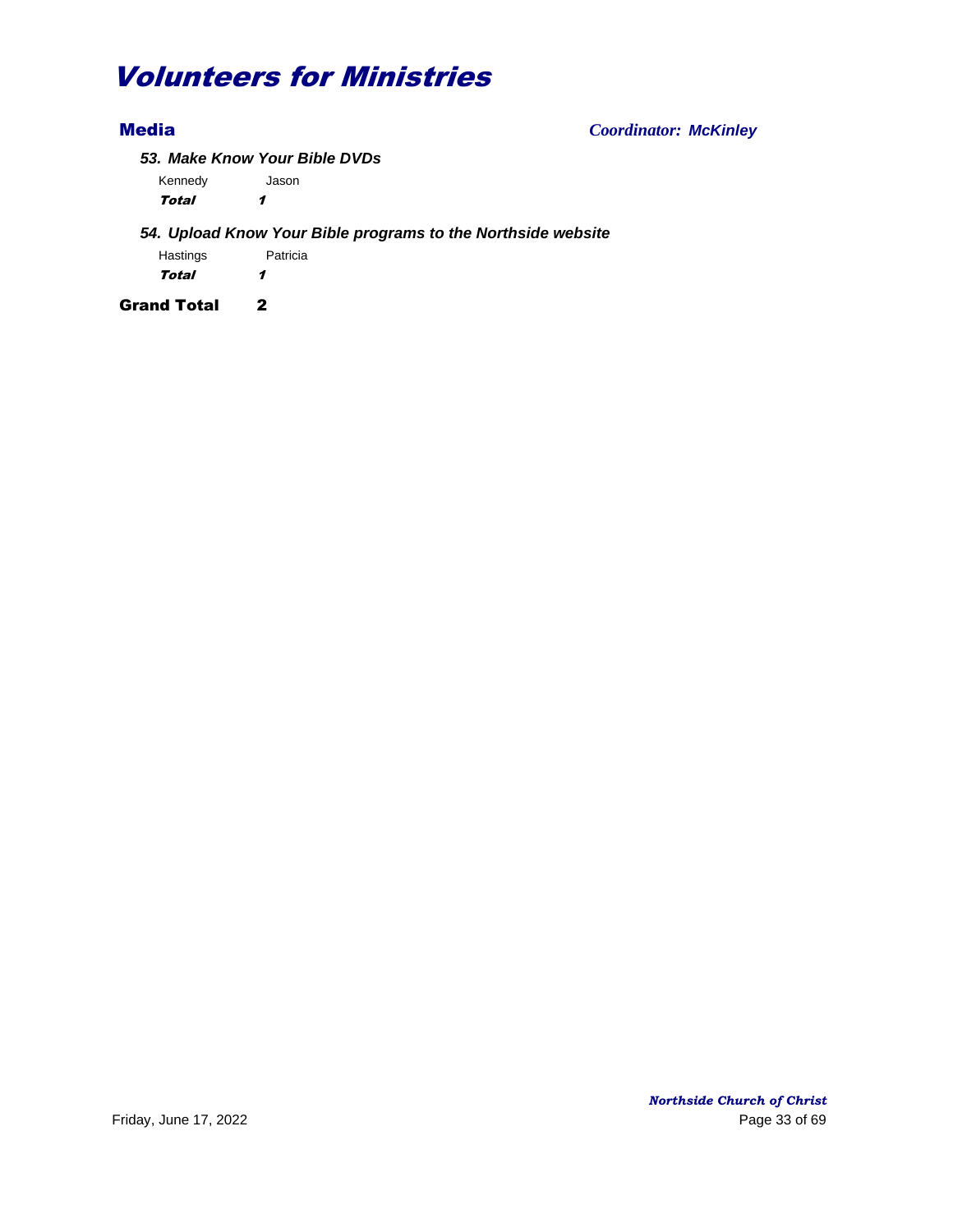# Volunteers for Ministries

## Media

*Coordinator: McKinley*

### *53. Make Know Your Bible DVDs*

| | |
|---|---|
| Kennedy | Jason |
| ***Total*** | ***1*** |

### *54. Upload Know Your Bible programs to the Northside website*

| | |
|---|---|
| Hastings | Patricia |
| ***Total*** | ***1*** |

**Grand Total 2**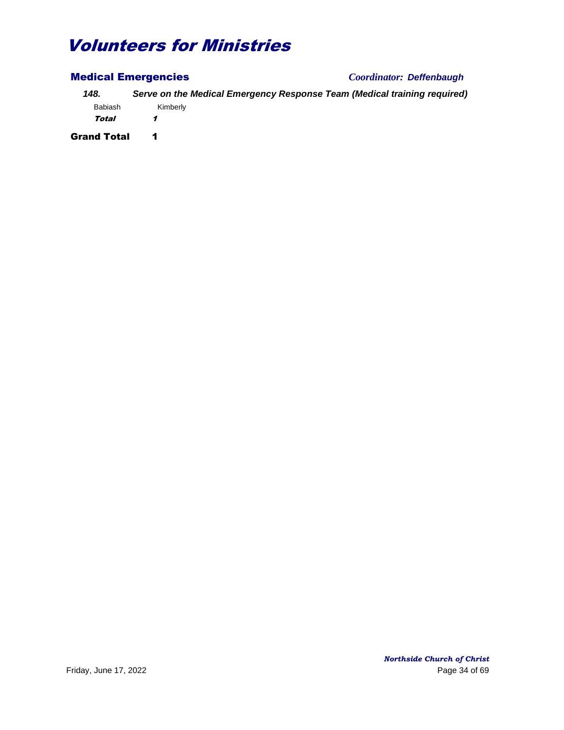# Volunteers for Ministries

## Medical Emergencies

*Coordinator: Deffenbaugh*

***148. Serve on the Medical Emergency Response Team (Medical training required)***

| | |
|---|---|
| Babiash | Kimberly |
| ***Total*** | ***1*** |

**Grand Total 1**

*Northside Church of Christ*

Friday, June 17, 2022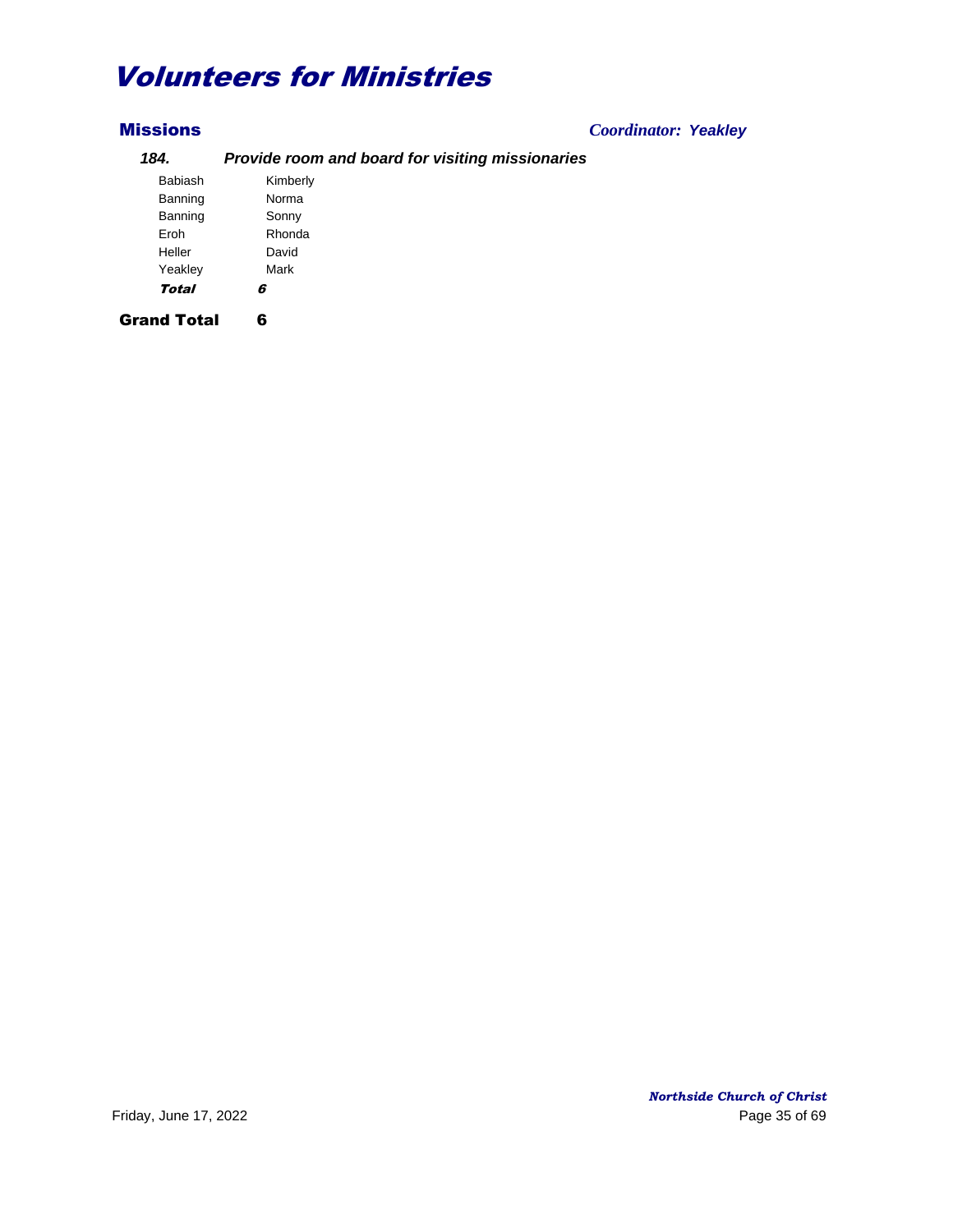# Volunteers for Ministries

## Missions

***Coordinator: Yeakley***

### *184. Provide room and board for visiting missionaries*

| | |
|---|---|
| Babiash | Kimberly |
| Banning | Norma |
| Banning | Sonny |
| Eroh | Rhonda |
| Heller | David |
| Yeakley | Mark |
| ***Total*** | ***6*** |

**Grand Total 6**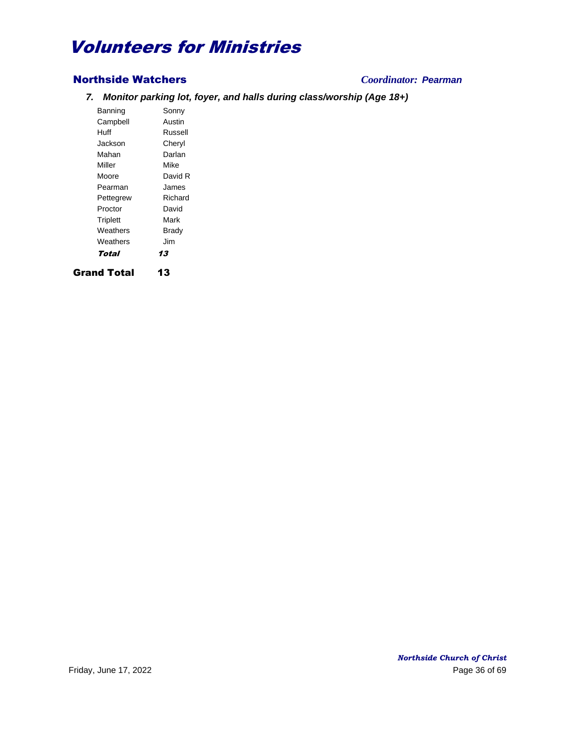# Volunteers for Ministries

## Northside Watchers

*Coordinator: Pearman*

### *7. Monitor parking lot, foyer, and halls during class/worship (Age 18+)*

| | |
|---|---|
| Banning | Sonny |
| Campbell | Austin |
| Huff | Russell |
| Jackson | Cheryl |
| Mahan | Darlan |
| Miller | Mike |
| Moore | David R |
| Pearman | James |
| Pettegrew | Richard |
| Proctor | David |
| Triplett | Mark |
| Weathers | Brady |
| Weathers | Jim |
| ***Total*** | ***13*** |

**Grand Total 13**

*Northside Church of Christ*

Friday, June 17, 2022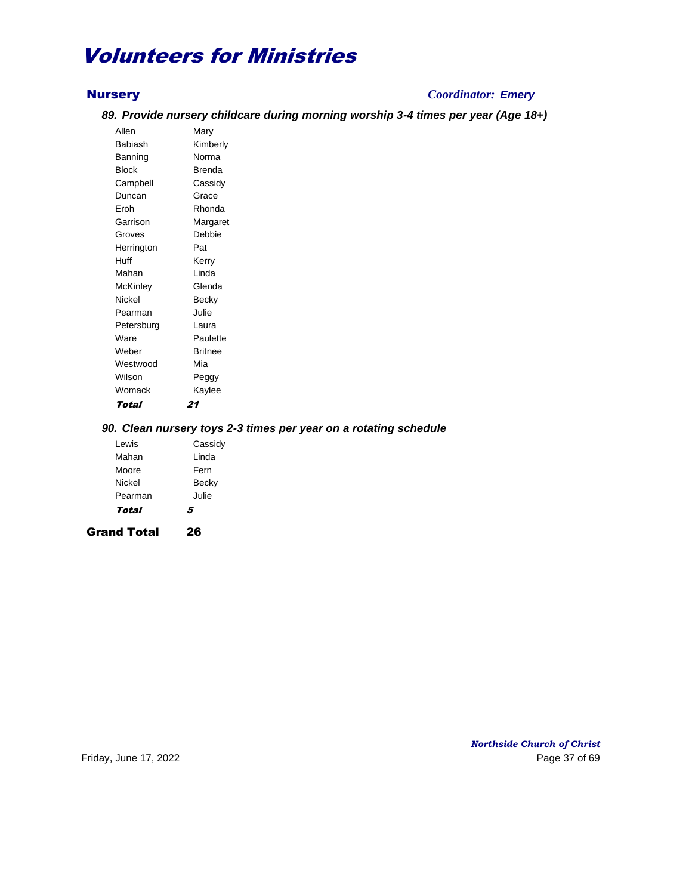# Volunteers for Ministries

## Nursery

*Coordinator: Emery*

### *89. Provide nursery childcare during morning worship 3-4 times per year (Age 18+)*

| | |
|---|---|
| Allen | Mary |
| Babiash | Kimberly |
| Banning | Norma |
| Block | Brenda |
| Campbell | Cassidy |
| Duncan | Grace |
| Eroh | Rhonda |
| Garrison | Margaret |
| Groves | Debbie |
| Herrington | Pat |
| Huff | Kerry |
| Mahan | Linda |
| McKinley | Glenda |
| Nickel | Becky |
| Pearman | Julie |
| Petersburg | Laura |
| Ware | Paulette |
| Weber | Britnee |
| Westwood | Mia |
| Wilson | Peggy |
| Womack | Kaylee |
| ***Total*** | ***21*** |

### *90. Clean nursery toys 2-3 times per year on a rotating schedule*

| | |
|---|---|
| Lewis | Cassidy |
| Mahan | Linda |
| Moore | Fern |
| Nickel | Becky |
| Pearman | Julie |
| ***Total*** | ***5*** |

**Grand Total 26**

*Northside Church of Christ*

Friday, June 17, 2022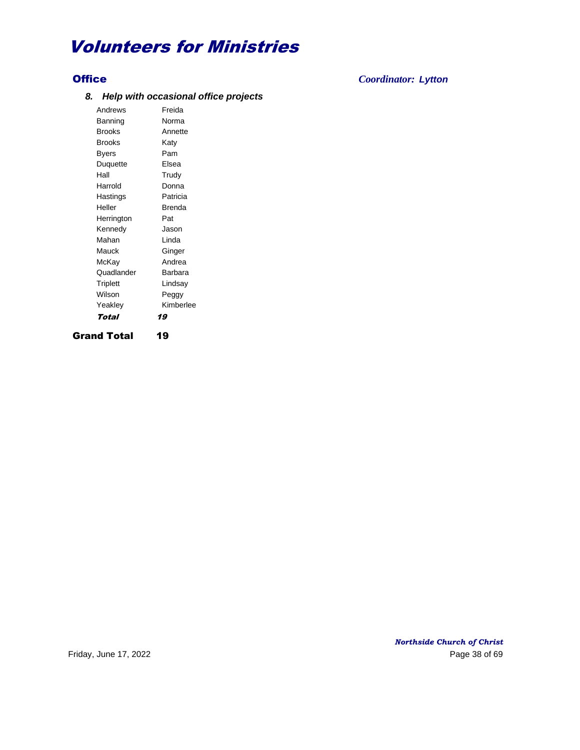# Volunteers for Ministries

## Office

*Coordinator: Lytton*

### *8. Help with occasional office projects*

| | |
|---|---|
| Andrews | Freida |
| Banning | Norma |
| Brooks | Annette |
| Brooks | Katy |
| Byers | Pam |
| Duquette | Elsea |
| Hall | Trudy |
| Harrold | Donna |
| Hastings | Patricia |
| Heller | Brenda |
| Herrington | Pat |
| Kennedy | Jason |
| Mahan | Linda |
| Mauck | Ginger |
| McKay | Andrea |
| Quadlander | Barbara |
| Triplett | Lindsay |
| Wilson | Peggy |
| Yeakley | Kimberlee |
| ***Total*** | ***19*** |

**Grand Total 19**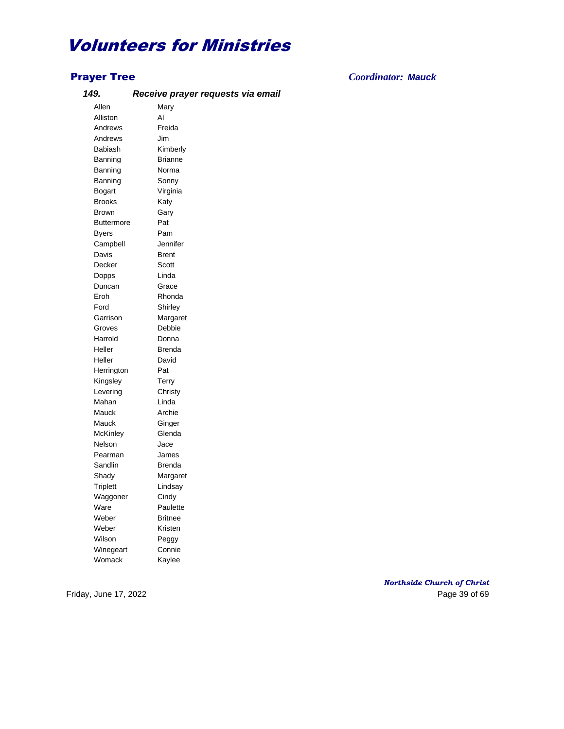# Volunteers for Ministries

## Prayer Tree

***Coordinator: Mauck***

### *149. Receive prayer requests via email*

| | |
|---|---|
| Allen | Mary |
| Alliston | Al |
| Andrews | Freida |
| Andrews | Jim |
| Babiash | Kimberly |
| Banning | Brianne |
| Banning | Norma |
| Banning | Sonny |
| Bogart | Virginia |
| Brooks | Katy |
| Brown | Gary |
| Buttermore | Pat |
| Byers | Pam |
| Campbell | Jennifer |
| Davis | Brent |
| Decker | Scott |
| Dopps | Linda |
| Duncan | Grace |
| Eroh | Rhonda |
| Ford | Shirley |
| Garrison | Margaret |
| Groves | Debbie |
| Harrold | Donna |
| Heller | Brenda |
| Heller | David |
| Herrington | Pat |
| Kingsley | Terry |
| Levering | Christy |
| Mahan | Linda |
| Mauck | Archie |
| Mauck | Ginger |
| McKinley | Glenda |
| Nelson | Jace |
| Pearman | James |
| Sandlin | Brenda |
| Shady | Margaret |
| Triplett | Lindsay |
| Waggoner | Cindy |
| Ware | Paulette |
| Weber | Britnee |
| Weber | Kristen |
| Wilson | Peggy |
| Winegeart | Connie |
| Womack | Kaylee |

*Northside Church of Christ*

Friday, June 17, 2022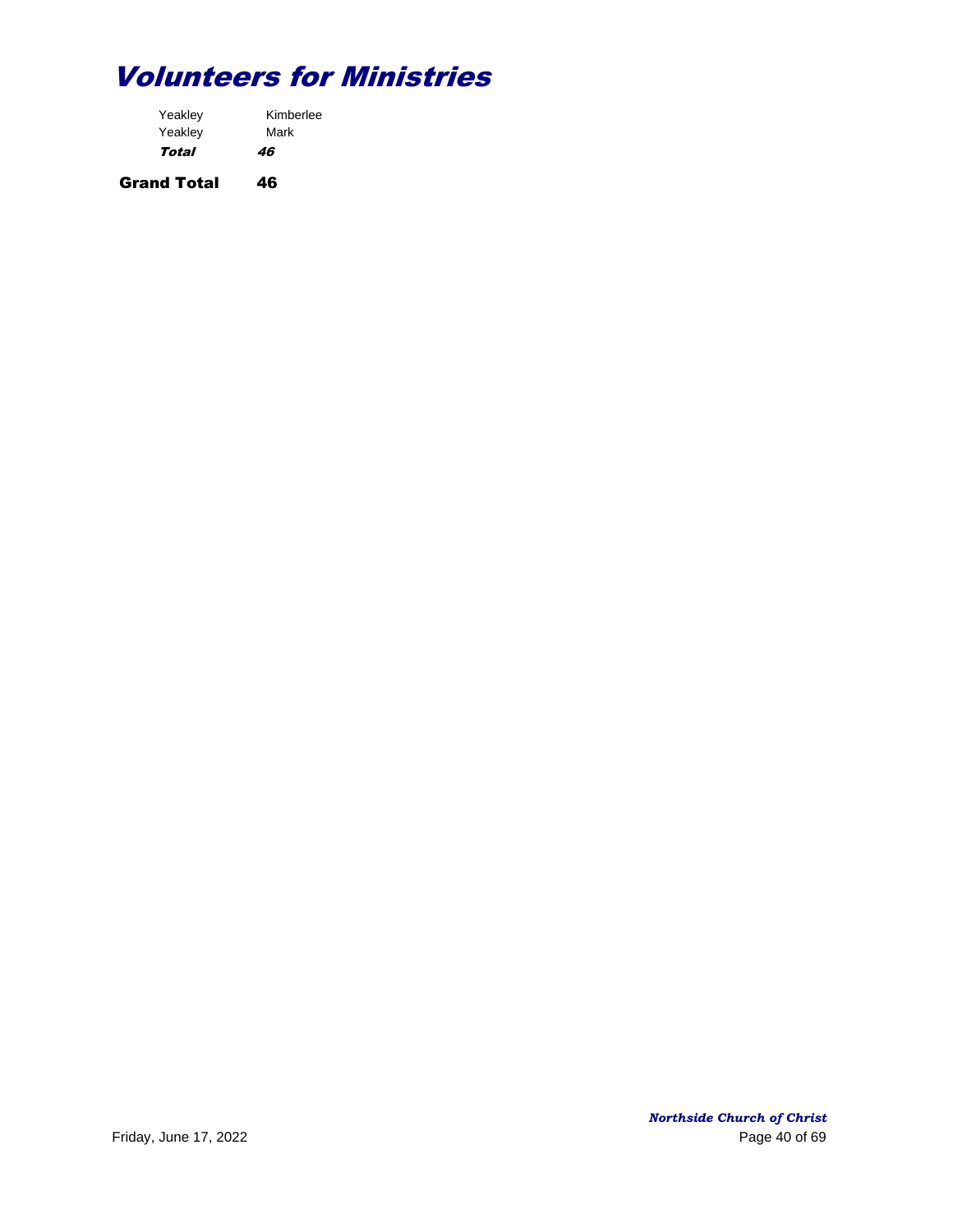# *Volunteers for Ministries*

| | |
|---|---|
| Yeakley | Kimberlee |
| Yeakley | Mark |
| ***Total*** | ***46*** |

**Grand Total 46**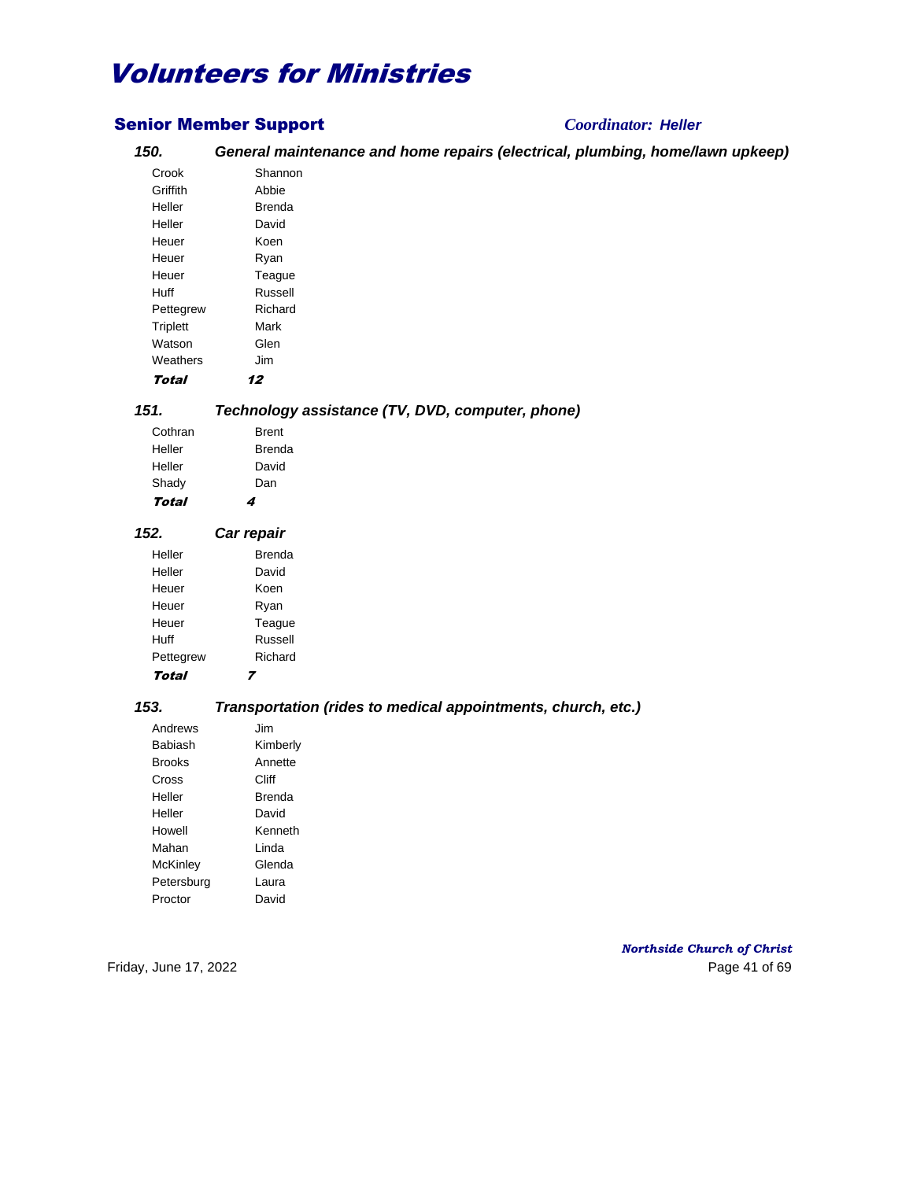# Volunteers for Ministries

## Senior Member Support

*Coordinator: Heller*

### 150. General maintenance and home repairs (electrical, plumbing, home/lawn upkeep)

| | |
|---|---|
| Crook | Shannon |
| Griffith | Abbie |
| Heller | Brenda |
| Heller | David |
| Heuer | Koen |
| Heuer | Ryan |
| Heuer | Teague |
| Huff | Russell |
| Pettegrew | Richard |
| Triplett | Mark |
| Watson | Glen |
| Weathers | Jim |
| ***Total*** | ***12*** |

### 151. Technology assistance (TV, DVD, computer, phone)

| | |
|---|---|
| Cothran | Brent |
| Heller | Brenda |
| Heller | David |
| Shady | Dan |
| ***Total*** | ***4*** |

### 152. Car repair

| | |
|---|---|
| Heller | Brenda |
| Heller | David |
| Heuer | Koen |
| Heuer | Ryan |
| Heuer | Teague |
| Huff | Russell |
| Pettegrew | Richard |
| ***Total*** | ***7*** |

### 153. Transportation (rides to medical appointments, church, etc.)

| | |
|---|---|
| Andrews | Jim |
| Babiash | Kimberly |
| Brooks | Annette |
| Cross | Cliff |
| Heller | Brenda |
| Heller | David |
| Howell | Kenneth |
| Mahan | Linda |
| McKinley | Glenda |
| Petersburg | Laura |
| Proctor | David |

*Northside Church of Christ*

Friday, June 17, 2022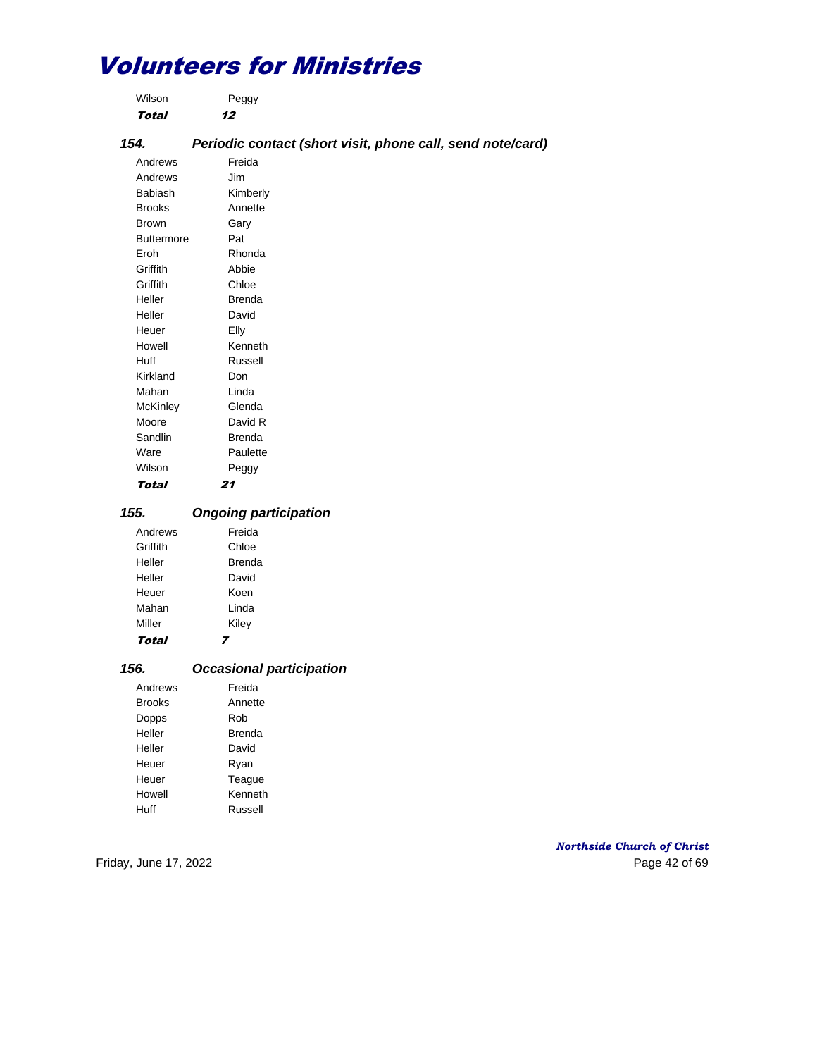# Volunteers for Ministries

| | |
|---|---|
| Wilson | Peggy |
| ***Total*** | ***12*** |

### 154. Periodic contact (short visit, phone call, send note/card)

| | |
|---|---|
| Andrews | Freida |
| Andrews | Jim |
| Babiash | Kimberly |
| Brooks | Annette |
| Brown | Gary |
| Buttermore | Pat |
| Eroh | Rhonda |
| Griffith | Abbie |
| Griffith | Chloe |
| Heller | Brenda |
| Heller | David |
| Heuer | Elly |
| Howell | Kenneth |
| Huff | Russell |
| Kirkland | Don |
| Mahan | Linda |
| McKinley | Glenda |
| Moore | David R |
| Sandlin | Brenda |
| Ware | Paulette |
| Wilson | Peggy |
| ***Total*** | ***21*** |

### 155. Ongoing participation

| | |
|---|---|
| Andrews | Freida |
| Griffith | Chloe |
| Heller | Brenda |
| Heller | David |
| Heuer | Koen |
| Mahan | Linda |
| Miller | Kiley |
| ***Total*** | ***7*** |

### 156. Occasional participation

| | |
|---|---|
| Andrews | Freida |
| Brooks | Annette |
| Dopps | Rob |
| Heller | Brenda |
| Heller | David |
| Heuer | Ryan |
| Heuer | Teague |
| Howell | Kenneth |
| Huff | Russell |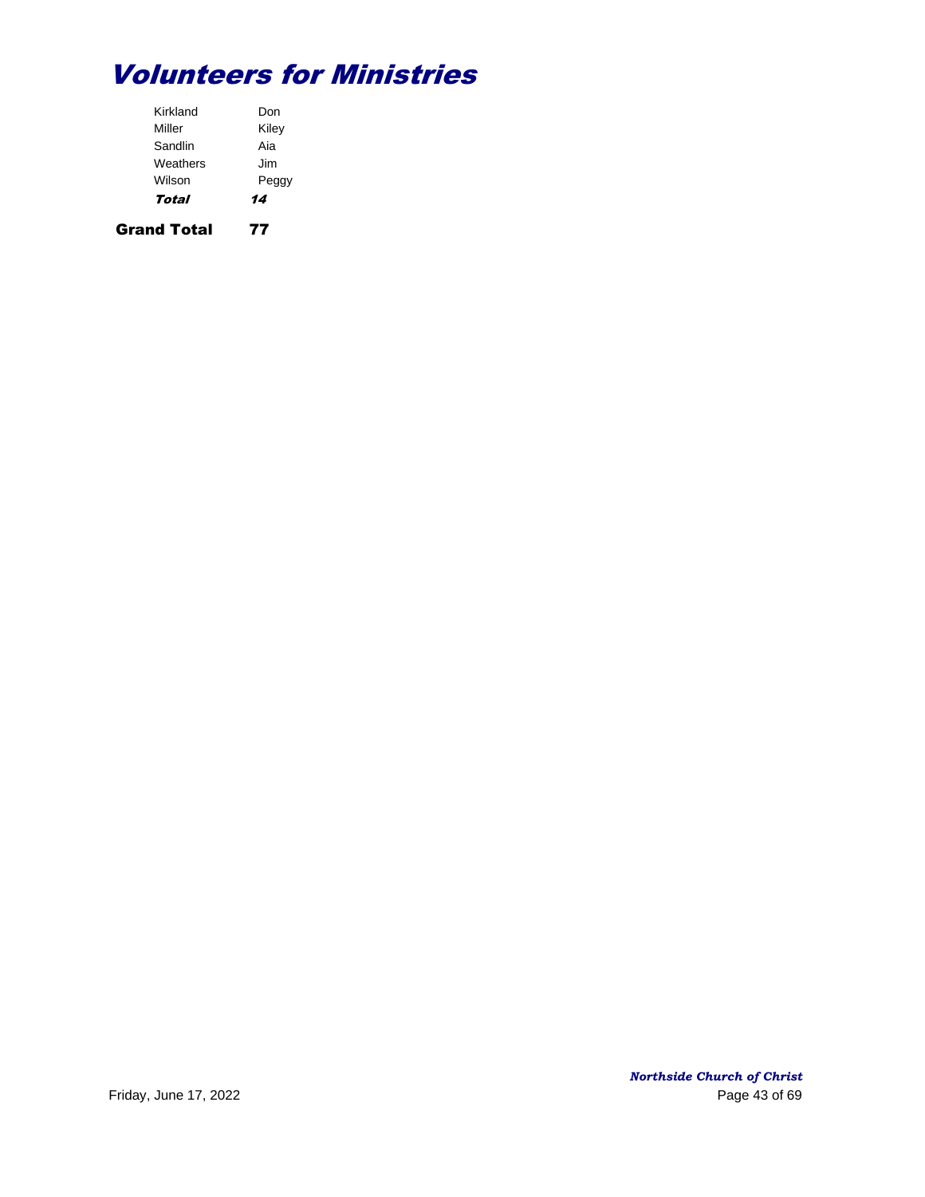# *Volunteers for Ministries*

| | |
|---|---|
| Kirkland | Don |
| Miller | Kiley |
| Sandlin | Aia |
| Weathers | Jim |
| Wilson | Peggy |
| ***Total*** | ***14*** |

**Grand Total** **77**

Friday, June 17, 2022

***Northside Church of Christ***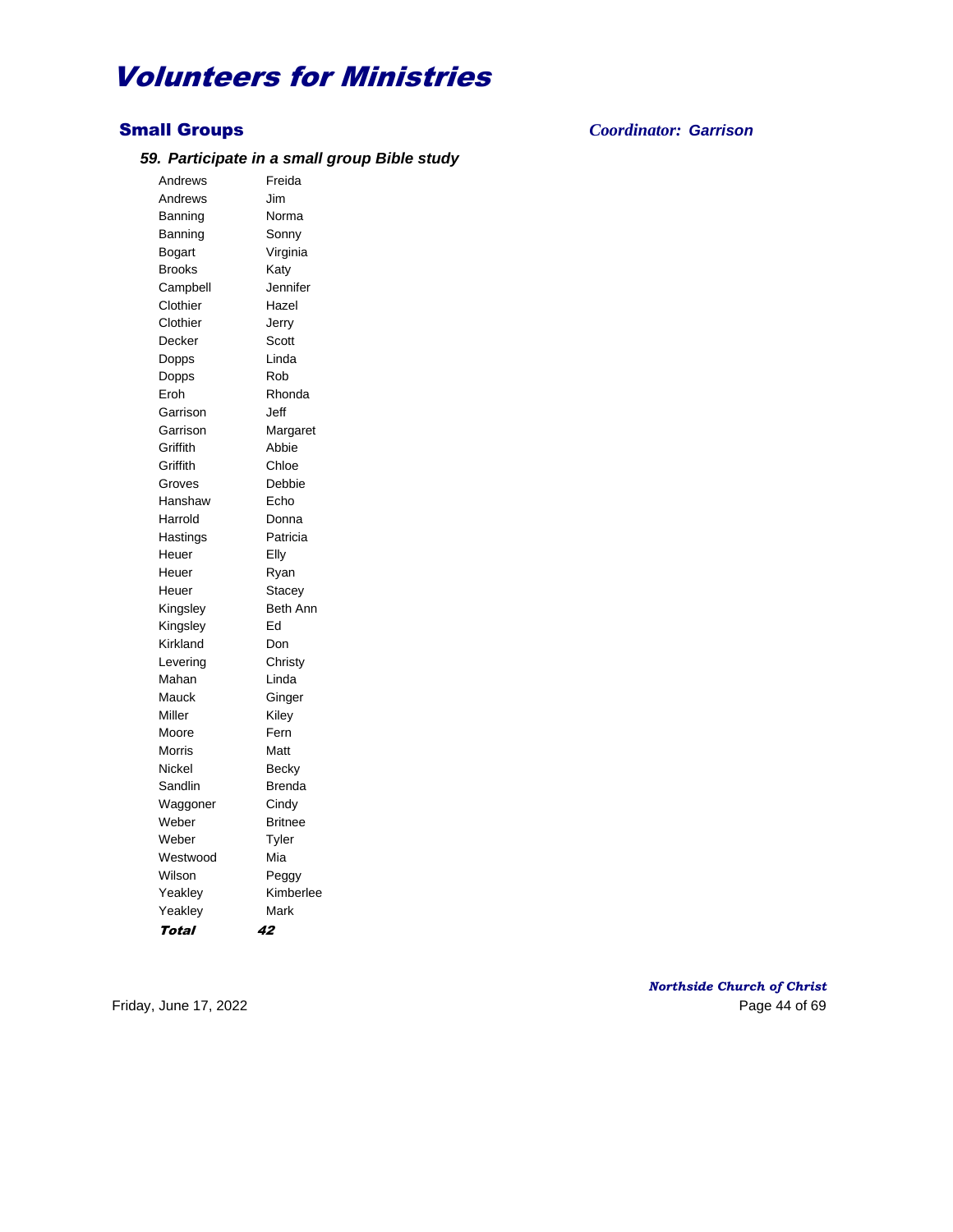# Volunteers for Ministries

## Small Groups

*Coordinator: Garrison*

### *59. Participate in a small group Bible study*

| | |
|---|---|
| Andrews | Freida |
| Andrews | Jim |
| Banning | Norma |
| Banning | Sonny |
| Bogart | Virginia |
| Brooks | Katy |
| Campbell | Jennifer |
| Clothier | Hazel |
| Clothier | Jerry |
| Decker | Scott |
| Dopps | Linda |
| Dopps | Rob |
| Eroh | Rhonda |
| Garrison | Jeff |
| Garrison | Margaret |
| Griffith | Abbie |
| Griffith | Chloe |
| Groves | Debbie |
| Hanshaw | Echo |
| Harrold | Donna |
| Hastings | Patricia |
| Heuer | Elly |
| Heuer | Ryan |
| Heuer | Stacey |
| Kingsley | Beth Ann |
| Kingsley | Ed |
| Kirkland | Don |
| Levering | Christy |
| Mahan | Linda |
| Mauck | Ginger |
| Miller | Kiley |
| Moore | Fern |
| Morris | Matt |
| Nickel | Becky |
| Sandlin | Brenda |
| Waggoner | Cindy |
| Weber | Britnee |
| Weber | Tyler |
| Westwood | Mia |
| Wilson | Peggy |
| Yeakley | Kimberlee |
| Yeakley | Mark |
| ***Total*** | ***42*** |

*Northside Church of Christ*

Friday, June 17, 2022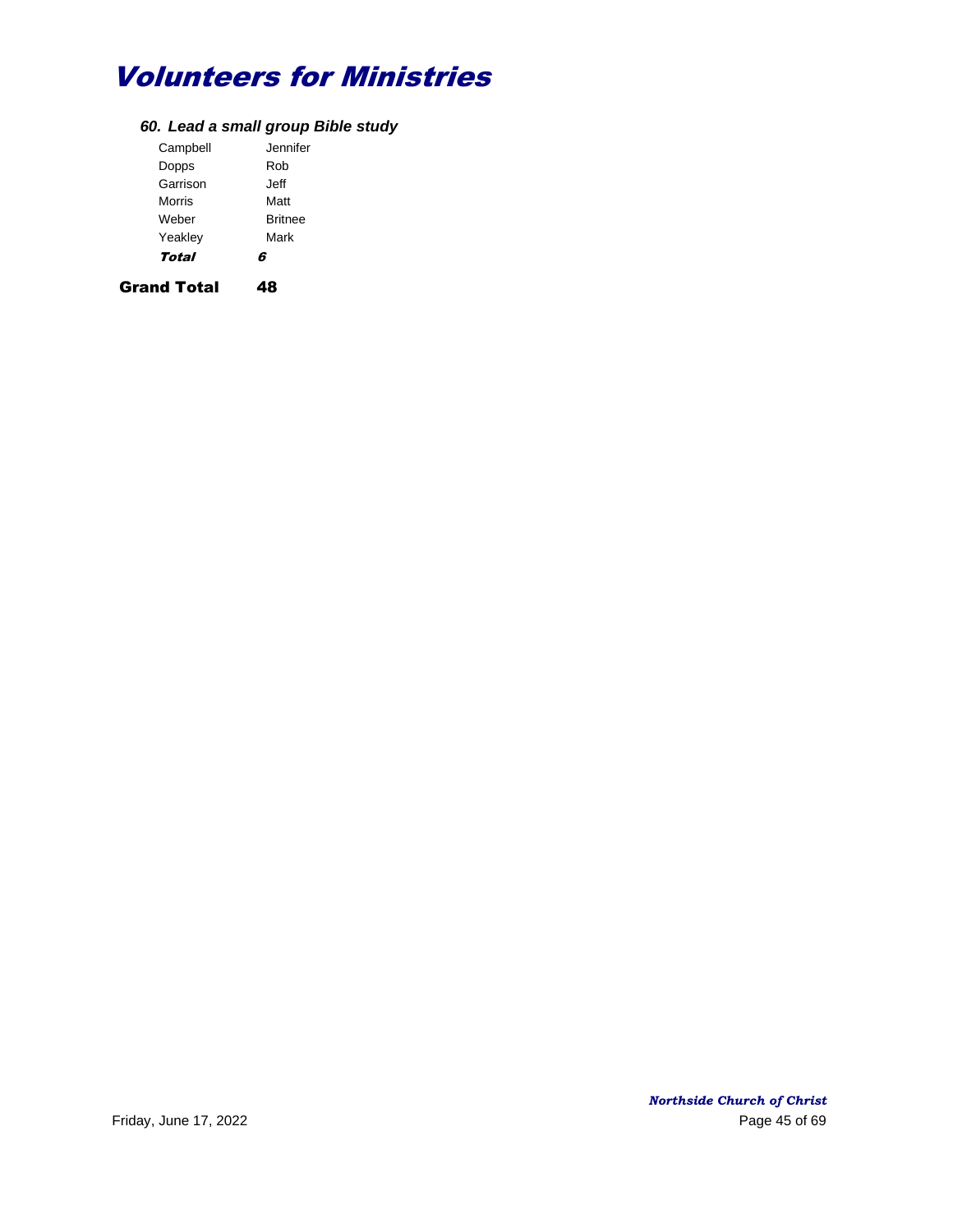# Volunteers for Ministries

### *60. Lead a small group Bible study*

| | |
|---|---|
| Campbell | Jennifer |
| Dopps | Rob |
| Garrison | Jeff |
| Morris | Matt |
| Weber | Britnee |
| Yeakley | Mark |
| ***Total*** | ***6*** |

**Grand Total** **48**

Friday, June 17, 2022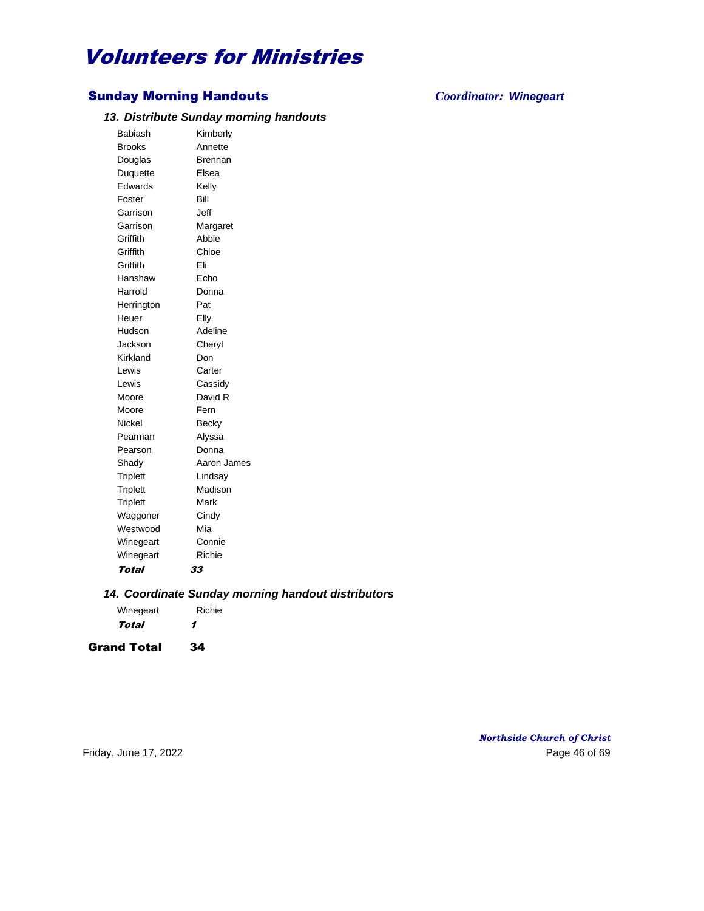# Volunteers for Ministries

## Sunday Morning Handouts

***Coordinator: Winegeart***

### *13. Distribute Sunday morning handouts*

| | |
|---|---|
| Babiash | Kimberly |
| Brooks | Annette |
| Douglas | Brennan |
| Duquette | Elsea |
| Edwards | Kelly |
| Foster | Bill |
| Garrison | Jeff |
| Garrison | Margaret |
| Griffith | Abbie |
| Griffith | Chloe |
| Griffith | Eli |
| Hanshaw | Echo |
| Harrold | Donna |
| Herrington | Pat |
| Heuer | Elly |
| Hudson | Adeline |
| Jackson | Cheryl |
| Kirkland | Don |
| Lewis | Carter |
| Lewis | Cassidy |
| Moore | David R |
| Moore | Fern |
| Nickel | Becky |
| Pearman | Alyssa |
| Pearson | Donna |
| Shady | Aaron James |
| Triplett | Lindsay |
| Triplett | Madison |
| Triplett | Mark |
| Waggoner | Cindy |
| Westwood | Mia |
| Winegeart | Connie |
| Winegeart | Richie |
| ***Total*** | ***33*** |

### *14. Coordinate Sunday morning handout distributors*

| | |
|---|---|
| Winegeart | Richie |
| ***Total*** | ***1*** |

**Grand Total 34**

*Northside Church of Christ*

Friday, June 17, 2022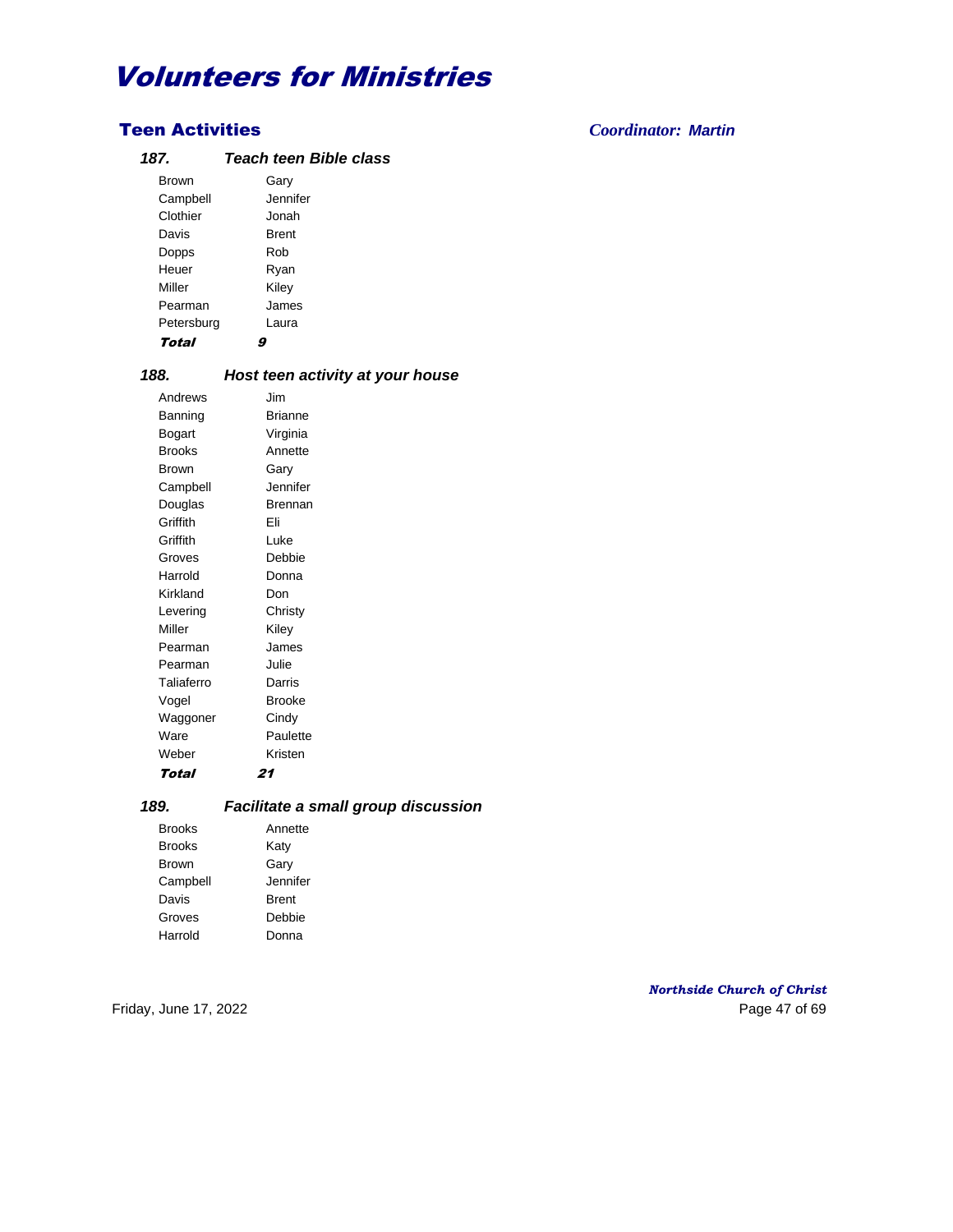# Volunteers for Ministries

## Teen Activities

*Coordinator: Martin*

### 187. Teach teen Bible class

| | |
|---|---|
| Brown | Gary |
| Campbell | Jennifer |
| Clothier | Jonah |
| Davis | Brent |
| Dopps | Rob |
| Heuer | Ryan |
| Miller | Kiley |
| Pearman | James |
| Petersburg | Laura |
| ***Total*** | ***9*** |

### 188. Host teen activity at your house

| | |
|---|---|
| Andrews | Jim |
| Banning | Brianne |
| Bogart | Virginia |
| Brooks | Annette |
| Brown | Gary |
| Campbell | Jennifer |
| Douglas | Brennan |
| Griffith | Eli |
| Griffith | Luke |
| Groves | Debbie |
| Harrold | Donna |
| Kirkland | Don |
| Levering | Christy |
| Miller | Kiley |
| Pearman | James |
| Pearman | Julie |
| Taliaferro | Darris |
| Vogel | Brooke |
| Waggoner | Cindy |
| Ware | Paulette |
| Weber | Kristen |
| ***Total*** | ***21*** |

### 189. Facilitate a small group discussion

| | |
|---|---|
| Brooks | Annette |
| Brooks | Katy |
| Brown | Gary |
| Campbell | Jennifer |
| Davis | Brent |
| Groves | Debbie |
| Harrold | Donna |

*Northside Church of Christ*

Friday, June 17, 2022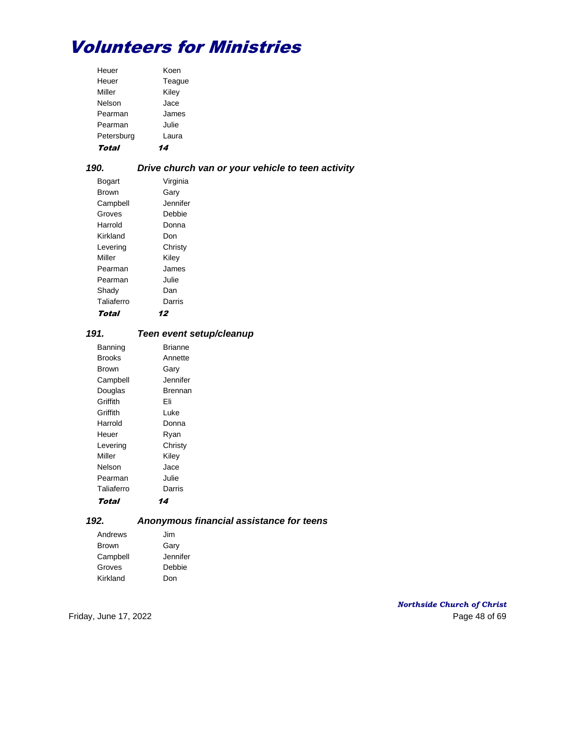# Volunteers for Ministries

| | |
|---|---|
| Heuer | Koen |
| Heuer | Teague |
| Miller | Kiley |
| Nelson | Jace |
| Pearman | James |
| Pearman | Julie |
| Petersburg | Laura |
| ***Total*** | ***14*** |

### *190. Drive church van or your vehicle to teen activity*

| | |
|---|---|
| Bogart | Virginia |
| Brown | Gary |
| Campbell | Jennifer |
| Groves | Debbie |
| Harrold | Donna |
| Kirkland | Don |
| Levering | Christy |
| Miller | Kiley |
| Pearman | James |
| Pearman | Julie |
| Shady | Dan |
| Taliaferro | Darris |
| ***Total*** | ***12*** |

### *191. Teen event setup/cleanup*

| | |
|---|---|
| Banning | Brianne |
| Brooks | Annette |
| Brown | Gary |
| Campbell | Jennifer |
| Douglas | Brennan |
| Griffith | Eli |
| Griffith | Luke |
| Harrold | Donna |
| Heuer | Ryan |
| Levering | Christy |
| Miller | Kiley |
| Nelson | Jace |
| Pearman | Julie |
| Taliaferro | Darris |
| ***Total*** | ***14*** |

### *192. Anonymous financial assistance for teens*

| | |
|---|---|
| Andrews | Jim |
| Brown | Gary |
| Campbell | Jennifer |
| Groves | Debbie |
| Kirkland | Don |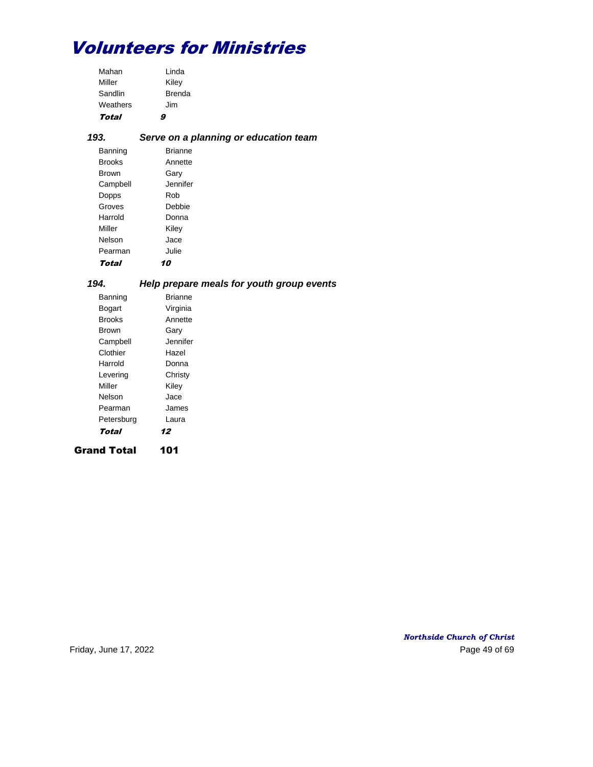# Volunteers for Ministries

| | |
|---|---|
| Mahan | Linda |
| Miller | Kiley |
| Sandlin | Brenda |
| Weathers | Jim |
| ***Total*** | ***9*** |

### *193. Serve on a planning or education team*

| | |
|---|---|
| Banning | Brianne |
| Brooks | Annette |
| Brown | Gary |
| Campbell | Jennifer |
| Dopps | Rob |
| Groves | Debbie |
| Harrold | Donna |
| Miller | Kiley |
| Nelson | Jace |
| Pearman | Julie |
| ***Total*** | ***10*** |

### *194. Help prepare meals for youth group events*

| | |
|---|---|
| Banning | Brianne |
| Bogart | Virginia |
| Brooks | Annette |
| Brown | Gary |
| Campbell | Jennifer |
| Clothier | Hazel |
| Harrold | Donna |
| Levering | Christy |
| Miller | Kiley |
| Nelson | Jace |
| Pearman | James |
| Petersburg | Laura |
| ***Total*** | ***12*** |

**Grand Total 101**

*Northside Church of Christ*

Friday, June 17, 2022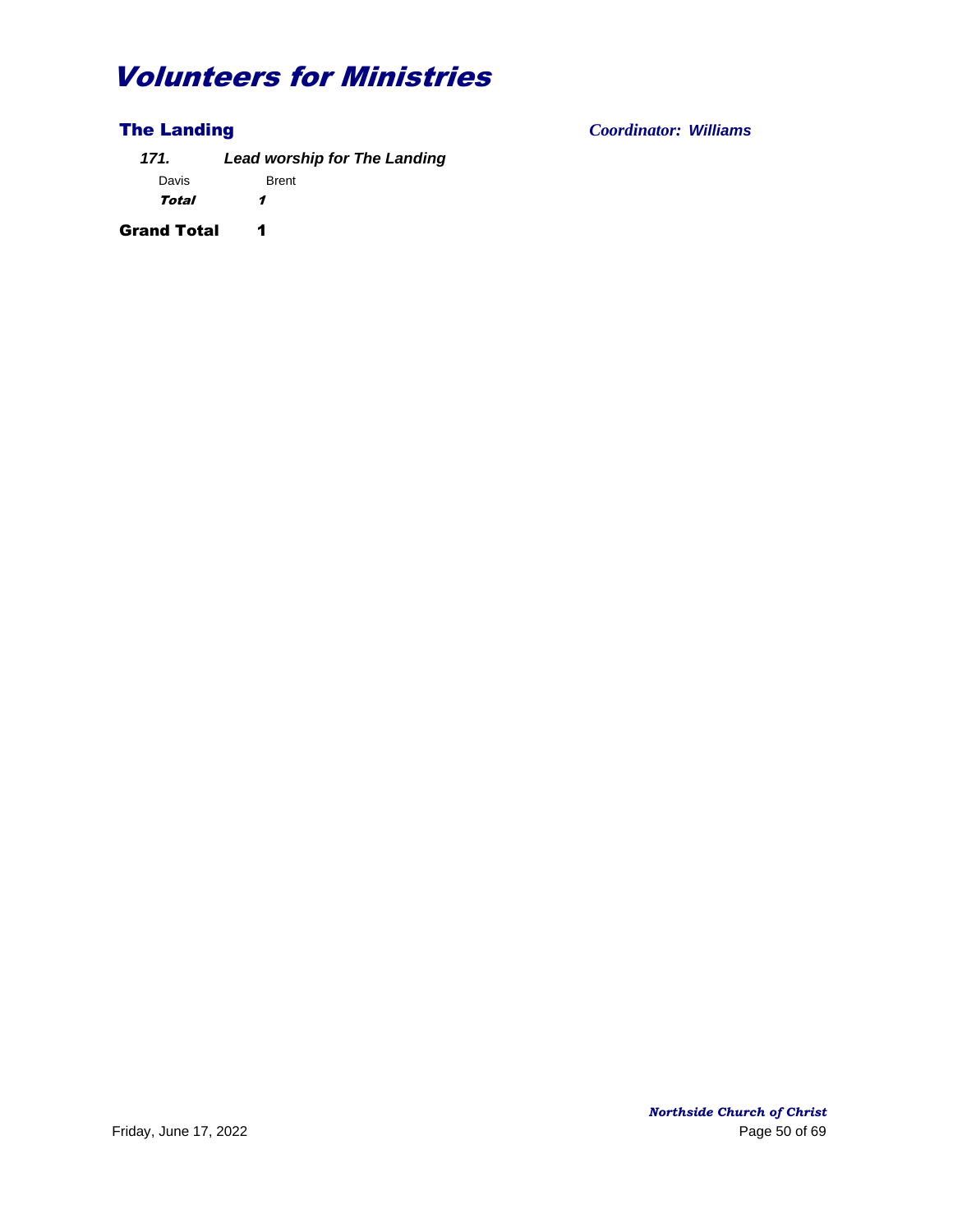# Volunteers for Ministries

## The Landing

*Coordinator: Williams*

***171. Lead worship for The Landing***

| | |
|---|---|
| Davis | Brent |
| ***Total*** | ***1*** |

**Grand Total 1**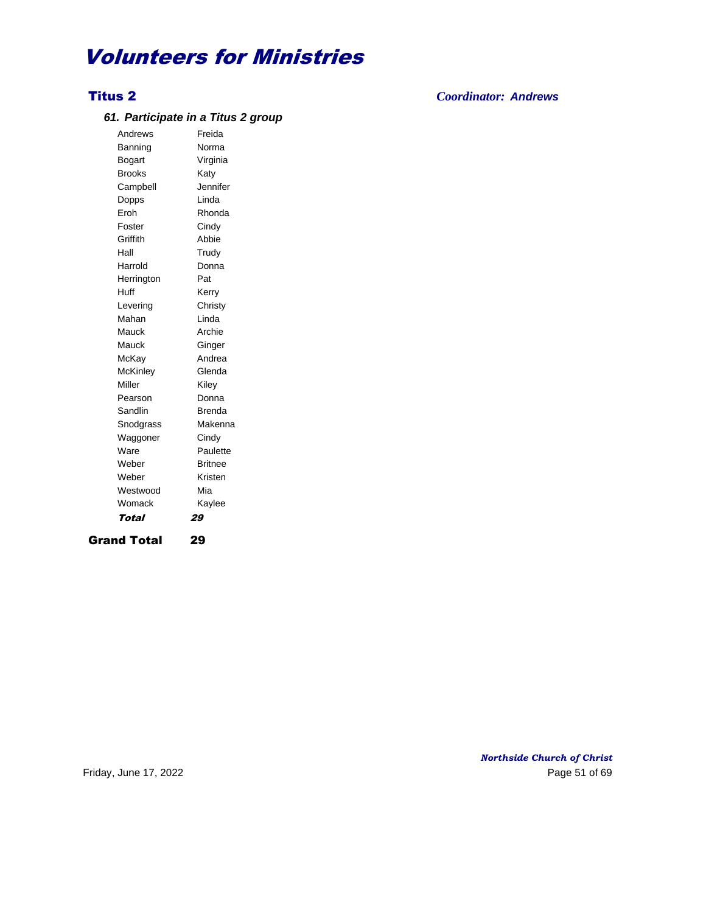# Volunteers for Ministries

## Titus 2

*Coordinator: Andrews*

### *61. Participate in a Titus 2 group*

| | |
|---|---|
| Andrews | Freida |
| Banning | Norma |
| Bogart | Virginia |
| Brooks | Katy |
| Campbell | Jennifer |
| Dopps | Linda |
| Eroh | Rhonda |
| Foster | Cindy |
| Griffith | Abbie |
| Hall | Trudy |
| Harrold | Donna |
| Herrington | Pat |
| Huff | Kerry |
| Levering | Christy |
| Mahan | Linda |
| Mauck | Archie |
| Mauck | Ginger |
| McKay | Andrea |
| McKinley | Glenda |
| Miller | Kiley |
| Pearson | Donna |
| Sandlin | Brenda |
| Snodgrass | Makenna |
| Waggoner | Cindy |
| Ware | Paulette |
| Weber | Britnee |
| Weber | Kristen |
| Westwood | Mia |
| Womack | Kaylee |
| ***Total*** | ***29*** |

**Grand Total 29**

*Northside Church of Christ*

Friday, June 17, 2022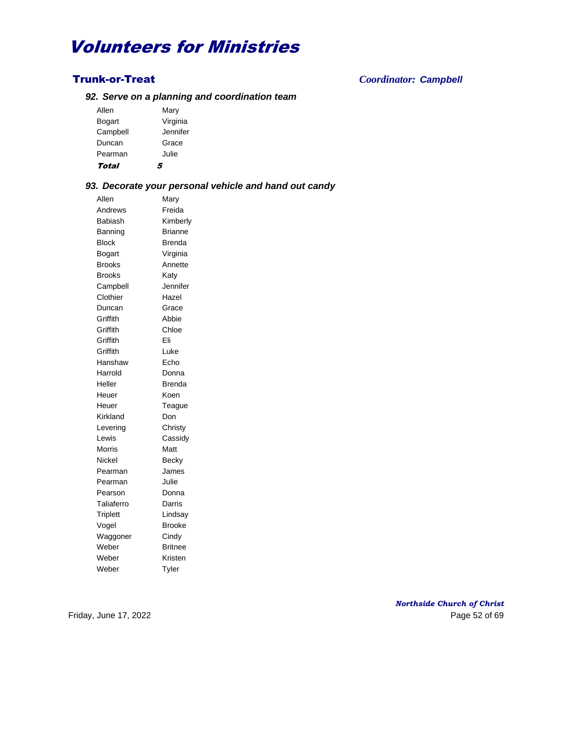# Volunteers for Ministries

## Trunk-or-Treat

*Coordinator: Campbell*

### *92. Serve on a planning and coordination team*

| | |
|---|---|
| Allen | Mary |
| Bogart | Virginia |
| Campbell | Jennifer |
| Duncan | Grace |
| Pearman | Julie |
| ***Total*** | ***5*** |

### *93. Decorate your personal vehicle and hand out candy*

| | |
|---|---|
| Allen | Mary |
| Andrews | Freida |
| Babiash | Kimberly |
| Banning | Brianne |
| Block | Brenda |
| Bogart | Virginia |
| Brooks | Annette |
| Brooks | Katy |
| Campbell | Jennifer |
| Clothier | Hazel |
| Duncan | Grace |
| Griffith | Abbie |
| Griffith | Chloe |
| Griffith | Eli |
| Griffith | Luke |
| Hanshaw | Echo |
| Harrold | Donna |
| Heller | Brenda |
| Heuer | Koen |
| Heuer | Teague |
| Kirkland | Don |
| Levering | Christy |
| Lewis | Cassidy |
| Morris | Matt |
| Nickel | Becky |
| Pearman | James |
| Pearman | Julie |
| Pearson | Donna |
| Taliaferro | Darris |
| Triplett | Lindsay |
| Vogel | Brooke |
| Waggoner | Cindy |
| Weber | Britnee |
| Weber | Kristen |
| Weber | Tyler |

*Northside Church of Christ*

Friday, June 17, 2022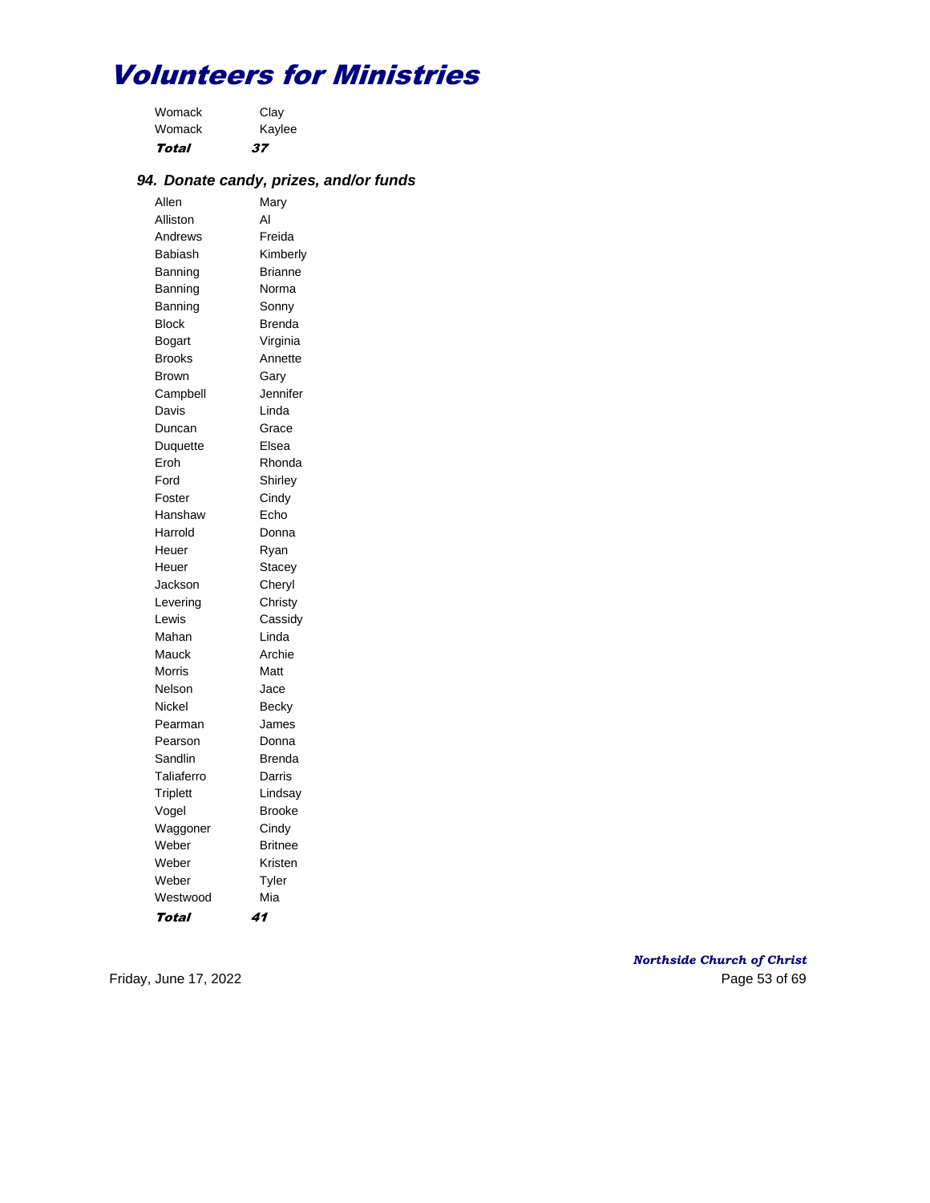# Volunteers for Ministries

| | |
|---|---|
| Womack | Clay |
| Womack | Kaylee |
| ***Total*** | ***37*** |

### *94. Donate candy, prizes, and/or funds*

| | |
|---|---|
| Allen | Mary |
| Alliston | Al |
| Andrews | Freida |
| Babiash | Kimberly |
| Banning | Brianne |
| Banning | Norma |
| Banning | Sonny |
| Block | Brenda |
| Bogart | Virginia |
| Brooks | Annette |
| Brown | Gary |
| Campbell | Jennifer |
| Davis | Linda |
| Duncan | Grace |
| Duquette | Elsea |
| Eroh | Rhonda |
| Ford | Shirley |
| Foster | Cindy |
| Hanshaw | Echo |
| Harrold | Donna |
| Heuer | Ryan |
| Heuer | Stacey |
| Jackson | Cheryl |
| Levering | Christy |
| Lewis | Cassidy |
| Mahan | Linda |
| Mauck | Archie |
| Morris | Matt |
| Nelson | Jace |
| Nickel | Becky |
| Pearman | James |
| Pearson | Donna |
| Sandlin | Brenda |
| Taliaferro | Darris |
| Triplett | Lindsay |
| Vogel | Brooke |
| Waggoner | Cindy |
| Weber | Britnee |
| Weber | Kristen |
| Weber | Tyler |
| Westwood | Mia |
| ***Total*** | ***41*** |

*Northside Church of Christ*

Friday, June 17, 2022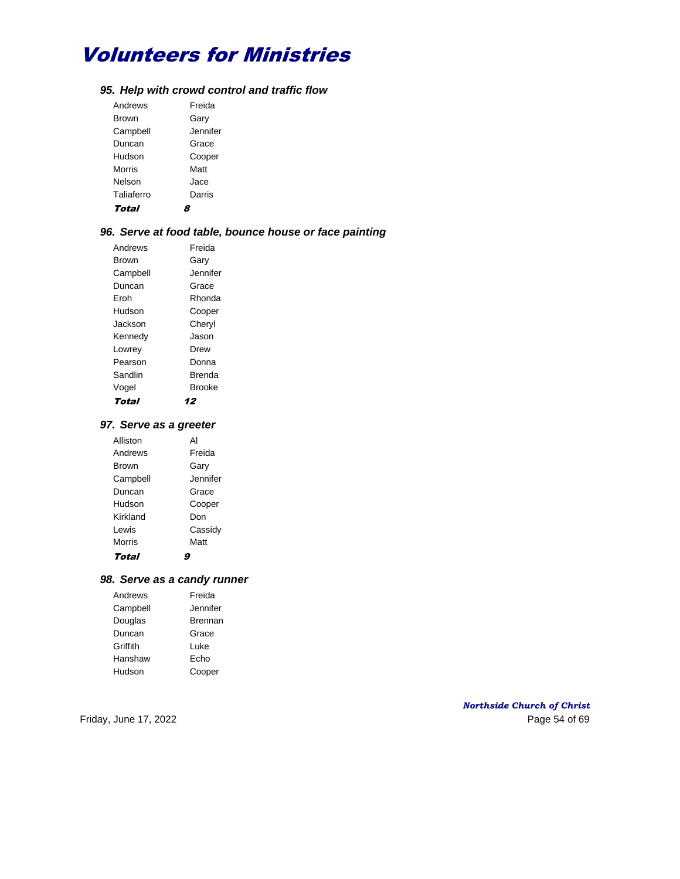# Volunteers for Ministries

### 95. Help with crowd control and traffic flow

| | |
|---|---|
| Andrews | Freida |
| Brown | Gary |
| Campbell | Jennifer |
| Duncan | Grace |
| Hudson | Cooper |
| Morris | Matt |
| Nelson | Jace |
| Taliaferro | Darris |
| ***Total*** | ***8*** |

### 96. Serve at food table, bounce house or face painting

| | |
|---|---|
| Andrews | Freida |
| Brown | Gary |
| Campbell | Jennifer |
| Duncan | Grace |
| Eroh | Rhonda |
| Hudson | Cooper |
| Jackson | Cheryl |
| Kennedy | Jason |
| Lowrey | Drew |
| Pearson | Donna |
| Sandlin | Brenda |
| Vogel | Brooke |
| ***Total*** | ***12*** |

### 97. Serve as a greeter

| | |
|---|---|
| Alliston | Al |
| Andrews | Freida |
| Brown | Gary |
| Campbell | Jennifer |
| Duncan | Grace |
| Hudson | Cooper |
| Kirkland | Don |
| Lewis | Cassidy |
| Morris | Matt |
| ***Total*** | ***9*** |

### 98. Serve as a candy runner

| | |
|---|---|
| Andrews | Freida |
| Campbell | Jennifer |
| Douglas | Brennan |
| Duncan | Grace |
| Griffith | Luke |
| Hanshaw | Echo |
| Hudson | Cooper |

*Northside Church of Christ*

Friday, June 17, 2022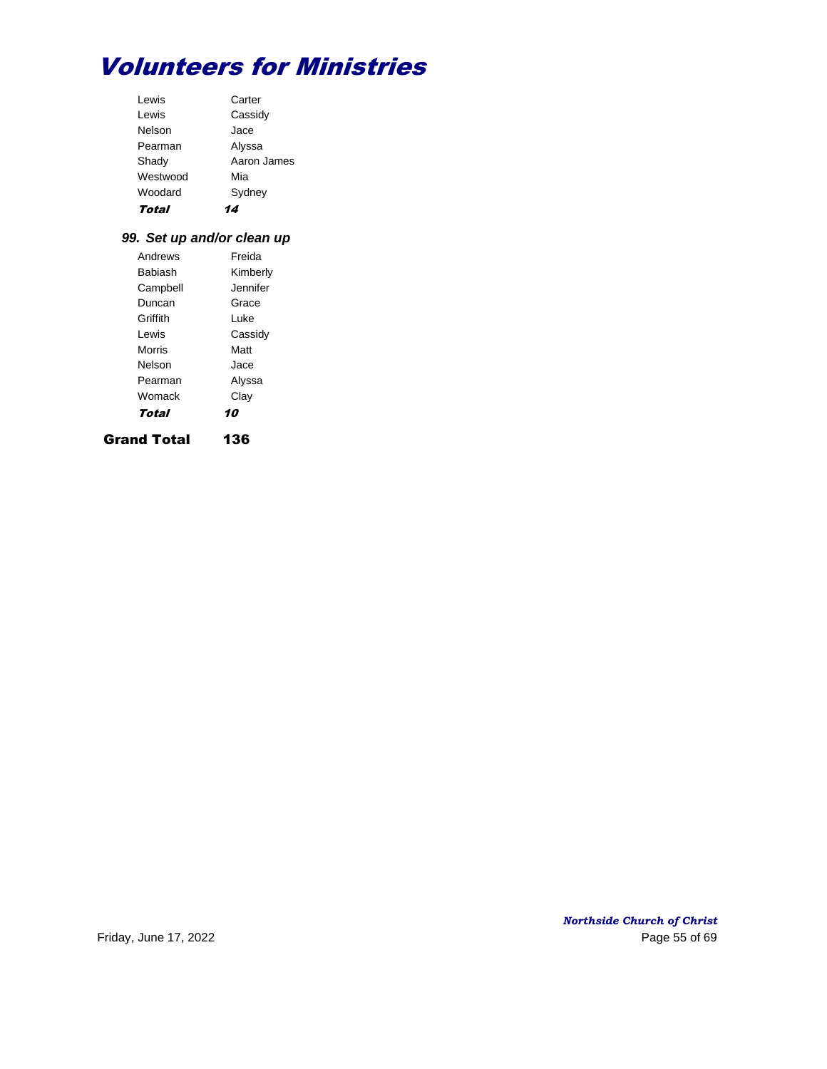# Volunteers for Ministries

| | |
|---|---|
| Lewis | Carter |
| Lewis | Cassidy |
| Nelson | Jace |
| Pearman | Alyssa |
| Shady | Aaron James |
| Westwood | Mia |
| Woodard | Sydney |
| ***Total*** | ***14*** |

### *99. Set up and/or clean up*

| | |
|---|---|
| Andrews | Freida |
| Babiash | Kimberly |
| Campbell | Jennifer |
| Duncan | Grace |
| Griffith | Luke |
| Lewis | Cassidy |
| Morris | Matt |
| Nelson | Jace |
| Pearman | Alyssa |
| Womack | Clay |
| ***Total*** | ***10*** |

**Grand Total** **136**

Northside Church of Christ

Friday, June 17, 2022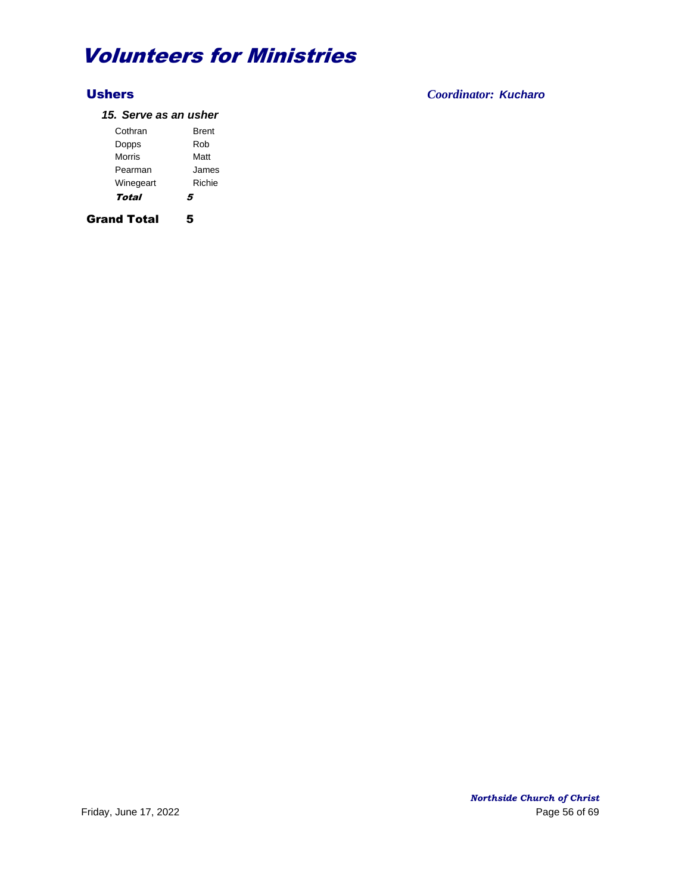# Volunteers for Ministries

## Ushers

*Coordinator: Kucharo*

### *15. Serve as an usher*

| | |
|---|---|
| Cothran | Brent |
| Dopps | Rob |
| Morris | Matt |
| Pearman | James |
| Winegeart | Richie |
| ***Total*** | ***5*** |

**Grand Total 5**

*Northside Church of Christ*

Friday, June 17, 2022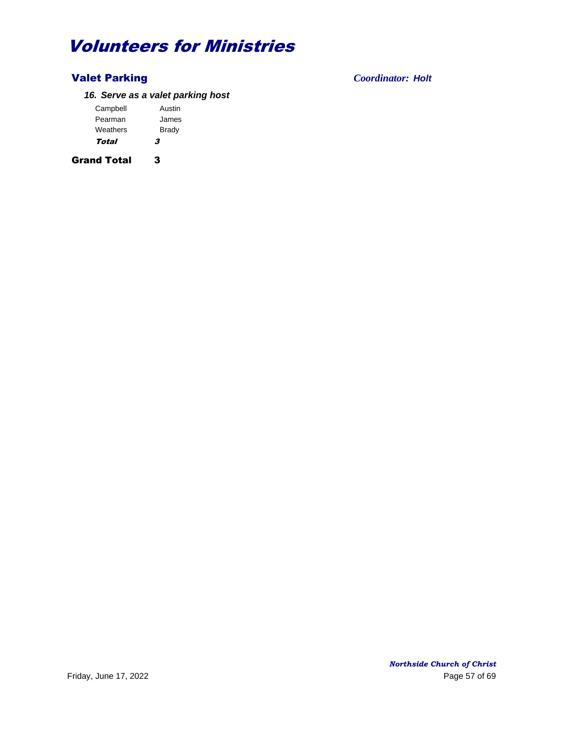# Volunteers for Ministries

## Valet Parking

*Coordinator: Holt*

### *16. Serve as a valet parking host*

| | |
|---|---|
| Campbell | Austin |
| Pearman | James |
| Weathers | Brady |
| ***Total*** | ***3*** |

**Grand Total 3**

*Northside Church of Christ*

Friday, June 17, 2022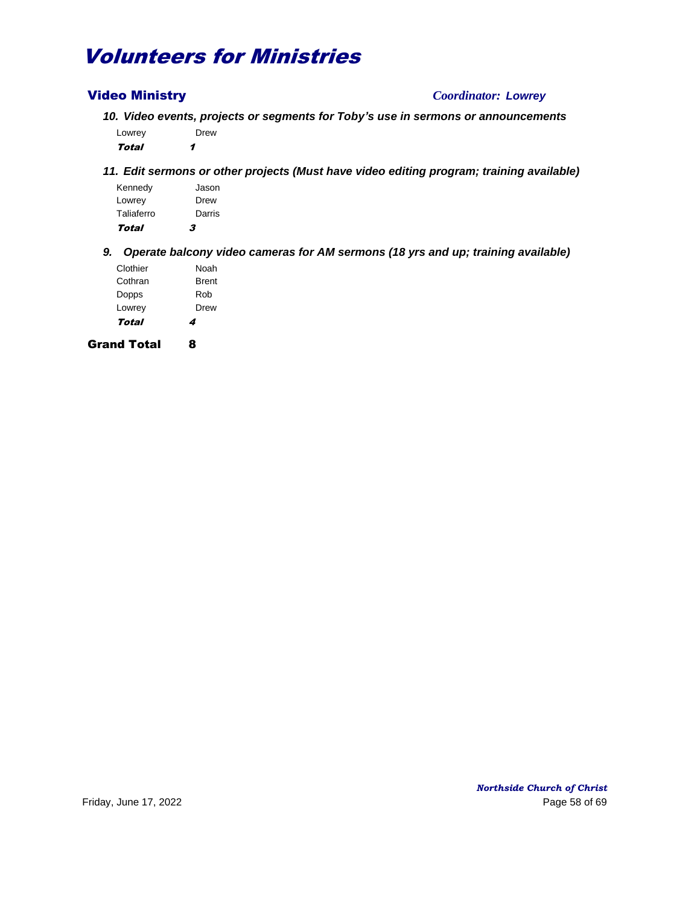# Volunteers for Ministries

## Video Ministry

*Coordinator: Lowrey*

### *10. Video events, projects or segments for Toby's use in sermons or announcements*

| | |
|---|---|
| Lowrey | Drew |
| ***Total*** | ***1*** |

### *11. Edit sermons or other projects (Must have video editing program; training available)*

| | |
|---|---|
| Kennedy | Jason |
| Lowrey | Drew |
| Taliaferro | Darris |
| ***Total*** | ***3*** |

### *9. Operate balcony video cameras for AM sermons (18 yrs and up; training available)*

| | |
|---|---|
| Clothier | Noah |
| Cothran | Brent |
| Dopps | Rob |
| Lowrey | Drew |
| ***Total*** | ***4*** |

**Grand Total 8**

*Northside Church of Christ*

Friday, June 17, 2022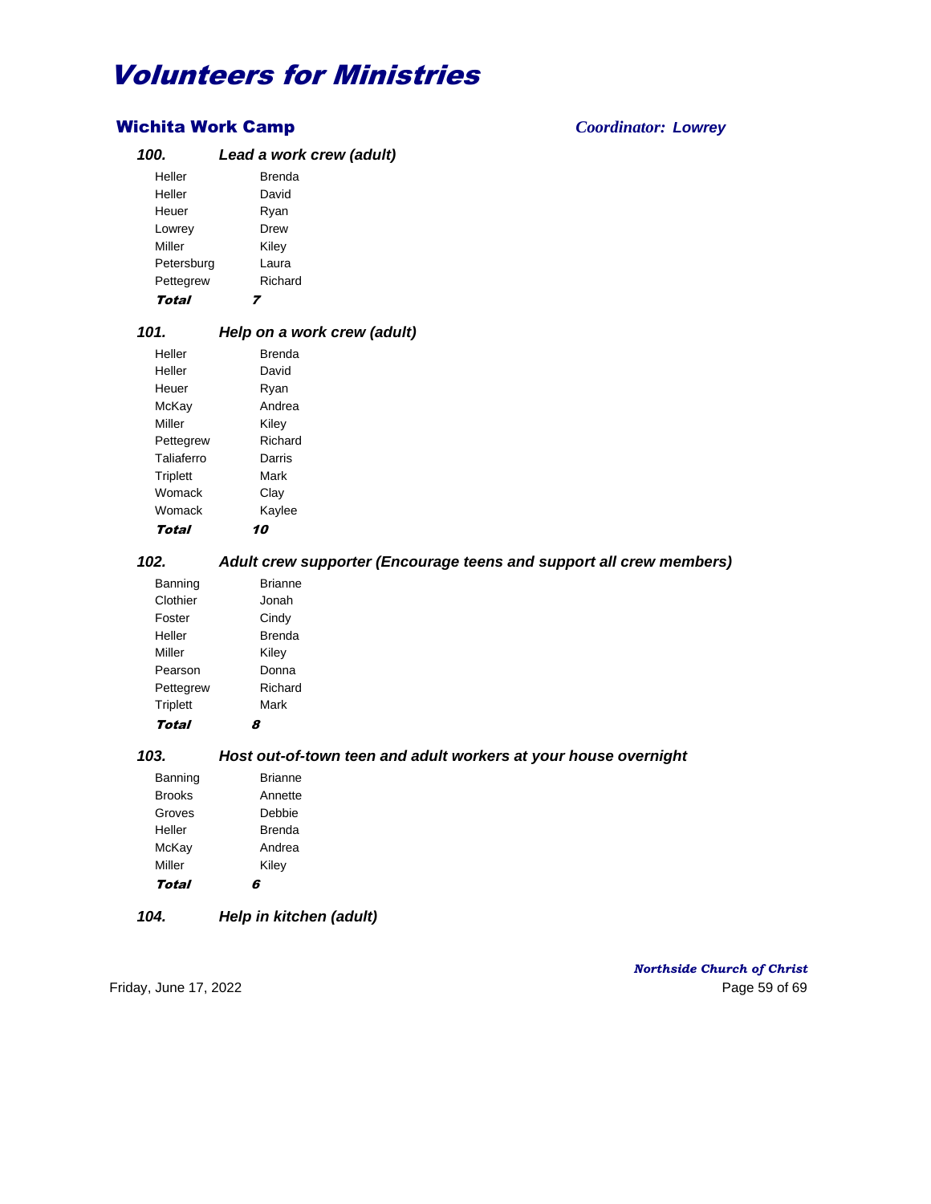# Volunteers for Ministries

## Wichita Work Camp

*Coordinator: Lowrey*

### 100. *Lead a work crew (adult)*

| | |
|---|---|
| Heller | Brenda |
| Heller | David |
| Heuer | Ryan |
| Lowrey | Drew |
| Miller | Kiley |
| Petersburg | Laura |
| Pettegrew | Richard |
| ***Total*** | ***7*** |

### 101. *Help on a work crew (adult)*

| | |
|---|---|
| Heller | Brenda |
| Heller | David |
| Heuer | Ryan |
| McKay | Andrea |
| Miller | Kiley |
| Pettegrew | Richard |
| Taliaferro | Darris |
| Triplett | Mark |
| Womack | Clay |
| Womack | Kaylee |
| ***Total*** | ***10*** |

### 102. *Adult crew supporter (Encourage teens and support all crew members)*

| | |
|---|---|
| Banning | Brianne |
| Clothier | Jonah |
| Foster | Cindy |
| Heller | Brenda |
| Miller | Kiley |
| Pearson | Donna |
| Pettegrew | Richard |
| Triplett | Mark |
| ***Total*** | ***8*** |

### 103. *Host out-of-town teen and adult workers at your house overnight*

| | |
|---|---|
| Banning | Brianne |
| Brooks | Annette |
| Groves | Debbie |
| Heller | Brenda |
| McKay | Andrea |
| Miller | Kiley |
| ***Total*** | ***6*** |

### 104. *Help in kitchen (adult)*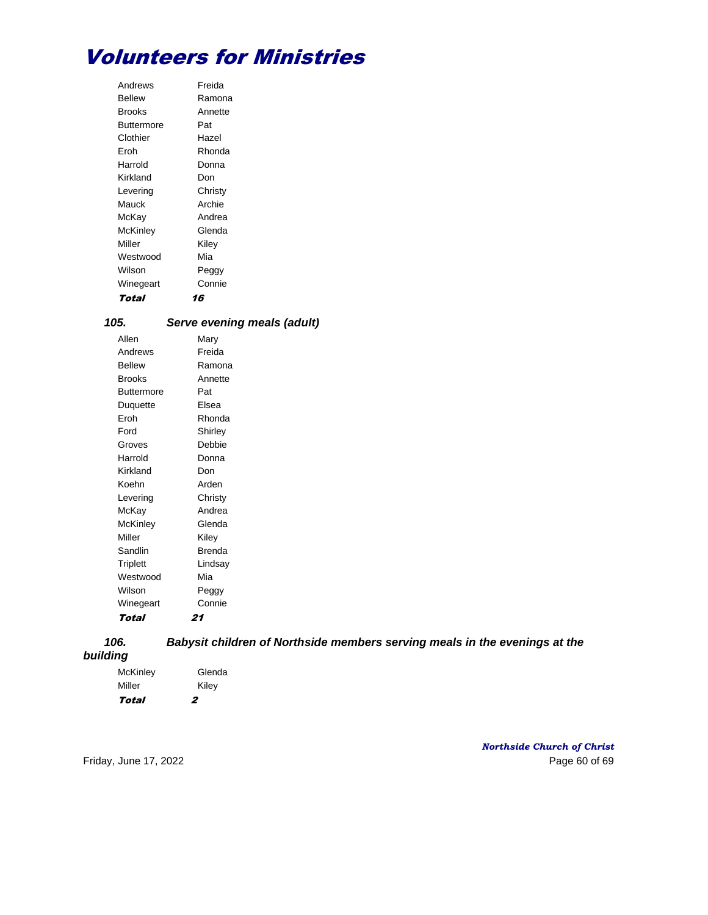# Volunteers for Ministries

| | |
|---|---|
| Andrews | Freida |
| Bellew | Ramona |
| Brooks | Annette |
| Buttermore | Pat |
| Clothier | Hazel |
| Eroh | Rhonda |
| Harrold | Donna |
| Kirkland | Don |
| Levering | Christy |
| Mauck | Archie |
| McKay | Andrea |
| McKinley | Glenda |
| Miller | Kiley |
| Westwood | Mia |
| Wilson | Peggy |
| Winegeart | Connie |
| ***Total*** | ***16*** |

### *105. Serve evening meals (adult)*

| | |
|---|---|
| Allen | Mary |
| Andrews | Freida |
| Bellew | Ramona |
| Brooks | Annette |
| Buttermore | Pat |
| Duquette | Elsea |
| Eroh | Rhonda |
| Ford | Shirley |
| Groves | Debbie |
| Harrold | Donna |
| Kirkland | Don |
| Koehn | Arden |
| Levering | Christy |
| McKay | Andrea |
| McKinley | Glenda |
| Miller | Kiley |
| Sandlin | Brenda |
| Triplett | Lindsay |
| Westwood | Mia |
| Wilson | Peggy |
| Winegeart | Connie |
| ***Total*** | ***21*** |

### *106. Babysit children of Northside members serving meals in the evenings at the building*

| | |
|---|---|
| McKinley | Glenda |
| Miller | Kiley |
| ***Total*** | ***2*** |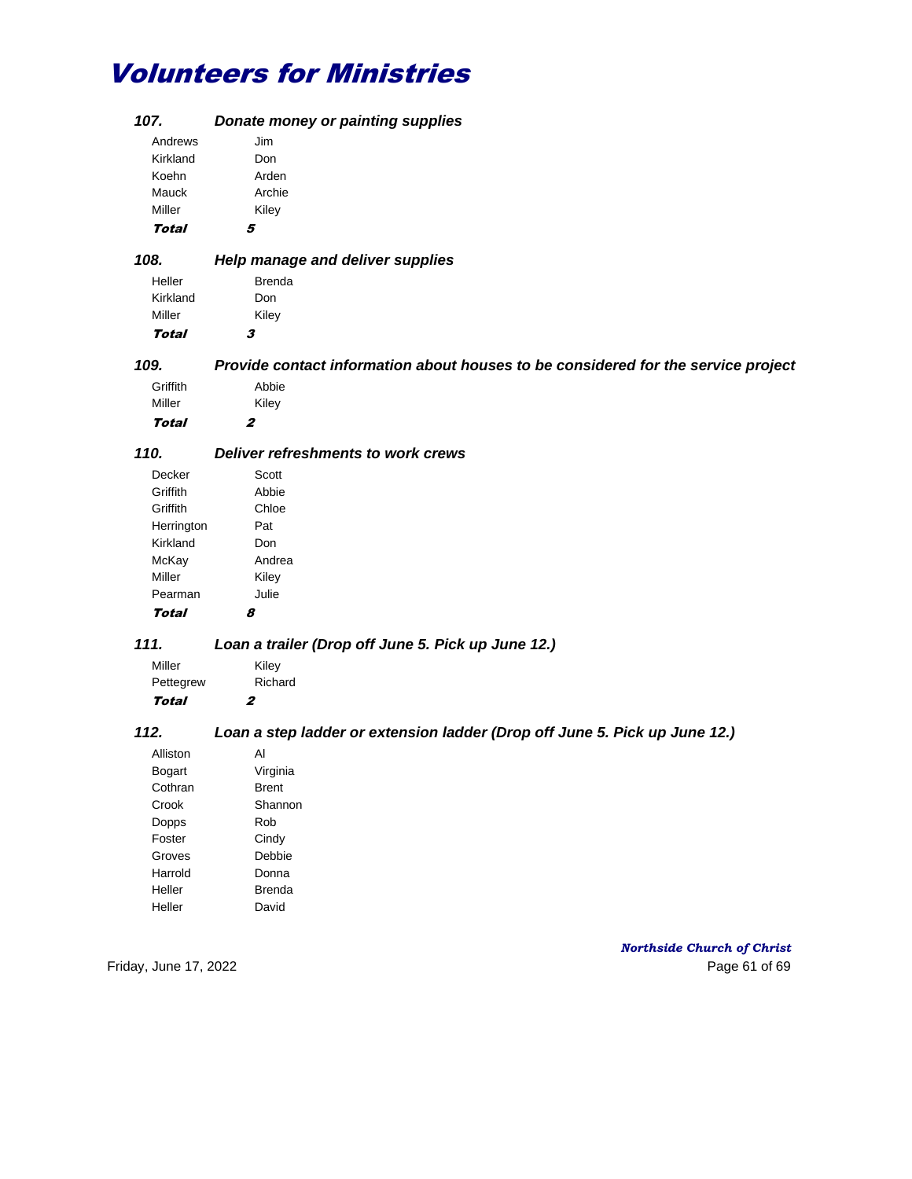# Volunteers for Ministries

### 107. Donate money or painting supplies

| | |
|---|---|
| Andrews | Jim |
| Kirkland | Don |
| Koehn | Arden |
| Mauck | Archie |
| Miller | Kiley |
| ***Total*** | ***5*** |

### 108. Help manage and deliver supplies

| | |
|---|---|
| Heller | Brenda |
| Kirkland | Don |
| Miller | Kiley |
| ***Total*** | ***3*** |

### 109. Provide contact information about houses to be considered for the service project

| | |
|---|---|
| Griffith | Abbie |
| Miller | Kiley |
| ***Total*** | ***2*** |

### 110. Deliver refreshments to work crews

| | |
|---|---|
| Decker | Scott |
| Griffith | Abbie |
| Griffith | Chloe |
| Herrington | Pat |
| Kirkland | Don |
| McKay | Andrea |
| Miller | Kiley |
| Pearman | Julie |
| ***Total*** | ***8*** |

### 111. Loan a trailer (Drop off June 5. Pick up June 12.)

| | |
|---|---|
| Miller | Kiley |
| Pettegrew | Richard |
| ***Total*** | ***2*** |

### 112. Loan a step ladder or extension ladder (Drop off June 5. Pick up June 12.)

| | |
|---|---|
| Alliston | Al |
| Bogart | Virginia |
| Cothran | Brent |
| Crook | Shannon |
| Dopps | Rob |
| Foster | Cindy |
| Groves | Debbie |
| Harrold | Donna |
| Heller | Brenda |
| Heller | David |

*Northside Church of Christ*

Friday, June 17, 2022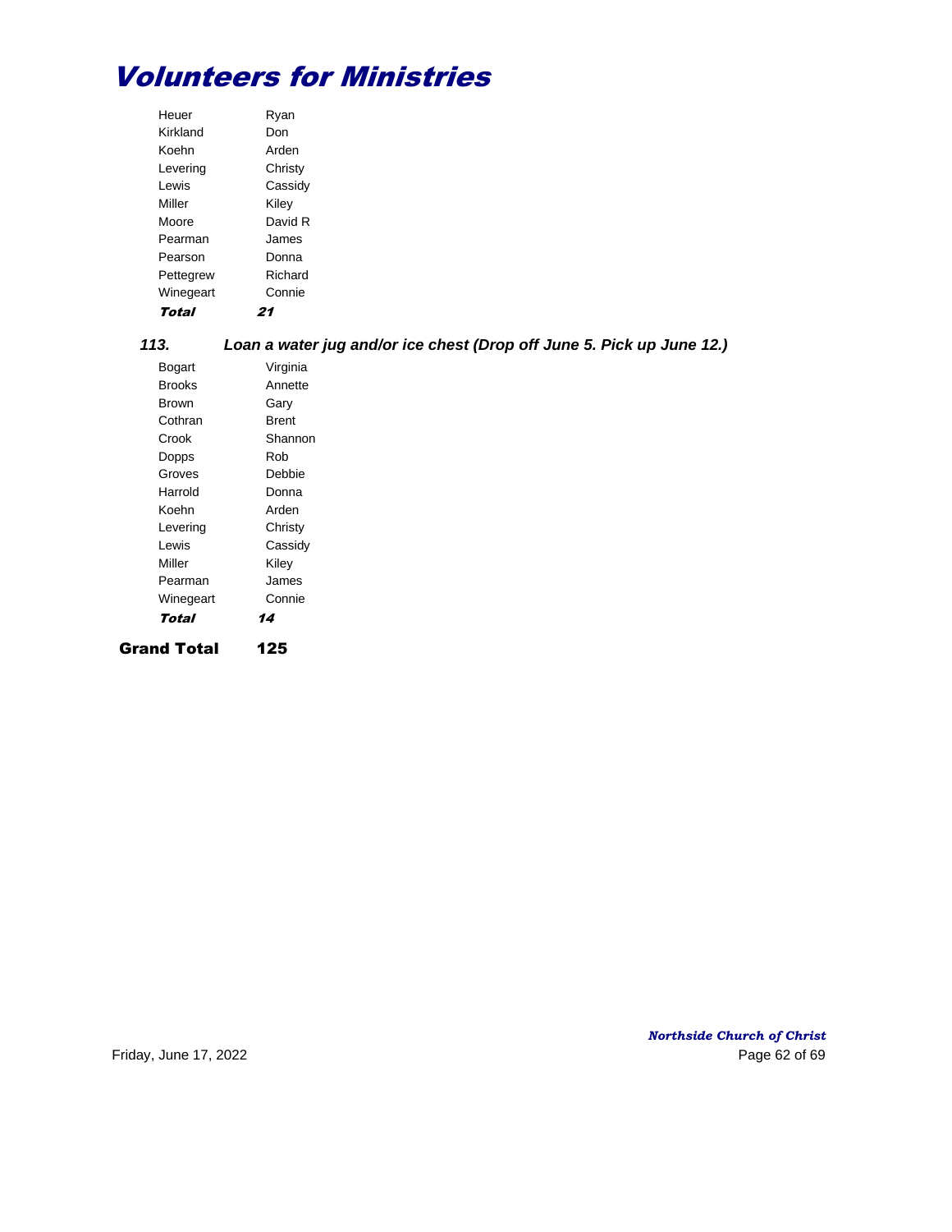# Volunteers for Ministries

| | |
|---|---|
| Heuer | Ryan |
| Kirkland | Don |
| Koehn | Arden |
| Levering | Christy |
| Lewis | Cassidy |
| Miller | Kiley |
| Moore | David R |
| Pearman | James |
| Pearson | Donna |
| Pettegrew | Richard |
| Winegeart | Connie |
| ***Total*** | ***21*** |

### *113. Loan a water jug and/or ice chest (Drop off June 5. Pick up June 12.)*

| | |
|---|---|
| Bogart | Virginia |
| Brooks | Annette |
| Brown | Gary |
| Cothran | Brent |
| Crook | Shannon |
| Dopps | Rob |
| Groves | Debbie |
| Harrold | Donna |
| Koehn | Arden |
| Levering | Christy |
| Lewis | Cassidy |
| Miller | Kiley |
| Pearman | James |
| Winegeart | Connie |
| ***Total*** | ***14*** |

**Grand Total 125**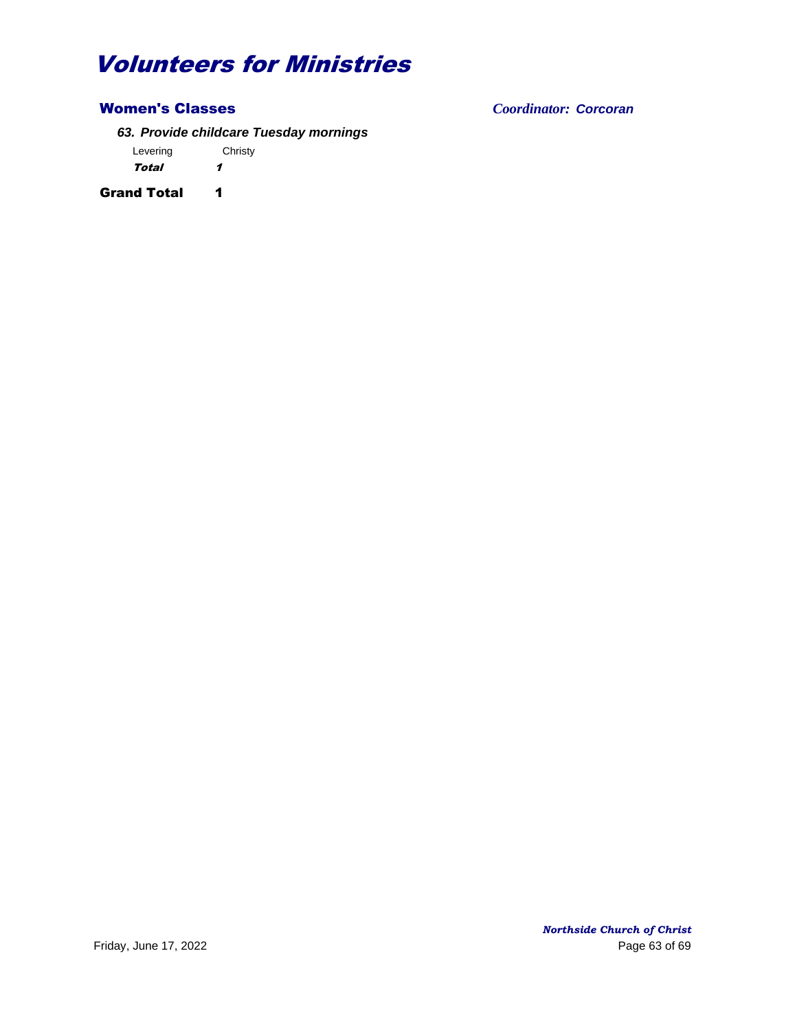# Volunteers for Ministries

## Women's Classes

*Coordinator: Corcoran*

### *63. Provide childcare Tuesday mornings*

| | |
|---|---|
| Levering | Christy |
| ***Total*** | ***1*** |

**Grand Total 1**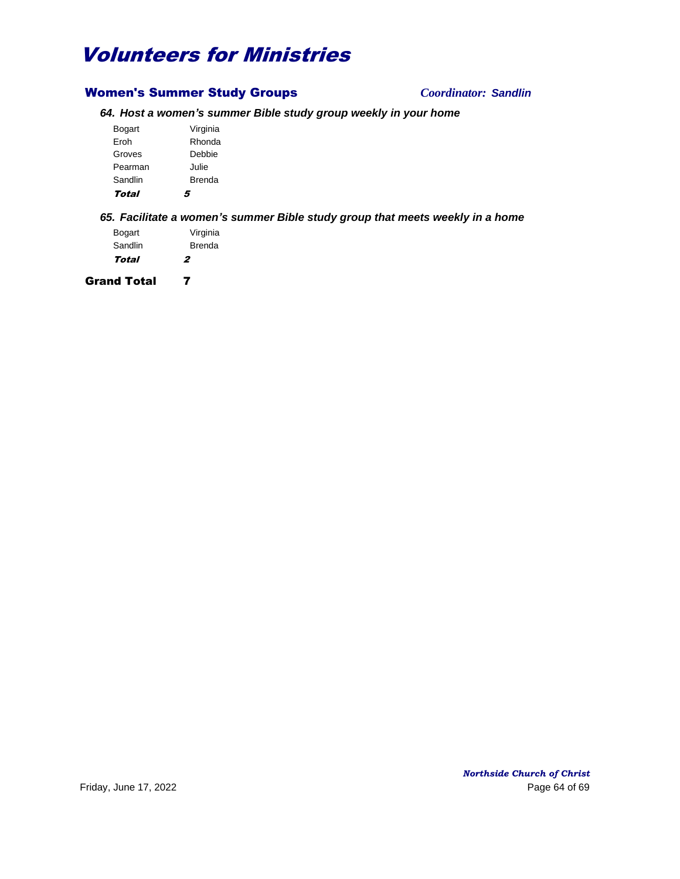# Volunteers for Ministries

## Women's Summer Study Groups

*Coordinator: Sandlin*

### *64. Host a women's summer Bible study group weekly in your home*

| | |
|---|---|
| Bogart | Virginia |
| Eroh | Rhonda |
| Groves | Debbie |
| Pearman | Julie |
| Sandlin | Brenda |
| ***Total*** | ***5*** |

### *65. Facilitate a women's summer Bible study group that meets weekly in a home*

| | |
|---|---|
| Bogart | Virginia |
| Sandlin | Brenda |
| ***Total*** | ***2*** |

**Grand Total** **7**

*Northside Church of Christ*

Friday, June 17, 2022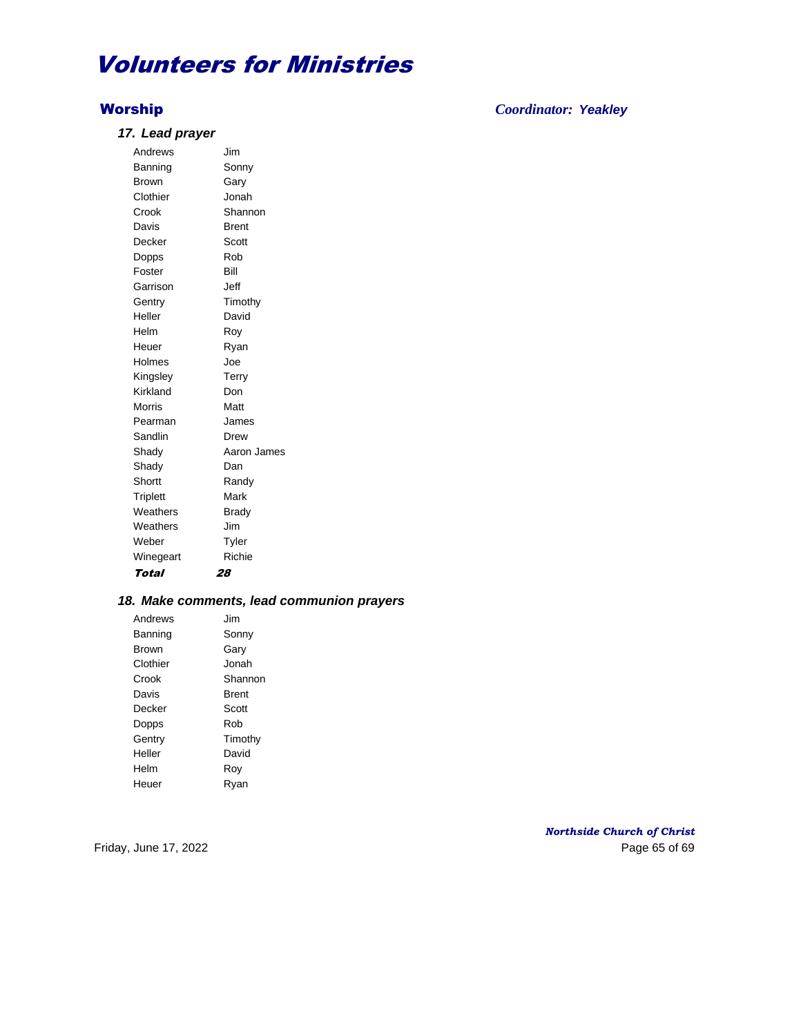# Volunteers for Ministries

## Worship

*Coordinator: Yeakley*

### *17. Lead prayer*

| | |
|---|---|
| Andrews | Jim |
| Banning | Sonny |
| Brown | Gary |
| Clothier | Jonah |
| Crook | Shannon |
| Davis | Brent |
| Decker | Scott |
| Dopps | Rob |
| Foster | Bill |
| Garrison | Jeff |
| Gentry | Timothy |
| Heller | David |
| Helm | Roy |
| Heuer | Ryan |
| Holmes | Joe |
| Kingsley | Terry |
| Kirkland | Don |
| Morris | Matt |
| Pearman | James |
| Sandlin | Drew |
| Shady | Aaron James |
| Shady | Dan |
| Shortt | Randy |
| Triplett | Mark |
| Weathers | Brady |
| Weathers | Jim |
| Weber | Tyler |
| Winegeart | Richie |
| ***Total*** | ***28*** |

### *18. Make comments, lead communion prayers*

| | |
|---|---|
| Andrews | Jim |
| Banning | Sonny |
| Brown | Gary |
| Clothier | Jonah |
| Crook | Shannon |
| Davis | Brent |
| Decker | Scott |
| Dopps | Rob |
| Gentry | Timothy |
| Heller | David |
| Helm | Roy |
| Heuer | Ryan |

*Northside Church of Christ*

Friday, June 17, 2022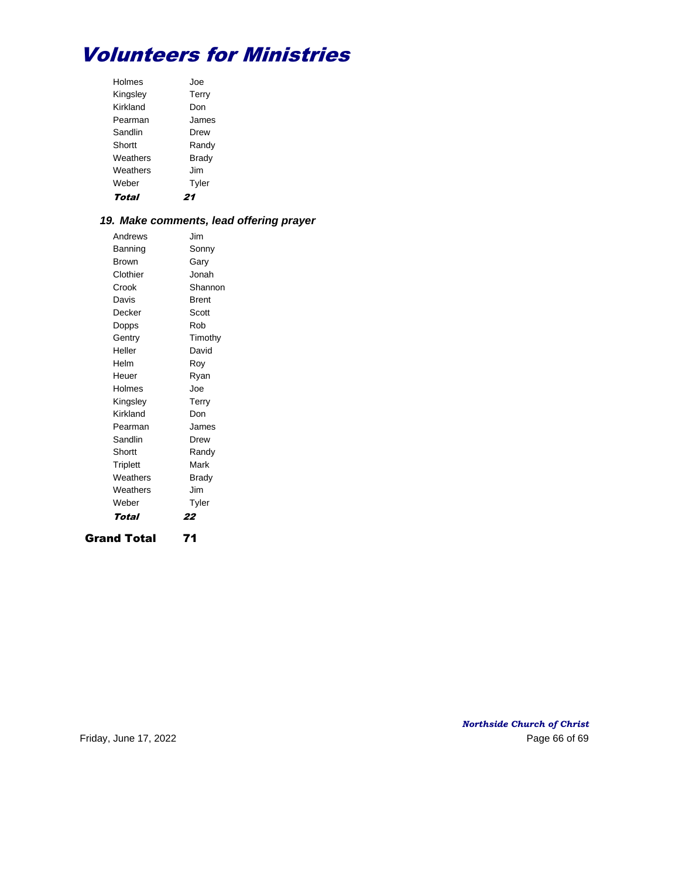# Volunteers for Ministries

| | |
|---|---|
| Holmes | Joe |
| Kingsley | Terry |
| Kirkland | Don |
| Pearman | James |
| Sandlin | Drew |
| Shortt | Randy |
| Weathers | Brady |
| Weathers | Jim |
| Weber | Tyler |
| ***Total*** | ***21*** |

### *19. Make comments, lead offering prayer*

| | |
|---|---|
| Andrews | Jim |
| Banning | Sonny |
| Brown | Gary |
| Clothier | Jonah |
| Crook | Shannon |
| Davis | Brent |
| Decker | Scott |
| Dopps | Rob |
| Gentry | Timothy |
| Heller | David |
| Helm | Roy |
| Heuer | Ryan |
| Holmes | Joe |
| Kingsley | Terry |
| Kirkland | Don |
| Pearman | James |
| Sandlin | Drew |
| Shortt | Randy |
| Triplett | Mark |
| Weathers | Brady |
| Weathers | Jim |
| Weber | Tyler |
| ***Total*** | ***22*** |

**Grand Total 71**

*Northside Church of Christ*

Friday, June 17, 2022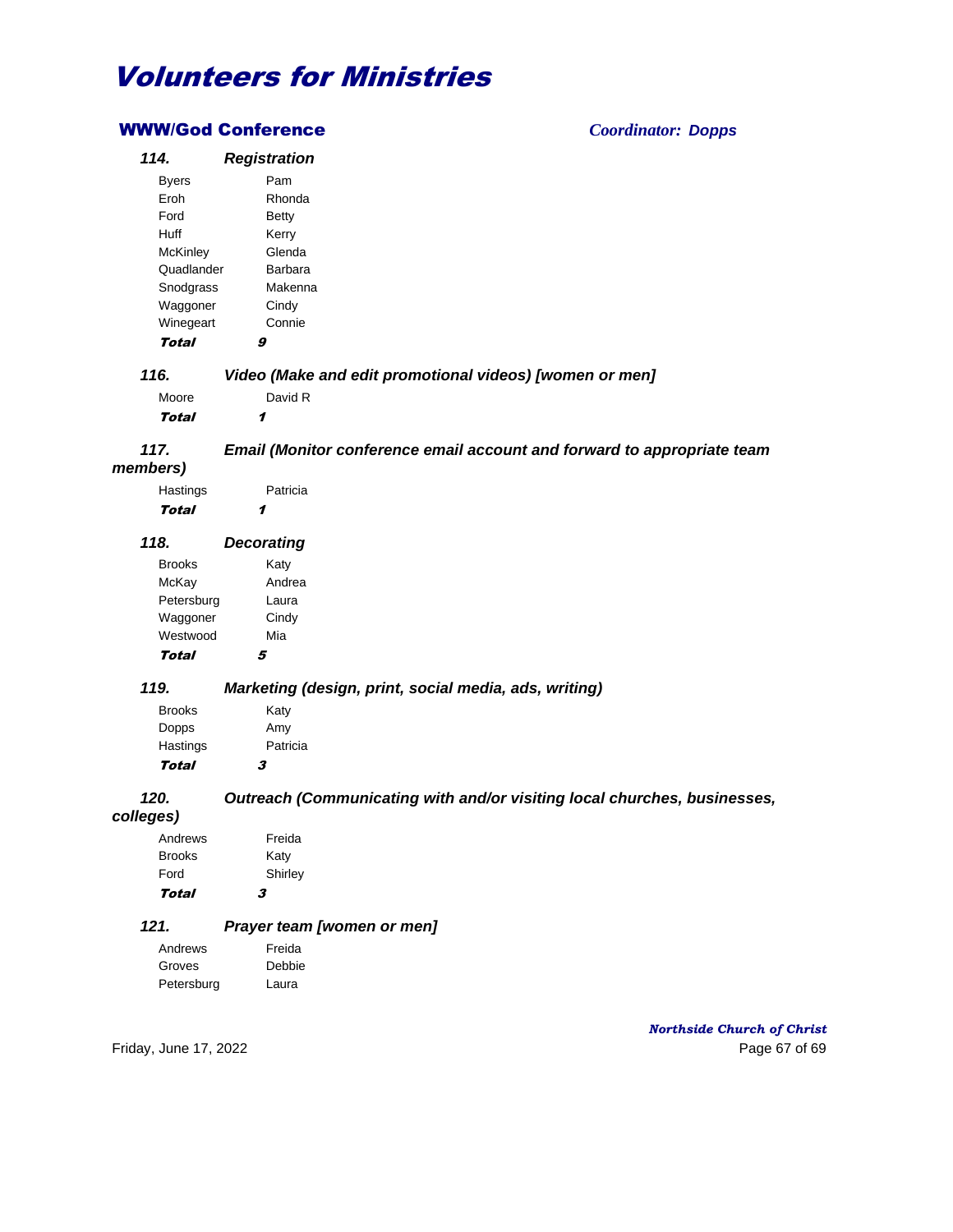# Volunteers for Ministries

## WWW/God Conference

*Coordinator: Dopps*

### 114. Registration

| | |
|---|---|
| Byers | Pam |
| Eroh | Rhonda |
| Ford | Betty |
| Huff | Kerry |
| McKinley | Glenda |
| Quadlander | Barbara |
| Snodgrass | Makenna |
| Waggoner | Cindy |
| Winegeart | Connie |
| ***Total*** | ***9*** |

### 116. Video (Make and edit promotional videos) [women or men]

| | |
|---|---|
| Moore | David R |
| ***Total*** | ***1*** |

### 117. Email (Monitor conference email account and forward to appropriate team members)

| | |
|---|---|
| Hastings | Patricia |
| ***Total*** | ***1*** |

### 118. Decorating

| | |
|---|---|
| Brooks | Katy |
| McKay | Andrea |
| Petersburg | Laura |
| Waggoner | Cindy |
| Westwood | Mia |
| ***Total*** | ***5*** |

### 119. Marketing (design, print, social media, ads, writing)

| | |
|---|---|
| Brooks | Katy |
| Dopps | Amy |
| Hastings | Patricia |
| ***Total*** | ***3*** |

### 120. Outreach (Communicating with and/or visiting local churches, businesses, colleges)

| | |
|---|---|
| Andrews | Freida |
| Brooks | Katy |
| Ford | Shirley |
| ***Total*** | ***3*** |

### 121. Prayer team [women or men]

| | |
|---|---|
| Andrews | Freida |
| Groves | Debbie |
| Petersburg | Laura |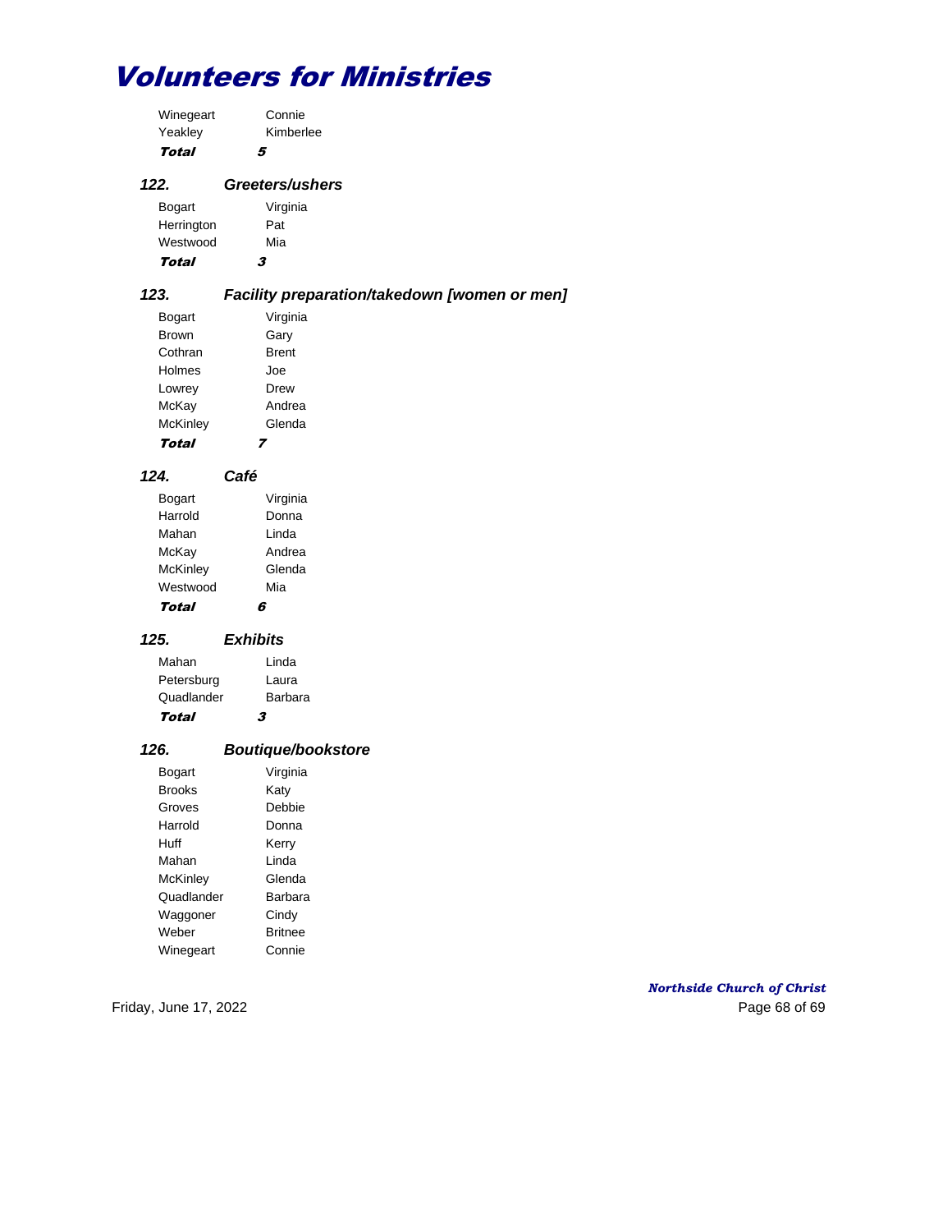# Volunteers for Ministries

| | |
|---|---|
| Winegeart | Connie |
| Yeakley | Kimberlee |
| ***Total*** | ***5*** |

### *122. Greeters/ushers*

| | |
|---|---|
| Bogart | Virginia |
| Herrington | Pat |
| Westwood | Mia |
| ***Total*** | ***3*** |

### *123. Facility preparation/takedown [women or men]*

| | |
|---|---|
| Bogart | Virginia |
| Brown | Gary |
| Cothran | Brent |
| Holmes | Joe |
| Lowrey | Drew |
| McKay | Andrea |
| McKinley | Glenda |
| ***Total*** | ***7*** |

### *124. Café*

| | |
|---|---|
| Bogart | Virginia |
| Harrold | Donna |
| Mahan | Linda |
| McKay | Andrea |
| McKinley | Glenda |
| Westwood | Mia |
| ***Total*** | ***6*** |

### *125. Exhibits*

| | |
|---|---|
| Mahan | Linda |
| Petersburg | Laura |
| Quadlander | Barbara |
| ***Total*** | ***3*** |

### *126. Boutique/bookstore*

| | |
|---|---|
| Bogart | Virginia |
| Brooks | Katy |
| Groves | Debbie |
| Harrold | Donna |
| Huff | Kerry |
| Mahan | Linda |
| McKinley | Glenda |
| Quadlander | Barbara |
| Waggoner | Cindy |
| Weber | Britnee |
| Winegeart | Connie |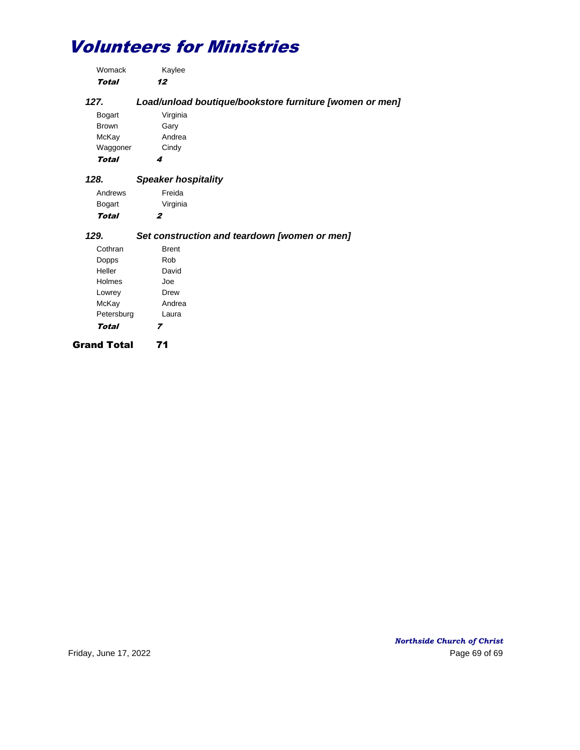# Volunteers for Ministries

| | |
|---|---|
| Womack | Kaylee |
| ***Total*** | ***12*** |

### *127. Load/unload boutique/bookstore furniture [women or men]*

| | |
|---|---|
| Bogart | Virginia |
| Brown | Gary |
| McKay | Andrea |
| Waggoner | Cindy |
| ***Total*** | ***4*** |

### *128. Speaker hospitality*

| | |
|---|---|
| Andrews | Freida |
| Bogart | Virginia |
| ***Total*** | ***2*** |

### *129. Set construction and teardown [women or men]*

| | |
|---|---|
| Cothran | Brent |
| Dopps | Rob |
| Heller | David |
| Holmes | Joe |
| Lowrey | Drew |
| McKay | Andrea |
| Petersburg | Laura |
| ***Total*** | ***7*** |

**Grand Total 71**